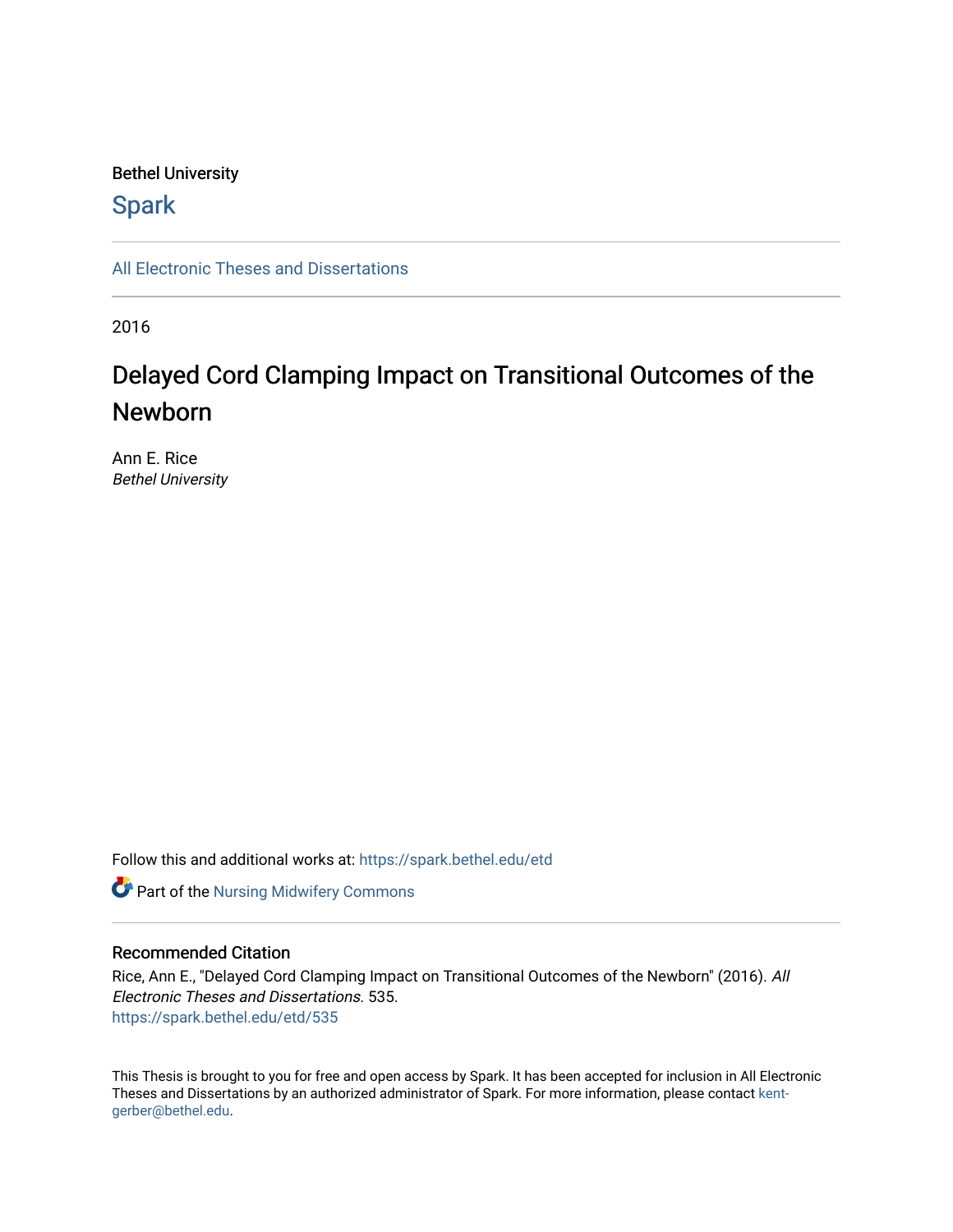Bethel University

Spark

All Electronic Theses and Dissertations

2016

# Delayed Cord Clamping Impact on Transitional Outcomes of the Newborn

Ann E. Rice
*Bethel University*

Follow this and additional works at: https://spark.bethel.edu/etd

Part of the Nursing Midwifery Commons

## Recommended Citation

Rice, Ann E., "Delayed Cord Clamping Impact on Transitional Outcomes of the Newborn" (2016). *All Electronic Theses and Dissertations*. 535.
https://spark.bethel.edu/etd/535

This Thesis is brought to you for free and open access by Spark. It has been accepted for inclusion in All Electronic Theses and Dissertations by an authorized administrator of Spark. For more information, please contact kent-gerber@bethel.edu.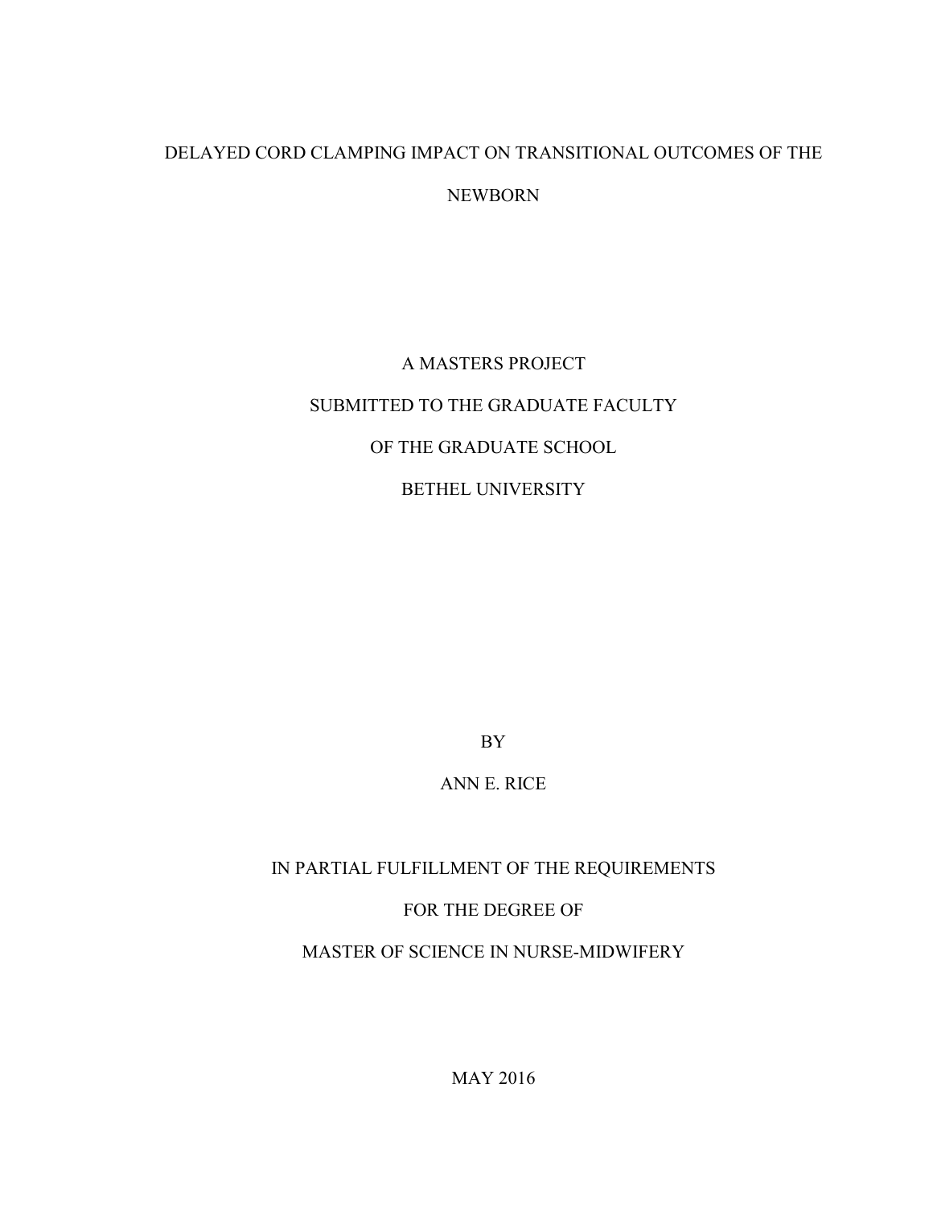# DELAYED CORD CLAMPING IMPACT ON TRANSITIONAL OUTCOMES OF THE NEWBORN

A MASTERS PROJECT

SUBMITTED TO THE GRADUATE FACULTY

OF THE GRADUATE SCHOOL

BETHEL UNIVERSITY

BY

ANN E. RICE

IN PARTIAL FULFILLMENT OF THE REQUIREMENTS

FOR THE DEGREE OF

MASTER OF SCIENCE IN NURSE-MIDWIFERY

MAY 2016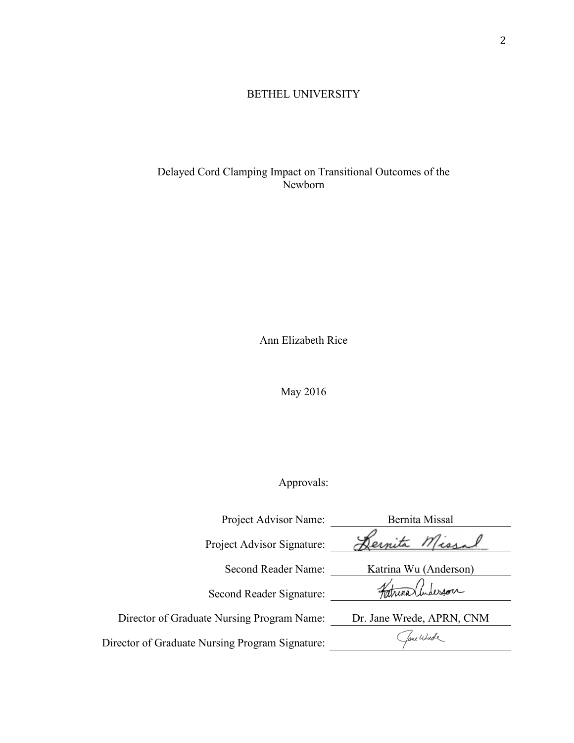BETHEL UNIVERSITY

Delayed Cord Clamping Impact on Transitional Outcomes of the Newborn

Ann Elizabeth Rice

May 2016

Approvals:

| | |
|---|---|
| Project Advisor Name: | Bernita Missal |
| Project Advisor Signature: | Bernita Missal |
| Second Reader Name: | Katrina Wu (Anderson) |
| Second Reader Signature: | Katrina Anderson |
| Director of Graduate Nursing Program Name: | Dr. Jane Wrede, APRN, CNM |
| Director of Graduate Nursing Program Signature: | Jane Wrede |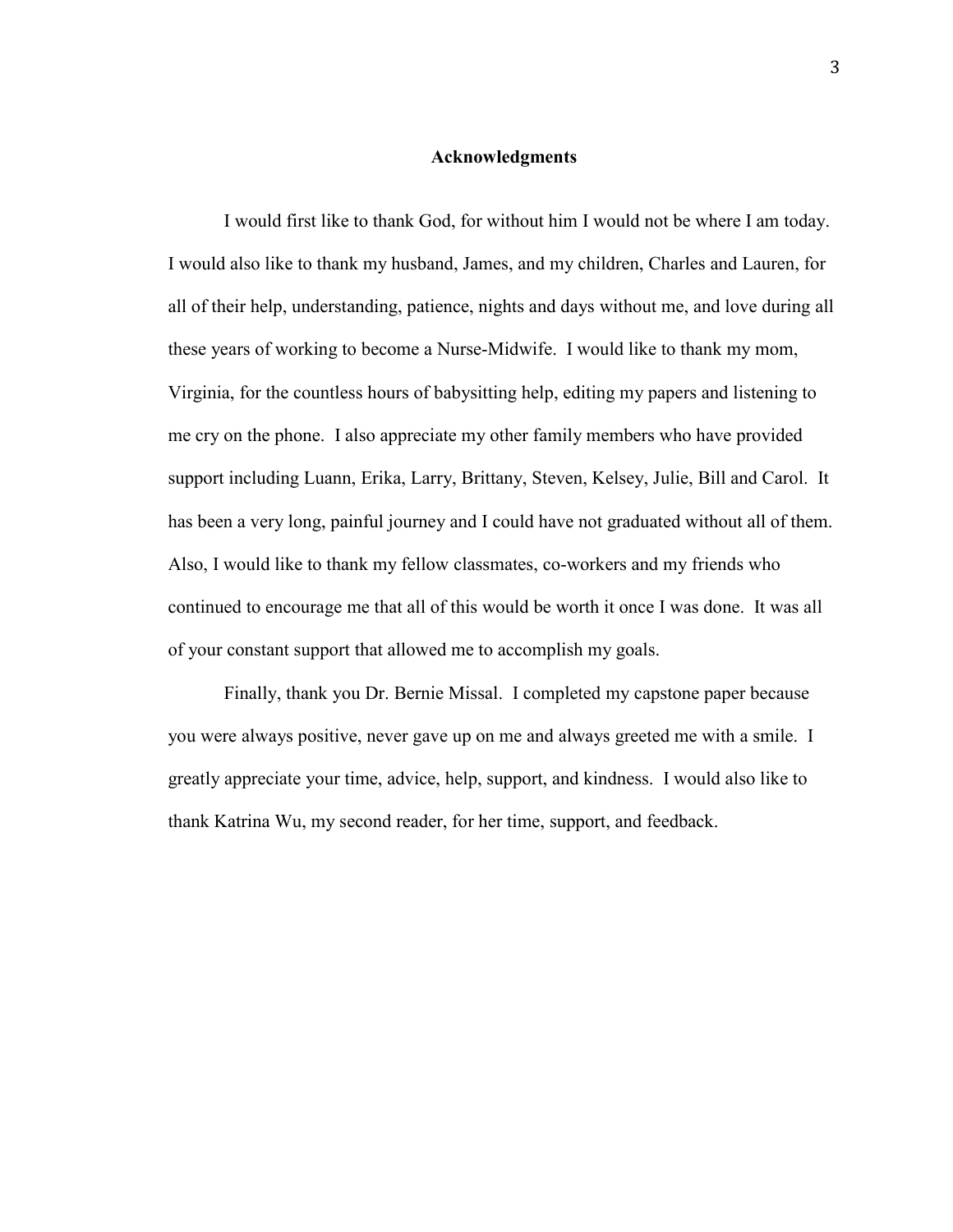# Acknowledgments

I would first like to thank God, for without him I would not be where I am today. I would also like to thank my husband, James, and my children, Charles and Lauren, for all of their help, understanding, patience, nights and days without me, and love during all these years of working to become a Nurse-Midwife. I would like to thank my mom, Virginia, for the countless hours of babysitting help, editing my papers and listening to me cry on the phone. I also appreciate my other family members who have provided support including Luann, Erika, Larry, Brittany, Steven, Kelsey, Julie, Bill and Carol. It has been a very long, painful journey and I could have not graduated without all of them. Also, I would like to thank my fellow classmates, co-workers and my friends who continued to encourage me that all of this would be worth it once I was done. It was all of your constant support that allowed me to accomplish my goals.

Finally, thank you Dr. Bernie Missal. I completed my capstone paper because you were always positive, never gave up on me and always greeted me with a smile. I greatly appreciate your time, advice, help, support, and kindness. I would also like to thank Katrina Wu, my second reader, for her time, support, and feedback.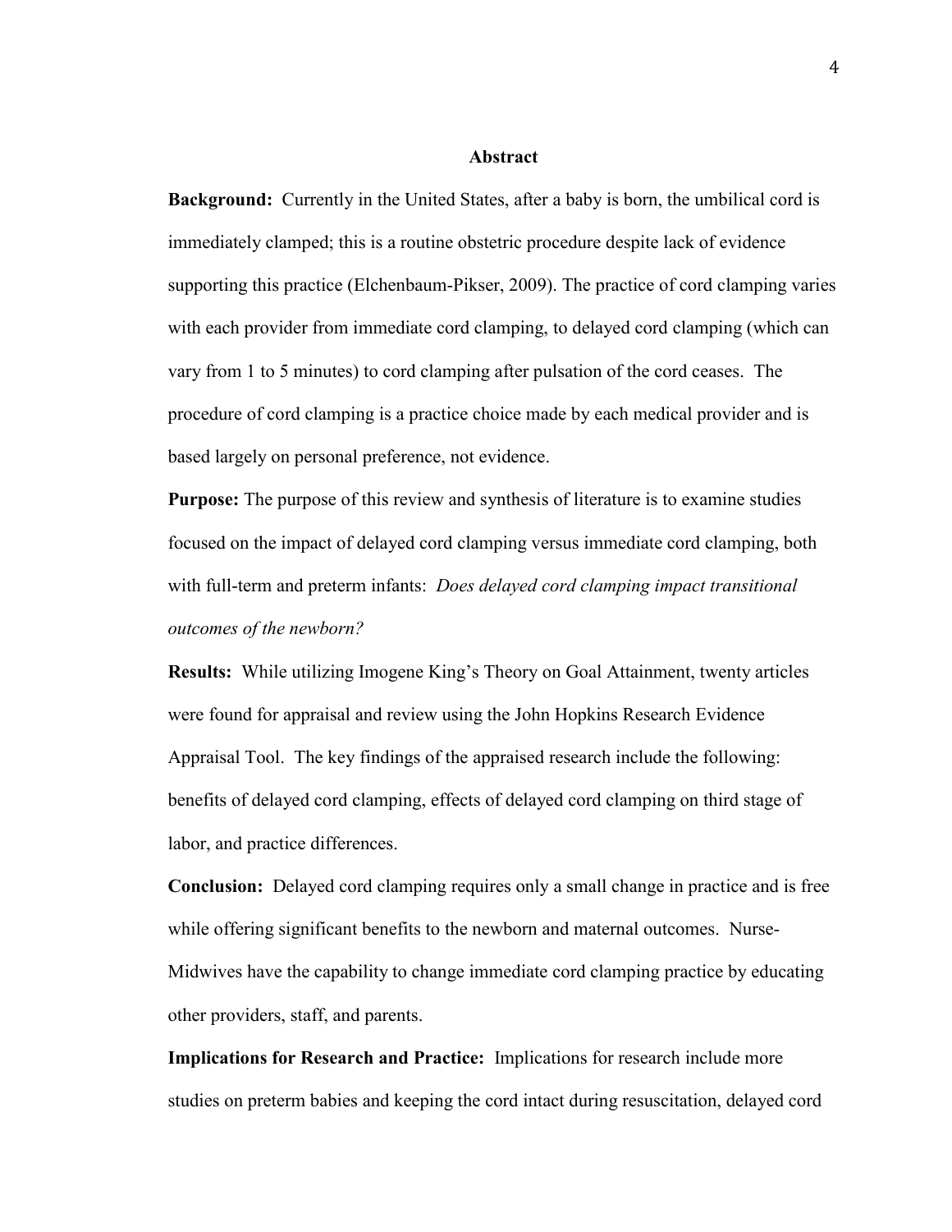## Abstract

**Background:** Currently in the United States, after a baby is born, the umbilical cord is immediately clamped; this is a routine obstetric procedure despite lack of evidence supporting this practice (Elchenbaum-Pikser, 2009). The practice of cord clamping varies with each provider from immediate cord clamping, to delayed cord clamping (which can vary from 1 to 5 minutes) to cord clamping after pulsation of the cord ceases. The procedure of cord clamping is a practice choice made by each medical provider and is based largely on personal preference, not evidence.

**Purpose:** The purpose of this review and synthesis of literature is to examine studies focused on the impact of delayed cord clamping versus immediate cord clamping, both with full-term and preterm infants: *Does delayed cord clamping impact transitional outcomes of the newborn?*

**Results:** While utilizing Imogene King's Theory on Goal Attainment, twenty articles were found for appraisal and review using the John Hopkins Research Evidence Appraisal Tool. The key findings of the appraised research include the following: benefits of delayed cord clamping, effects of delayed cord clamping on third stage of labor, and practice differences.

**Conclusion:** Delayed cord clamping requires only a small change in practice and is free while offering significant benefits to the newborn and maternal outcomes. Nurse-Midwives have the capability to change immediate cord clamping practice by educating other providers, staff, and parents.

**Implications for Research and Practice:** Implications for research include more studies on preterm babies and keeping the cord intact during resuscitation, delayed cord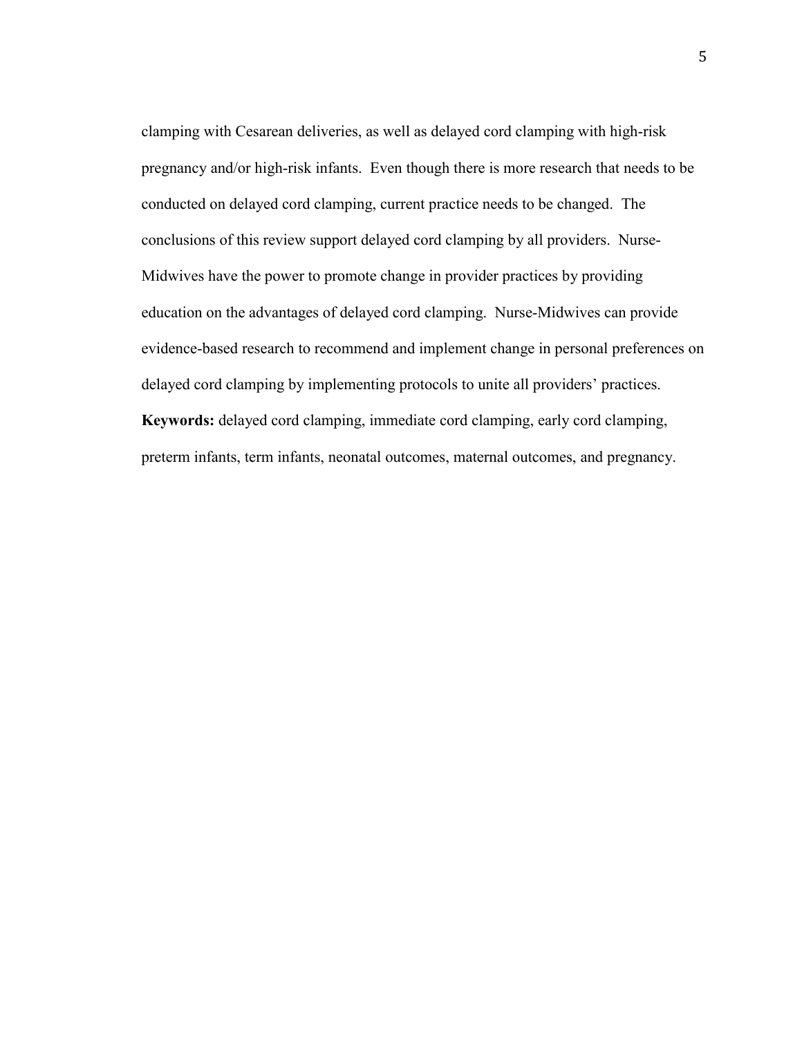clamping with Cesarean deliveries, as well as delayed cord clamping with high-risk pregnancy and/or high-risk infants. Even though there is more research that needs to be conducted on delayed cord clamping, current practice needs to be changed. The conclusions of this review support delayed cord clamping by all providers. Nurse-Midwives have the power to promote change in provider practices by providing education on the advantages of delayed cord clamping. Nurse-Midwives can provide evidence-based research to recommend and implement change in personal preferences on delayed cord clamping by implementing protocols to unite all providers' practices.

**Keywords:** delayed cord clamping, immediate cord clamping, early cord clamping, preterm infants, term infants, neonatal outcomes, maternal outcomes, and pregnancy.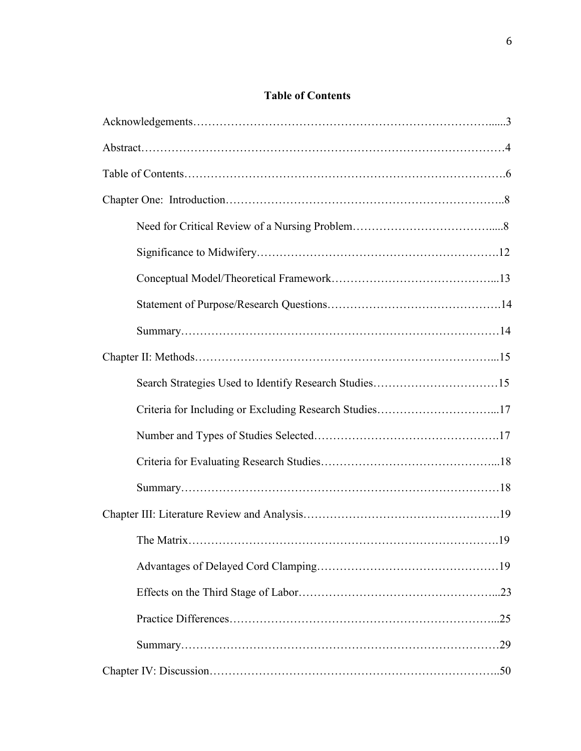**Table of Contents**

Acknowledgements……………………………………………………………………......3

Abstract………………………………………………………………………………4

Table of Contents……………………………………………………………………….6

Chapter One: Introduction……………………………………………………………..8

Need for Critical Review of a Nursing Problem………………………………......8

Significance to Midwifery…………………………………………………….12

Conceptual Model/Theoretical Framework……………………………………...13

Statement of Purpose/Research Questions……………………………………….14

Summary………………………………………………………………………14

Chapter II: Methods…………………………………………………………………...15

Search Strategies Used to Identify Research Studies……………………………15

Criteria for Including or Excluding Research Studies…………………………...17

Number and Types of Studies Selected………………………………………….17

Criteria for Evaluating Research Studies………………………………………...18

Summary………………………………………………………………………18

Chapter III: Literature Review and Analysis…………………………………………….19

The Matrix…………………………………………………………………….19

Advantages of Delayed Cord Clamping…………………………………………19

Effects on the Third Stage of Labor……………………………………………...23

Practice Differences…………………………………………………………...25

Summary………………………………………………………………………29

Chapter IV: Discussion………………………………………………………………..50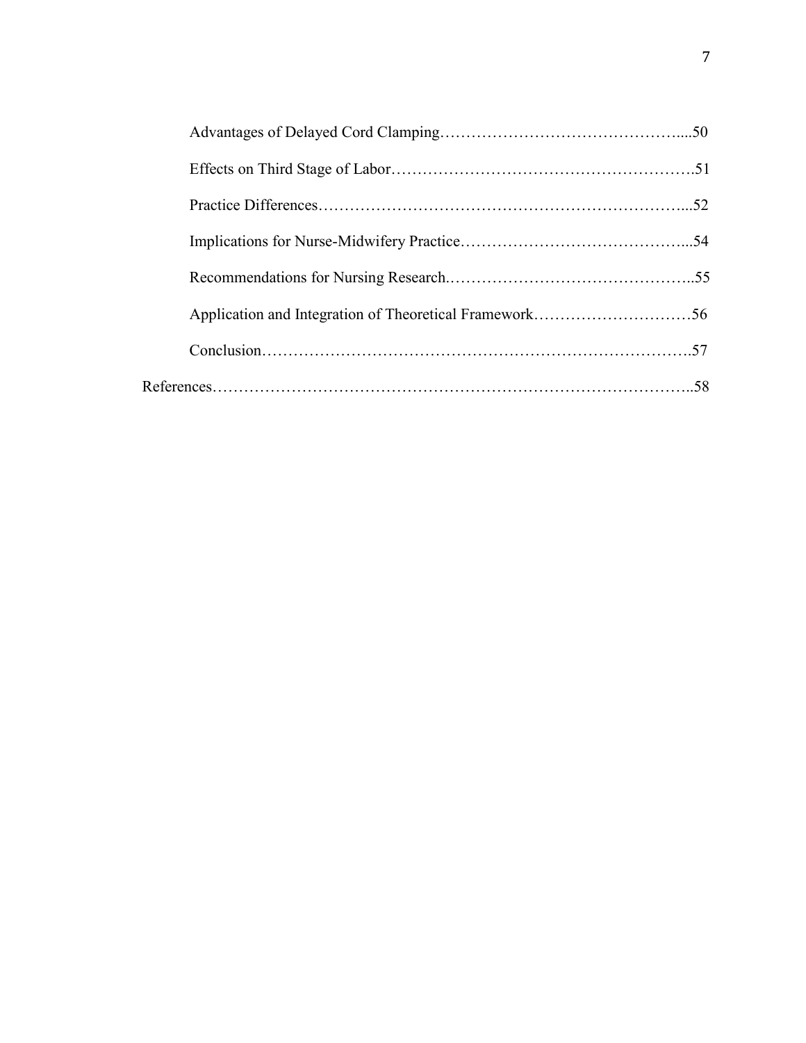Advantages of Delayed Cord Clamping…………………………………………....50

Effects on Third Stage of Labor……………………………………………….51

Practice Differences…………………………………………………………...52

Implications for Nurse-Midwifery Practice…………………………………...54

Recommendations for Nursing Research.……………………………………..55

Application and Integration of Theoretical Framework…………………………56

Conclusion……………………………………………………………………..57

References………………………………………………………………………………..58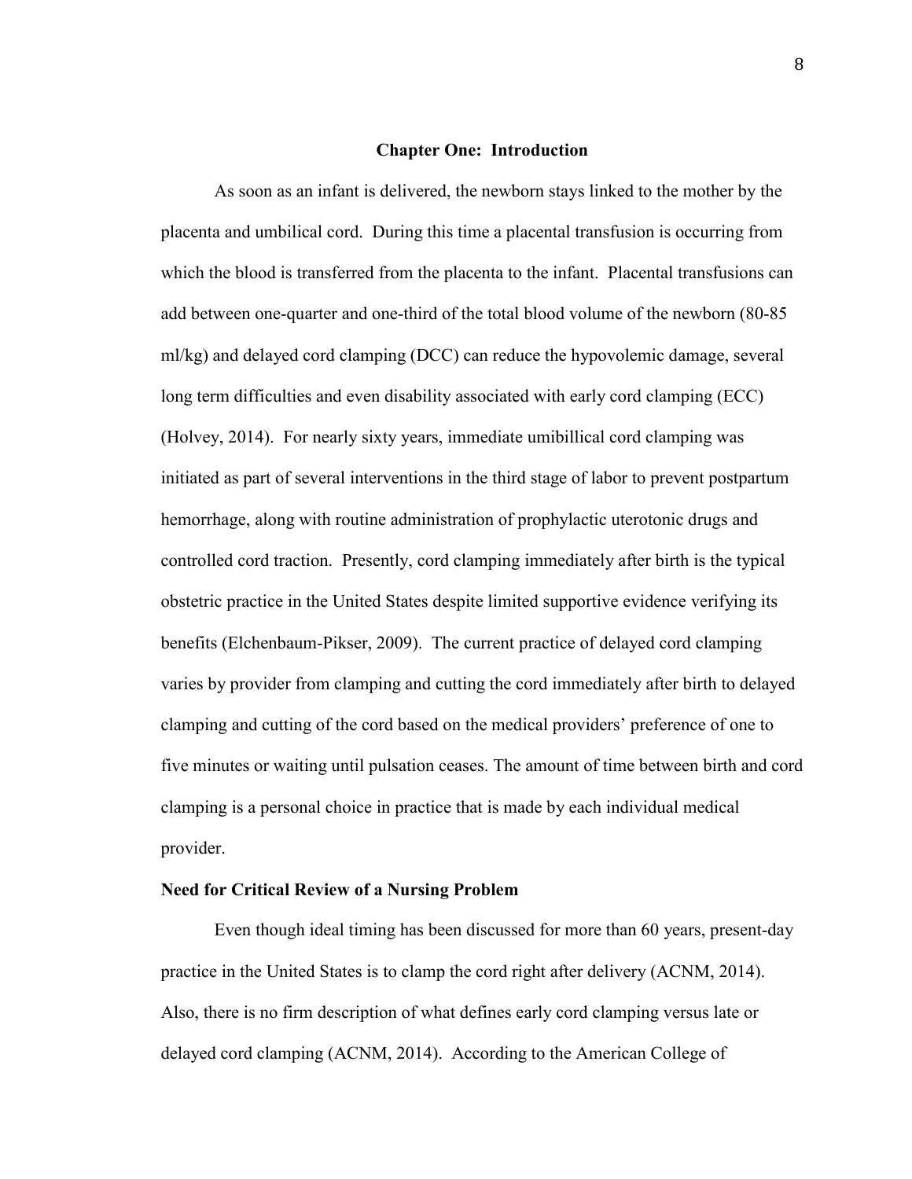# Chapter One: Introduction

As soon as an infant is delivered, the newborn stays linked to the mother by the placenta and umbilical cord. During this time a placental transfusion is occurring from which the blood is transferred from the placenta to the infant. Placental transfusions can add between one-quarter and one-third of the total blood volume of the newborn (80-85 ml/kg) and delayed cord clamping (DCC) can reduce the hypovolemic damage, several long term difficulties and even disability associated with early cord clamping (ECC) (Holvey, 2014). For nearly sixty years, immediate umibillical cord clamping was initiated as part of several interventions in the third stage of labor to prevent postpartum hemorrhage, along with routine administration of prophylactic uterotonic drugs and controlled cord traction. Presently, cord clamping immediately after birth is the typical obstetric practice in the United States despite limited supportive evidence verifying its benefits (Elchenbaum-Pikser, 2009). The current practice of delayed cord clamping varies by provider from clamping and cutting the cord immediately after birth to delayed clamping and cutting of the cord based on the medical providers' preference of one to five minutes or waiting until pulsation ceases. The amount of time between birth and cord clamping is a personal choice in practice that is made by each individual medical provider.

## Need for Critical Review of a Nursing Problem

Even though ideal timing has been discussed for more than 60 years, present-day practice in the United States is to clamp the cord right after delivery (ACNM, 2014). Also, there is no firm description of what defines early cord clamping versus late or delayed cord clamping (ACNM, 2014). According to the American College of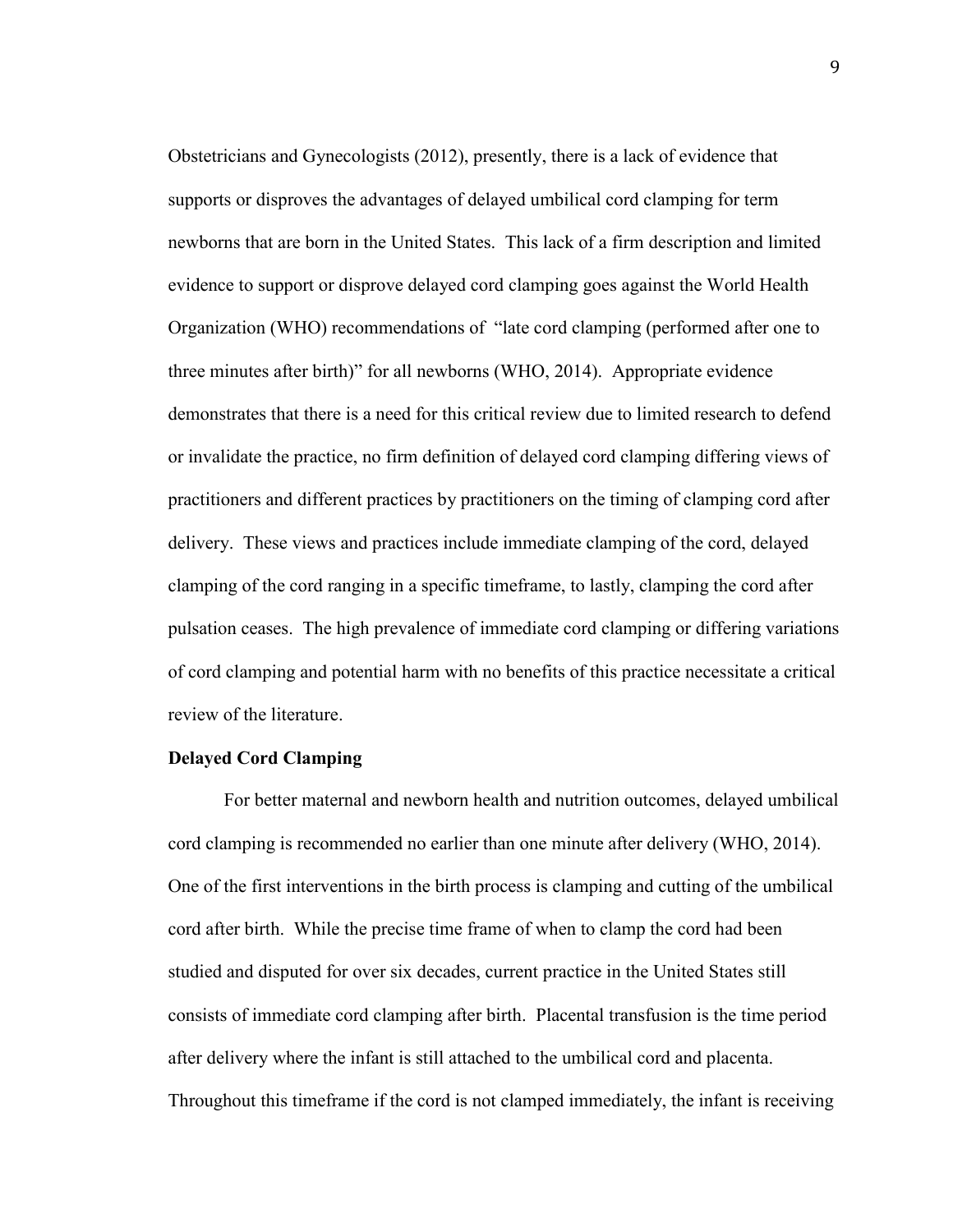Obstetricians and Gynecologists (2012), presently, there is a lack of evidence that supports or disproves the advantages of delayed umbilical cord clamping for term newborns that are born in the United States. This lack of a firm description and limited evidence to support or disprove delayed cord clamping goes against the World Health Organization (WHO) recommendations of "late cord clamping (performed after one to three minutes after birth)" for all newborns (WHO, 2014). Appropriate evidence demonstrates that there is a need for this critical review due to limited research to defend or invalidate the practice, no firm definition of delayed cord clamping differing views of practitioners and different practices by practitioners on the timing of clamping cord after delivery. These views and practices include immediate clamping of the cord, delayed clamping of the cord ranging in a specific timeframe, to lastly, clamping the cord after pulsation ceases. The high prevalence of immediate cord clamping or differing variations of cord clamping and potential harm with no benefits of this practice necessitate a critical review of the literature.

**Delayed Cord Clamping**

For better maternal and newborn health and nutrition outcomes, delayed umbilical cord clamping is recommended no earlier than one minute after delivery (WHO, 2014). One of the first interventions in the birth process is clamping and cutting of the umbilical cord after birth. While the precise time frame of when to clamp the cord had been studied and disputed for over six decades, current practice in the United States still consists of immediate cord clamping after birth. Placental transfusion is the time period after delivery where the infant is still attached to the umbilical cord and placenta. Throughout this timeframe if the cord is not clamped immediately, the infant is receiving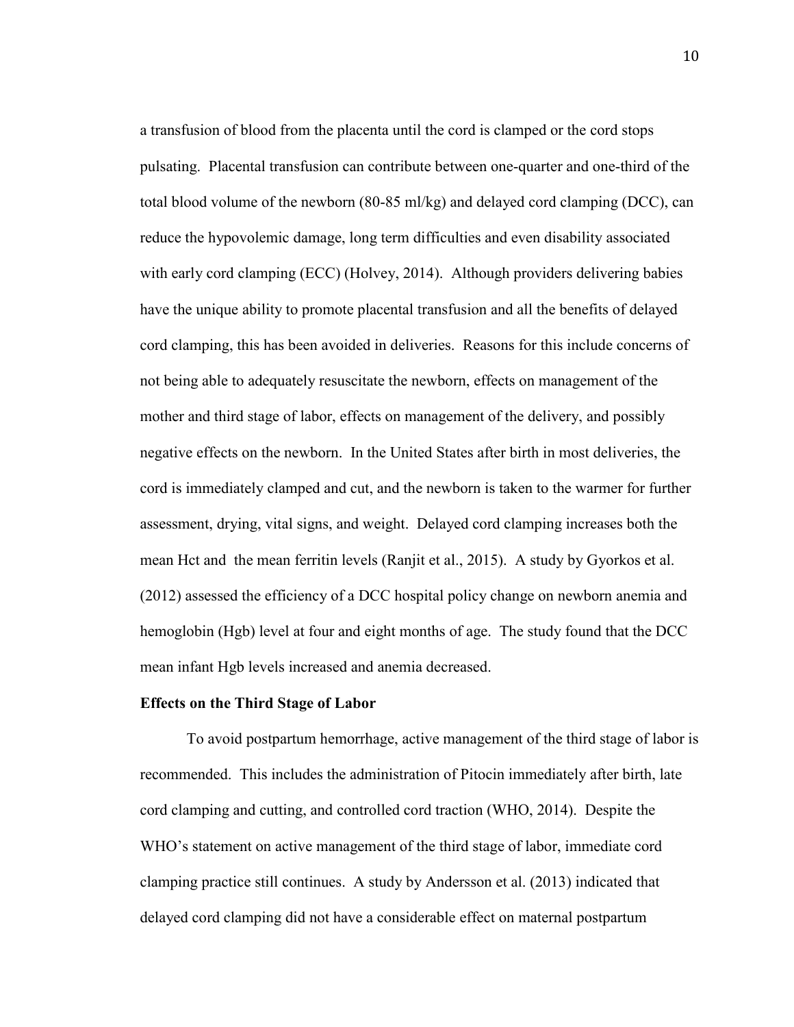a transfusion of blood from the placenta until the cord is clamped or the cord stops pulsating. Placental transfusion can contribute between one-quarter and one-third of the total blood volume of the newborn (80-85 ml/kg) and delayed cord clamping (DCC), can reduce the hypovolemic damage, long term difficulties and even disability associated with early cord clamping (ECC) (Holvey, 2014). Although providers delivering babies have the unique ability to promote placental transfusion and all the benefits of delayed cord clamping, this has been avoided in deliveries. Reasons for this include concerns of not being able to adequately resuscitate the newborn, effects on management of the mother and third stage of labor, effects on management of the delivery, and possibly negative effects on the newborn. In the United States after birth in most deliveries, the cord is immediately clamped and cut, and the newborn is taken to the warmer for further assessment, drying, vital signs, and weight. Delayed cord clamping increases both the mean Hct and the mean ferritin levels (Ranjit et al., 2015). A study by Gyorkos et al. (2012) assessed the efficiency of a DCC hospital policy change on newborn anemia and hemoglobin (Hgb) level at four and eight months of age. The study found that the DCC mean infant Hgb levels increased and anemia decreased.

**Effects on the Third Stage of Labor**

To avoid postpartum hemorrhage, active management of the third stage of labor is recommended. This includes the administration of Pitocin immediately after birth, late cord clamping and cutting, and controlled cord traction (WHO, 2014). Despite the WHO's statement on active management of the third stage of labor, immediate cord clamping practice still continues. A study by Andersson et al. (2013) indicated that delayed cord clamping did not have a considerable effect on maternal postpartum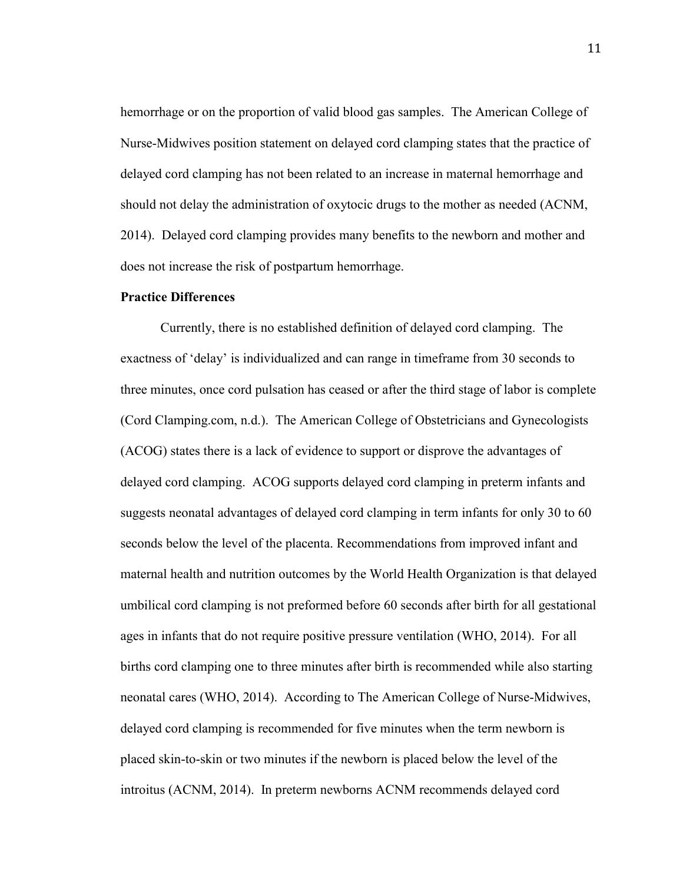hemorrhage or on the proportion of valid blood gas samples. The American College of Nurse-Midwives position statement on delayed cord clamping states that the practice of delayed cord clamping has not been related to an increase in maternal hemorrhage and should not delay the administration of oxytocic drugs to the mother as needed (ACNM, 2014). Delayed cord clamping provides many benefits to the newborn and mother and does not increase the risk of postpartum hemorrhage.

**Practice Differences**

Currently, there is no established definition of delayed cord clamping. The exactness of 'delay' is individualized and can range in timeframe from 30 seconds to three minutes, once cord pulsation has ceased or after the third stage of labor is complete (Cord Clamping.com, n.d.). The American College of Obstetricians and Gynecologists (ACOG) states there is a lack of evidence to support or disprove the advantages of delayed cord clamping. ACOG supports delayed cord clamping in preterm infants and suggests neonatal advantages of delayed cord clamping in term infants for only 30 to 60 seconds below the level of the placenta. Recommendations from improved infant and maternal health and nutrition outcomes by the World Health Organization is that delayed umbilical cord clamping is not preformed before 60 seconds after birth for all gestational ages in infants that do not require positive pressure ventilation (WHO, 2014). For all births cord clamping one to three minutes after birth is recommended while also starting neonatal cares (WHO, 2014). According to The American College of Nurse-Midwives, delayed cord clamping is recommended for five minutes when the term newborn is placed skin-to-skin or two minutes if the newborn is placed below the level of the introitus (ACNM, 2014). In preterm newborns ACNM recommends delayed cord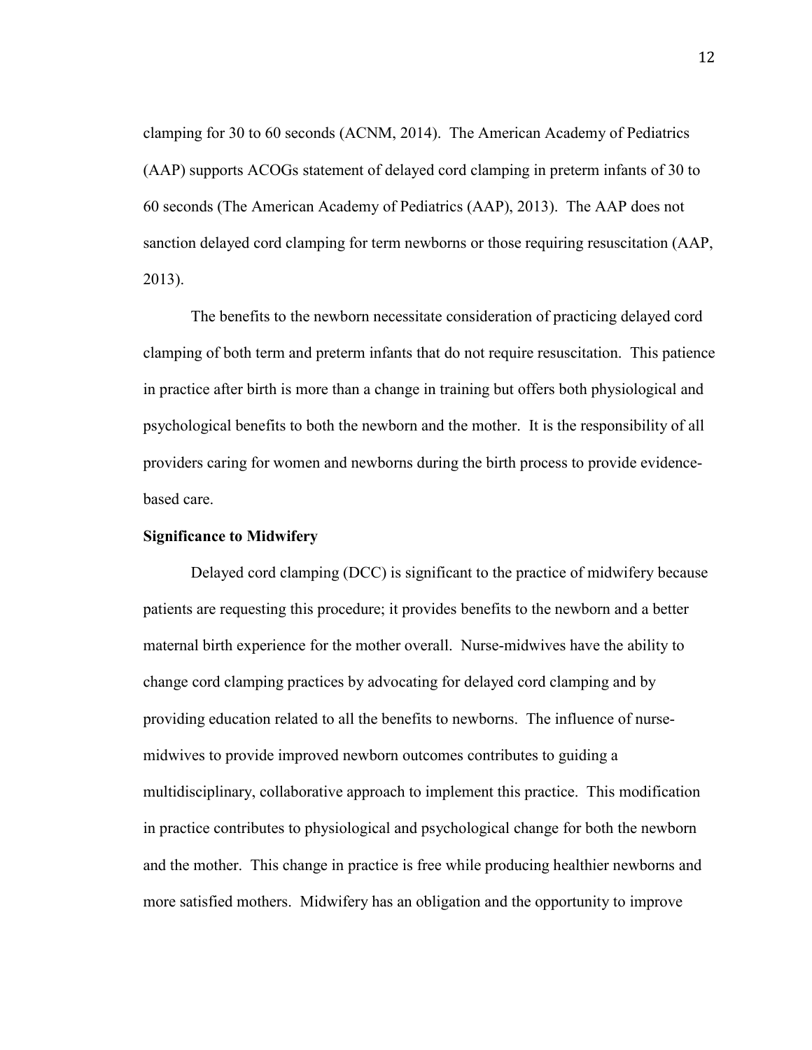clamping for 30 to 60 seconds (ACNM, 2014). The American Academy of Pediatrics (AAP) supports ACOGs statement of delayed cord clamping in preterm infants of 30 to 60 seconds (The American Academy of Pediatrics (AAP), 2013). The AAP does not sanction delayed cord clamping for term newborns or those requiring resuscitation (AAP, 2013).

The benefits to the newborn necessitate consideration of practicing delayed cord clamping of both term and preterm infants that do not require resuscitation. This patience in practice after birth is more than a change in training but offers both physiological and psychological benefits to both the newborn and the mother. It is the responsibility of all providers caring for women and newborns during the birth process to provide evidence-based care.

**Significance to Midwifery**

Delayed cord clamping (DCC) is significant to the practice of midwifery because patients are requesting this procedure; it provides benefits to the newborn and a better maternal birth experience for the mother overall. Nurse-midwives have the ability to change cord clamping practices by advocating for delayed cord clamping and by providing education related to all the benefits to newborns. The influence of nurse-midwives to provide improved newborn outcomes contributes to guiding a multidisciplinary, collaborative approach to implement this practice. This modification in practice contributes to physiological and psychological change for both the newborn and the mother. This change in practice is free while producing healthier newborns and more satisfied mothers. Midwifery has an obligation and the opportunity to improve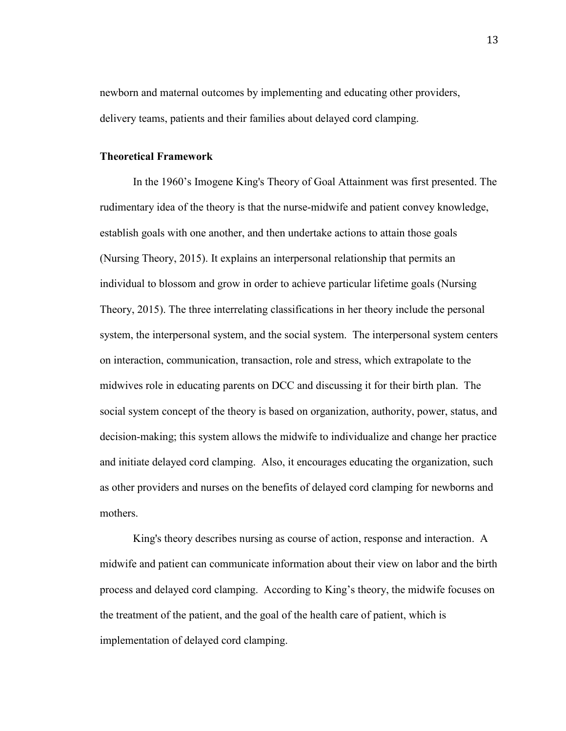newborn and maternal outcomes by implementing and educating other providers, delivery teams, patients and their families about delayed cord clamping.

**Theoretical Framework**

In the 1960's Imogene King's Theory of Goal Attainment was first presented. The rudimentary idea of the theory is that the nurse-midwife and patient convey knowledge, establish goals with one another, and then undertake actions to attain those goals (Nursing Theory, 2015). It explains an interpersonal relationship that permits an individual to blossom and grow in order to achieve particular lifetime goals (Nursing Theory, 2015). The three interrelating classifications in her theory include the personal system, the interpersonal system, and the social system. The interpersonal system centers on interaction, communication, transaction, role and stress, which extrapolate to the midwives role in educating parents on DCC and discussing it for their birth plan. The social system concept of the theory is based on organization, authority, power, status, and decision-making; this system allows the midwife to individualize and change her practice and initiate delayed cord clamping. Also, it encourages educating the organization, such as other providers and nurses on the benefits of delayed cord clamping for newborns and mothers.

King's theory describes nursing as course of action, response and interaction. A midwife and patient can communicate information about their view on labor and the birth process and delayed cord clamping. According to King's theory, the midwife focuses on the treatment of the patient, and the goal of the health care of patient, which is implementation of delayed cord clamping.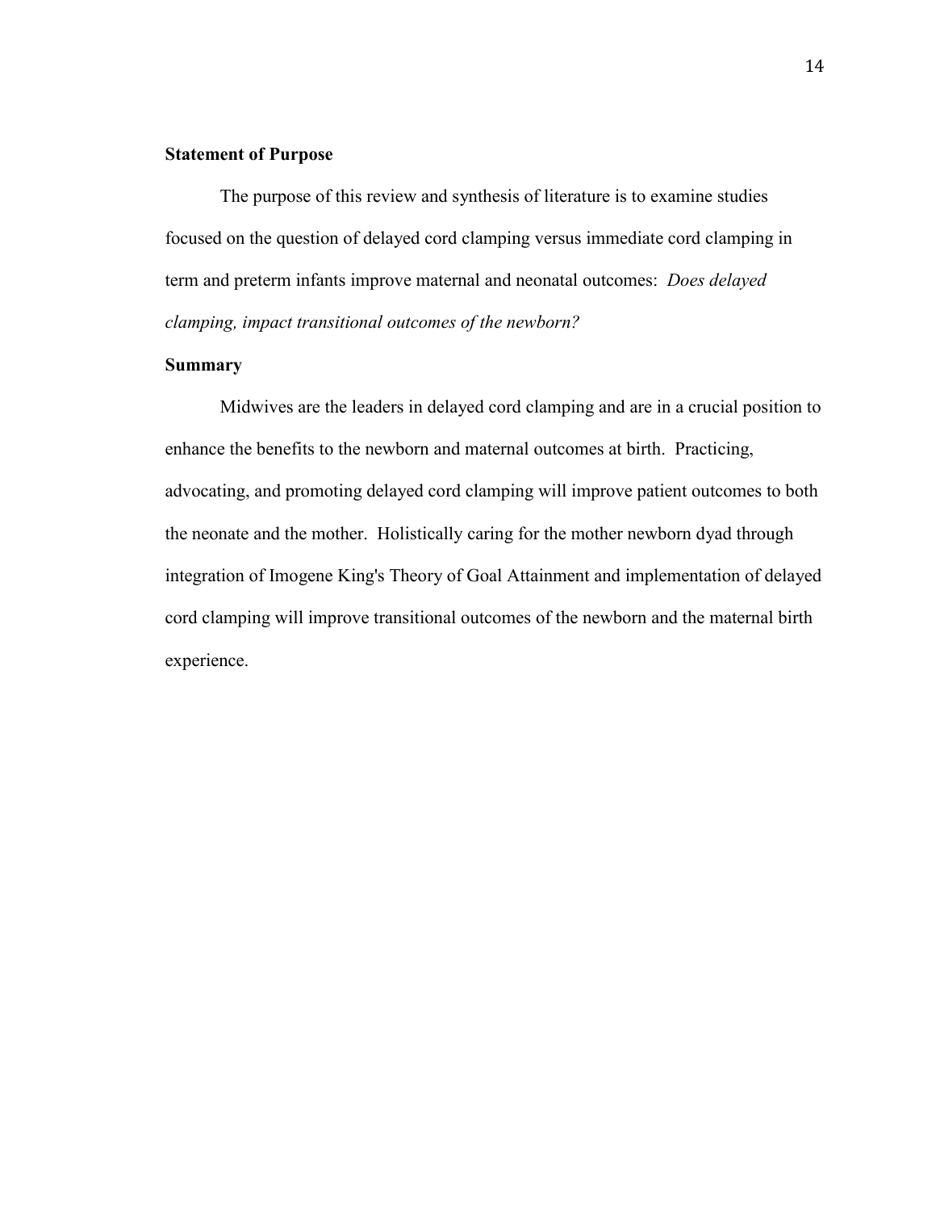**Statement of Purpose**

The purpose of this review and synthesis of literature is to examine studies focused on the question of delayed cord clamping versus immediate cord clamping in term and preterm infants improve maternal and neonatal outcomes: *Does delayed clamping, impact transitional outcomes of the newborn?*

**Summary**

Midwives are the leaders in delayed cord clamping and are in a crucial position to enhance the benefits to the newborn and maternal outcomes at birth. Practicing, advocating, and promoting delayed cord clamping will improve patient outcomes to both the neonate and the mother. Holistically caring for the mother newborn dyad through integration of Imogene King's Theory of Goal Attainment and implementation of delayed cord clamping will improve transitional outcomes of the newborn and the maternal birth experience.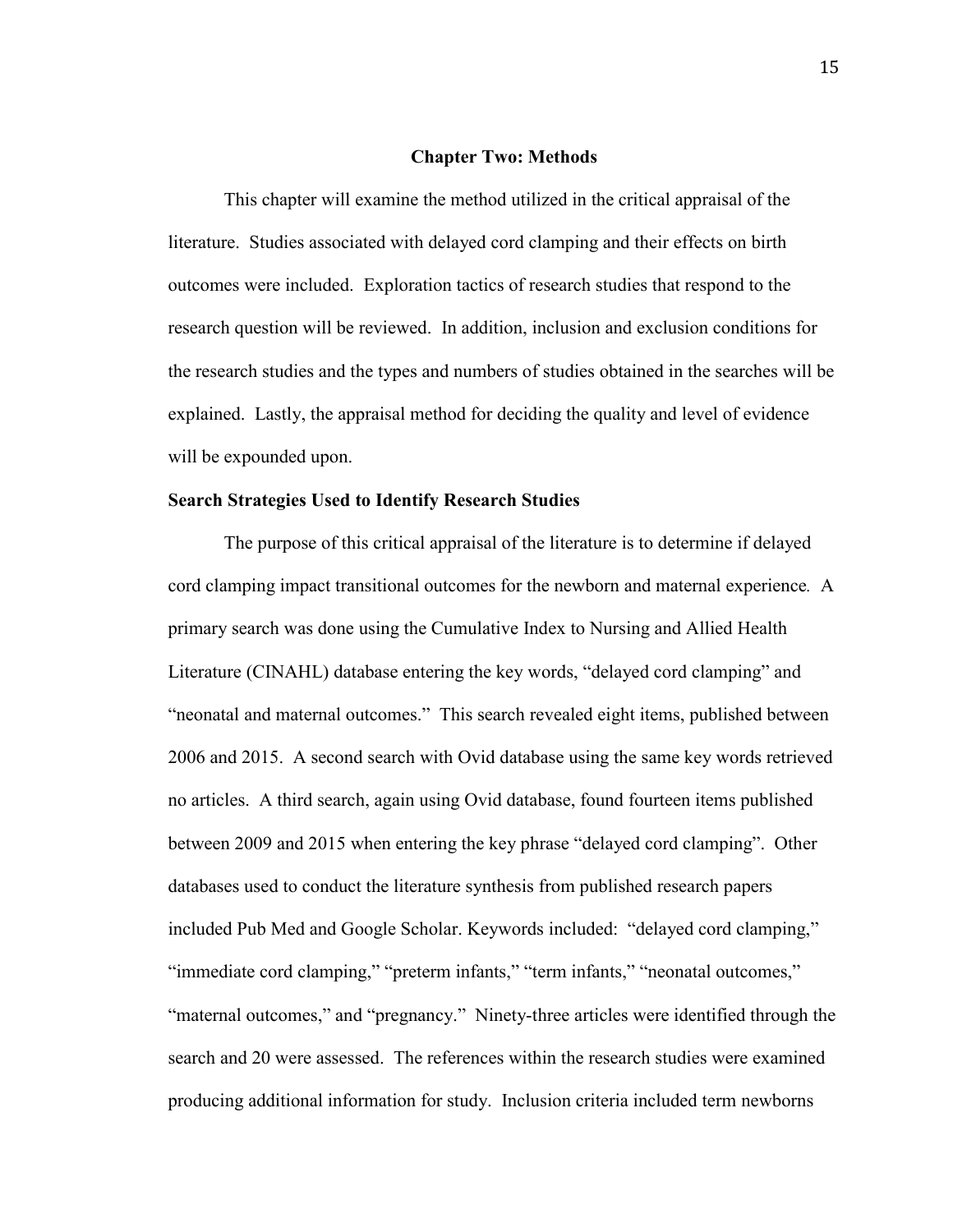## Chapter Two: Methods

This chapter will examine the method utilized in the critical appraisal of the literature. Studies associated with delayed cord clamping and their effects on birth outcomes were included. Exploration tactics of research studies that respond to the research question will be reviewed. In addition, inclusion and exclusion conditions for the research studies and the types and numbers of studies obtained in the searches will be explained. Lastly, the appraisal method for deciding the quality and level of evidence will be expounded upon.

### Search Strategies Used to Identify Research Studies

The purpose of this critical appraisal of the literature is to determine if delayed cord clamping impact transitional outcomes for the newborn and maternal experience. A primary search was done using the Cumulative Index to Nursing and Allied Health Literature (CINAHL) database entering the key words, "delayed cord clamping" and "neonatal and maternal outcomes." This search revealed eight items, published between 2006 and 2015. A second search with Ovid database using the same key words retrieved no articles. A third search, again using Ovid database, found fourteen items published between 2009 and 2015 when entering the key phrase "delayed cord clamping". Other databases used to conduct the literature synthesis from published research papers included Pub Med and Google Scholar. Keywords included: "delayed cord clamping," "immediate cord clamping," "preterm infants," "term infants," "neonatal outcomes," "maternal outcomes," and "pregnancy." Ninety-three articles were identified through the search and 20 were assessed. The references within the research studies were examined producing additional information for study. Inclusion criteria included term newborns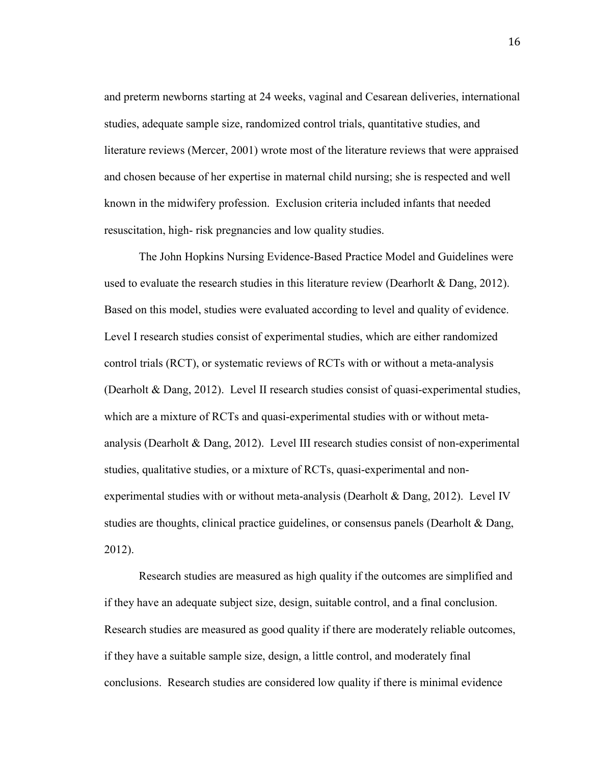and preterm newborns starting at 24 weeks, vaginal and Cesarean deliveries, international studies, adequate sample size, randomized control trials, quantitative studies, and literature reviews (Mercer, 2001) wrote most of the literature reviews that were appraised and chosen because of her expertise in maternal child nursing; she is respected and well known in the midwifery profession. Exclusion criteria included infants that needed resuscitation, high- risk pregnancies and low quality studies.

The John Hopkins Nursing Evidence-Based Practice Model and Guidelines were used to evaluate the research studies in this literature review (Dearhorlt & Dang, 2012). Based on this model, studies were evaluated according to level and quality of evidence. Level I research studies consist of experimental studies, which are either randomized control trials (RCT), or systematic reviews of RCTs with or without a meta-analysis (Dearholt & Dang, 2012). Level II research studies consist of quasi-experimental studies, which are a mixture of RCTs and quasi-experimental studies with or without meta-analysis (Dearholt & Dang, 2012). Level III research studies consist of non-experimental studies, qualitative studies, or a mixture of RCTs, quasi-experimental and non-experimental studies with or without meta-analysis (Dearholt & Dang, 2012). Level IV studies are thoughts, clinical practice guidelines, or consensus panels (Dearholt & Dang, 2012).

Research studies are measured as high quality if the outcomes are simplified and if they have an adequate subject size, design, suitable control, and a final conclusion. Research studies are measured as good quality if there are moderately reliable outcomes, if they have a suitable sample size, design, a little control, and moderately final conclusions. Research studies are considered low quality if there is minimal evidence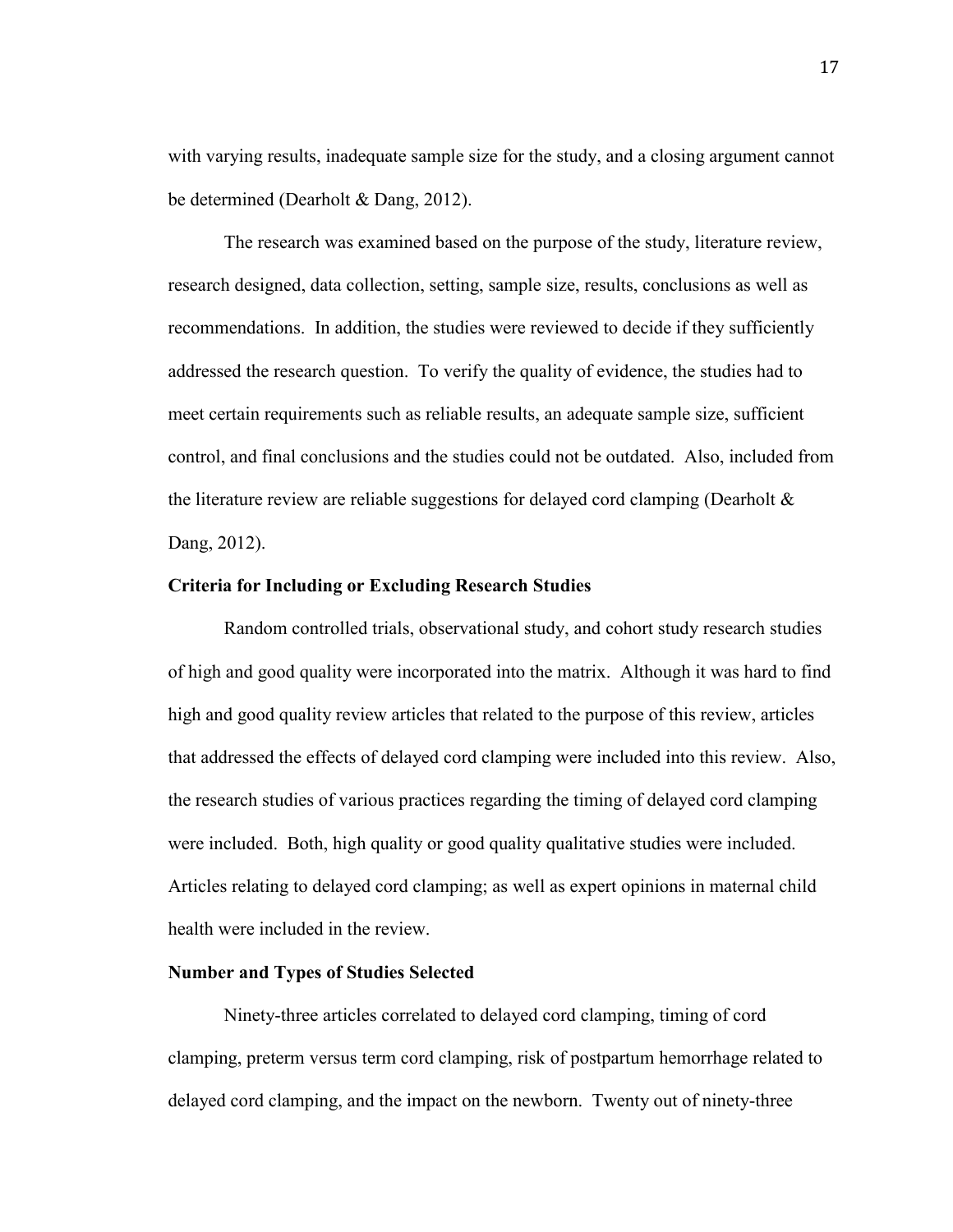with varying results, inadequate sample size for the study, and a closing argument cannot be determined (Dearholt & Dang, 2012).

The research was examined based on the purpose of the study, literature review, research designed, data collection, setting, sample size, results, conclusions as well as recommendations. In addition, the studies were reviewed to decide if they sufficiently addressed the research question. To verify the quality of evidence, the studies had to meet certain requirements such as reliable results, an adequate sample size, sufficient control, and final conclusions and the studies could not be outdated. Also, included from the literature review are reliable suggestions for delayed cord clamping (Dearholt & Dang, 2012).

**Criteria for Including or Excluding Research Studies**

Random controlled trials, observational study, and cohort study research studies of high and good quality were incorporated into the matrix. Although it was hard to find high and good quality review articles that related to the purpose of this review, articles that addressed the effects of delayed cord clamping were included into this review. Also, the research studies of various practices regarding the timing of delayed cord clamping were included. Both, high quality or good quality qualitative studies were included. Articles relating to delayed cord clamping; as well as expert opinions in maternal child health were included in the review.

**Number and Types of Studies Selected**

Ninety-three articles correlated to delayed cord clamping, timing of cord clamping, preterm versus term cord clamping, risk of postpartum hemorrhage related to delayed cord clamping, and the impact on the newborn. Twenty out of ninety-three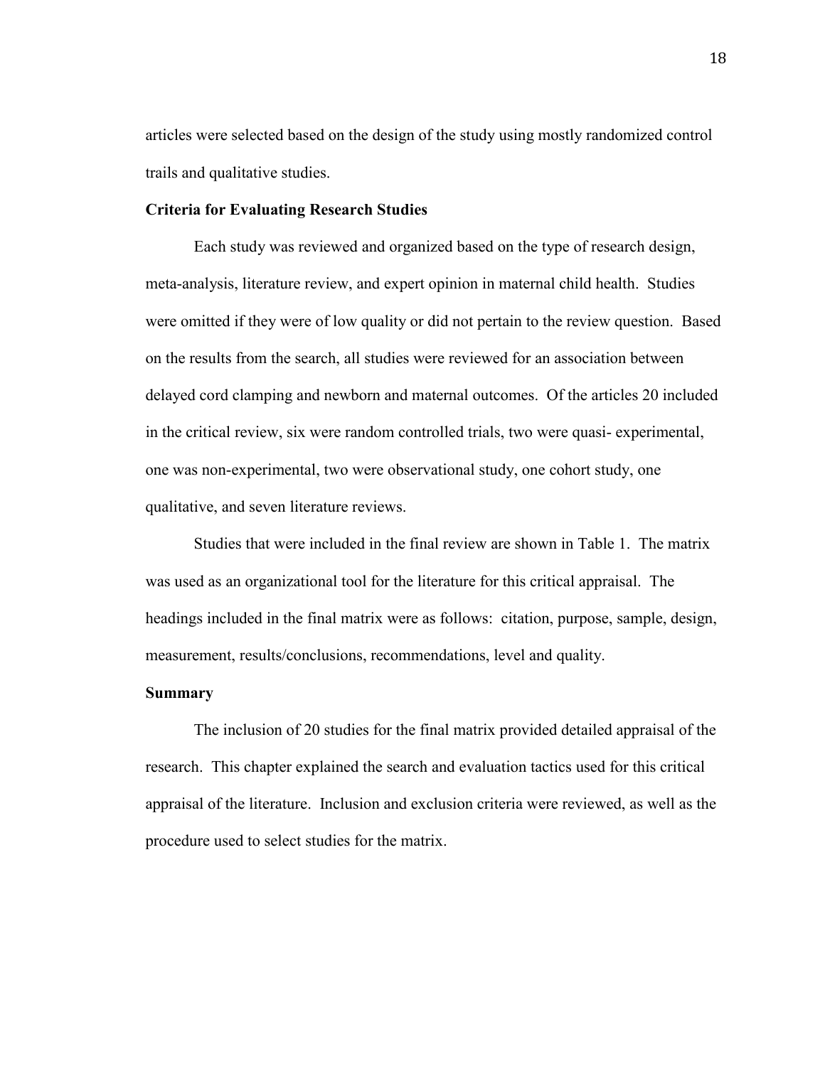articles were selected based on the design of the study using mostly randomized control trails and qualitative studies.

**Criteria for Evaluating Research Studies**

Each study was reviewed and organized based on the type of research design, meta-analysis, literature review, and expert opinion in maternal child health. Studies were omitted if they were of low quality or did not pertain to the review question. Based on the results from the search, all studies were reviewed for an association between delayed cord clamping and newborn and maternal outcomes. Of the articles 20 included in the critical review, six were random controlled trials, two were quasi- experimental, one was non-experimental, two were observational study, one cohort study, one qualitative, and seven literature reviews.

Studies that were included in the final review are shown in Table 1. The matrix was used as an organizational tool for the literature for this critical appraisal. The headings included in the final matrix were as follows: citation, purpose, sample, design, measurement, results/conclusions, recommendations, level and quality.

**Summary**

The inclusion of 20 studies for the final matrix provided detailed appraisal of the research. This chapter explained the search and evaluation tactics used for this critical appraisal of the literature. Inclusion and exclusion criteria were reviewed, as well as the procedure used to select studies for the matrix.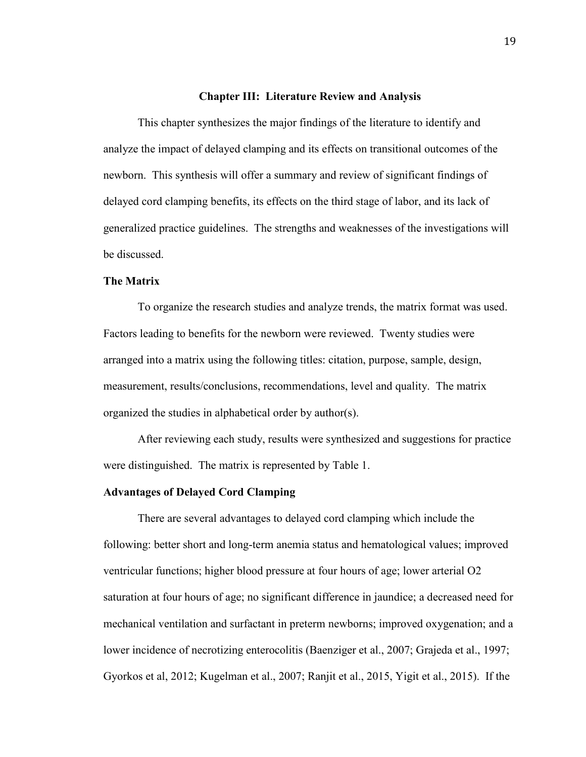# Chapter III: Literature Review and Analysis

This chapter synthesizes the major findings of the literature to identify and analyze the impact of delayed clamping and its effects on transitional outcomes of the newborn. This synthesis will offer a summary and review of significant findings of delayed cord clamping benefits, its effects on the third stage of labor, and its lack of generalized practice guidelines. The strengths and weaknesses of the investigations will be discussed.

## The Matrix

To organize the research studies and analyze trends, the matrix format was used. Factors leading to benefits for the newborn were reviewed. Twenty studies were arranged into a matrix using the following titles: citation, purpose, sample, design, measurement, results/conclusions, recommendations, level and quality. The matrix organized the studies in alphabetical order by author(s).

After reviewing each study, results were synthesized and suggestions for practice were distinguished. The matrix is represented by Table 1.

## Advantages of Delayed Cord Clamping

There are several advantages to delayed cord clamping which include the following: better short and long-term anemia status and hematological values; improved ventricular functions; higher blood pressure at four hours of age; lower arterial $O_2$ saturation at four hours of age; no significant difference in jaundice; a decreased need for mechanical ventilation and surfactant in preterm newborns; improved oxygenation; and a lower incidence of necrotizing enterocolitis (Baenziger et al., 2007; Grajeda et al., 1997; Gyorkos et al, 2012; Kugelman et al., 2007; Ranjit et al., 2015, Yigit et al., 2015). If the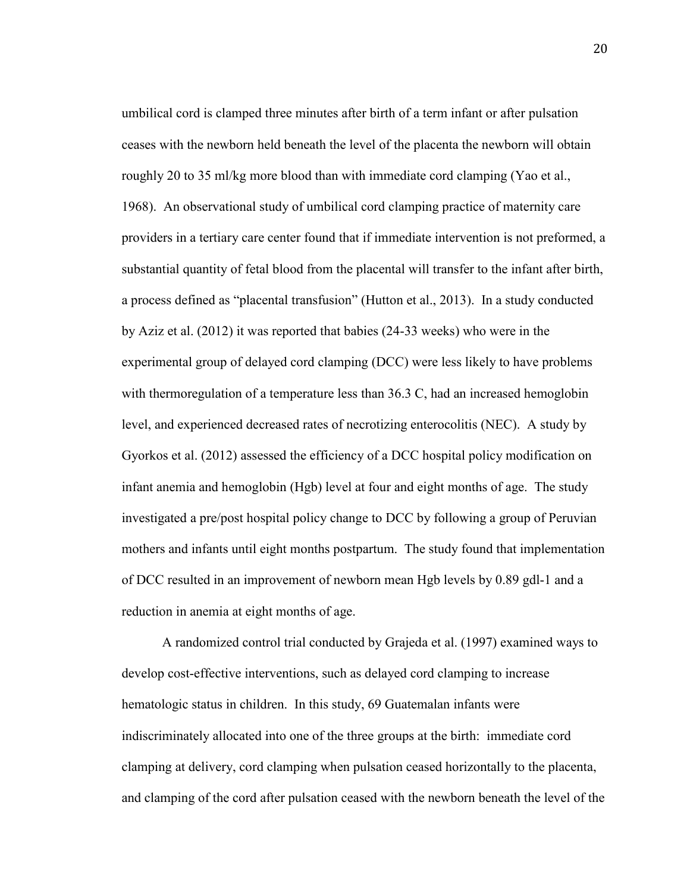umbilical cord is clamped three minutes after birth of a term infant or after pulsation ceases with the newborn held beneath the level of the placenta the newborn will obtain roughly 20 to 35 ml/kg more blood than with immediate cord clamping (Yao et al., 1968). An observational study of umbilical cord clamping practice of maternity care providers in a tertiary care center found that if immediate intervention is not preformed, a substantial quantity of fetal blood from the placental will transfer to the infant after birth, a process defined as "placental transfusion" (Hutton et al., 2013). In a study conducted by Aziz et al. (2012) it was reported that babies (24-33 weeks) who were in the experimental group of delayed cord clamping (DCC) were less likely to have problems with thermoregulation of a temperature less than 36.3 C, had an increased hemoglobin level, and experienced decreased rates of necrotizing enterocolitis (NEC). A study by Gyorkos et al. (2012) assessed the efficiency of a DCC hospital policy modification on infant anemia and hemoglobin (Hgb) level at four and eight months of age. The study investigated a pre/post hospital policy change to DCC by following a group of Peruvian mothers and infants until eight months postpartum. The study found that implementation of DCC resulted in an improvement of newborn mean Hgb levels by 0.89 gdl-1 and a reduction in anemia at eight months of age.

A randomized control trial conducted by Grajeda et al. (1997) examined ways to develop cost-effective interventions, such as delayed cord clamping to increase hematologic status in children. In this study, 69 Guatemalan infants were indiscriminately allocated into one of the three groups at the birth: immediate cord clamping at delivery, cord clamping when pulsation ceased horizontally to the placenta, and clamping of the cord after pulsation ceased with the newborn beneath the level of the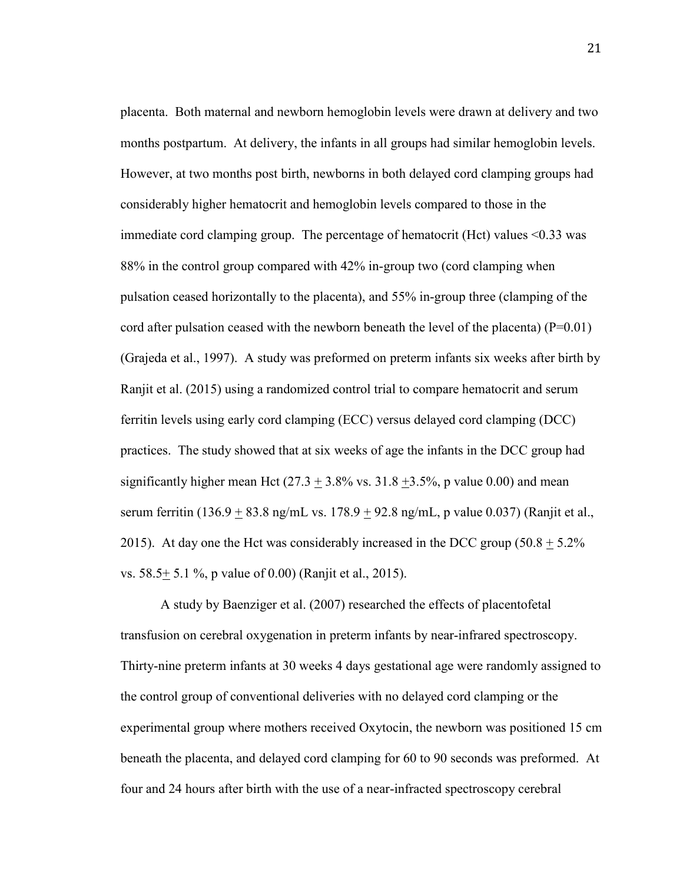placenta. Both maternal and newborn hemoglobin levels were drawn at delivery and two months postpartum. At delivery, the infants in all groups had similar hemoglobin levels. However, at two months post birth, newborns in both delayed cord clamping groups had considerably higher hematocrit and hemoglobin levels compared to those in the immediate cord clamping group. The percentage of hematocrit (Hct) values <0.33 was 88% in the control group compared with 42% in-group two (cord clamping when pulsation ceased horizontally to the placenta), and 55% in-group three (clamping of the cord after pulsation ceased with the newborn beneath the level of the placenta) (P=0.01) (Grajeda et al., 1997). A study was preformed on preterm infants six weeks after birth by Ranjit et al. (2015) using a randomized control trial to compare hematocrit and serum ferritin levels using early cord clamping (ECC) versus delayed cord clamping (DCC) practices. The study showed that at six weeks of age the infants in the DCC group had significantly higher mean Hct (27.3 $\pm$ 3.8% vs. 31.8 $\pm$3.5%, p value 0.00) and mean serum ferritin (136.9 $\pm$ 83.8 ng/mL vs. 178.9 $\pm$ 92.8 ng/mL, p value 0.037) (Ranjit et al., 2015). At day one the Hct was considerably increased in the DCC group (50.8 $\pm$ 5.2% vs. 58.5$\pm$ 5.1 %, p value of 0.00) (Ranjit et al., 2015).

A study by Baenziger et al. (2007) researched the effects of placentofetal transfusion on cerebral oxygenation in preterm infants by near-infrared spectroscopy. Thirty-nine preterm infants at 30 weeks 4 days gestational age were randomly assigned to the control group of conventional deliveries with no delayed cord clamping or the experimental group where mothers received Oxytocin, the newborn was positioned 15 cm beneath the placenta, and delayed cord clamping for 60 to 90 seconds was preformed. At four and 24 hours after birth with the use of a near-infracted spectroscopy cerebral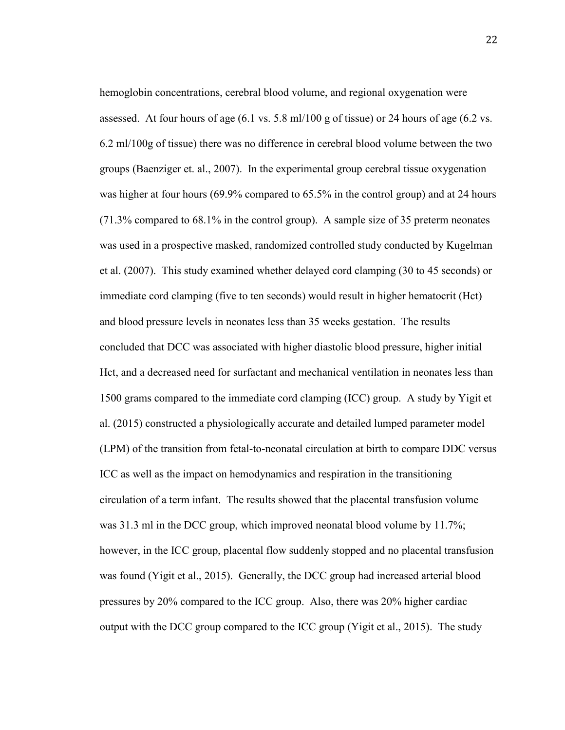hemoglobin concentrations, cerebral blood volume, and regional oxygenation were assessed. At four hours of age (6.1 vs. 5.8 ml/100 g of tissue) or 24 hours of age (6.2 vs. 6.2 ml/100g of tissue) there was no difference in cerebral blood volume between the two groups (Baenziger et. al., 2007). In the experimental group cerebral tissue oxygenation was higher at four hours (69.9% compared to 65.5% in the control group) and at 24 hours (71.3% compared to 68.1% in the control group). A sample size of 35 preterm neonates was used in a prospective masked, randomized controlled study conducted by Kugelman et al. (2007). This study examined whether delayed cord clamping (30 to 45 seconds) or immediate cord clamping (five to ten seconds) would result in higher hematocrit (Hct) and blood pressure levels in neonates less than 35 weeks gestation. The results concluded that DCC was associated with higher diastolic blood pressure, higher initial Hct, and a decreased need for surfactant and mechanical ventilation in neonates less than 1500 grams compared to the immediate cord clamping (ICC) group. A study by Yigit et al. (2015) constructed a physiologically accurate and detailed lumped parameter model (LPM) of the transition from fetal-to-neonatal circulation at birth to compare DDC versus ICC as well as the impact on hemodynamics and respiration in the transitioning circulation of a term infant. The results showed that the placental transfusion volume was 31.3 ml in the DCC group, which improved neonatal blood volume by 11.7%; however, in the ICC group, placental flow suddenly stopped and no placental transfusion was found (Yigit et al., 2015). Generally, the DCC group had increased arterial blood pressures by 20% compared to the ICC group. Also, there was 20% higher cardiac output with the DCC group compared to the ICC group (Yigit et al., 2015). The study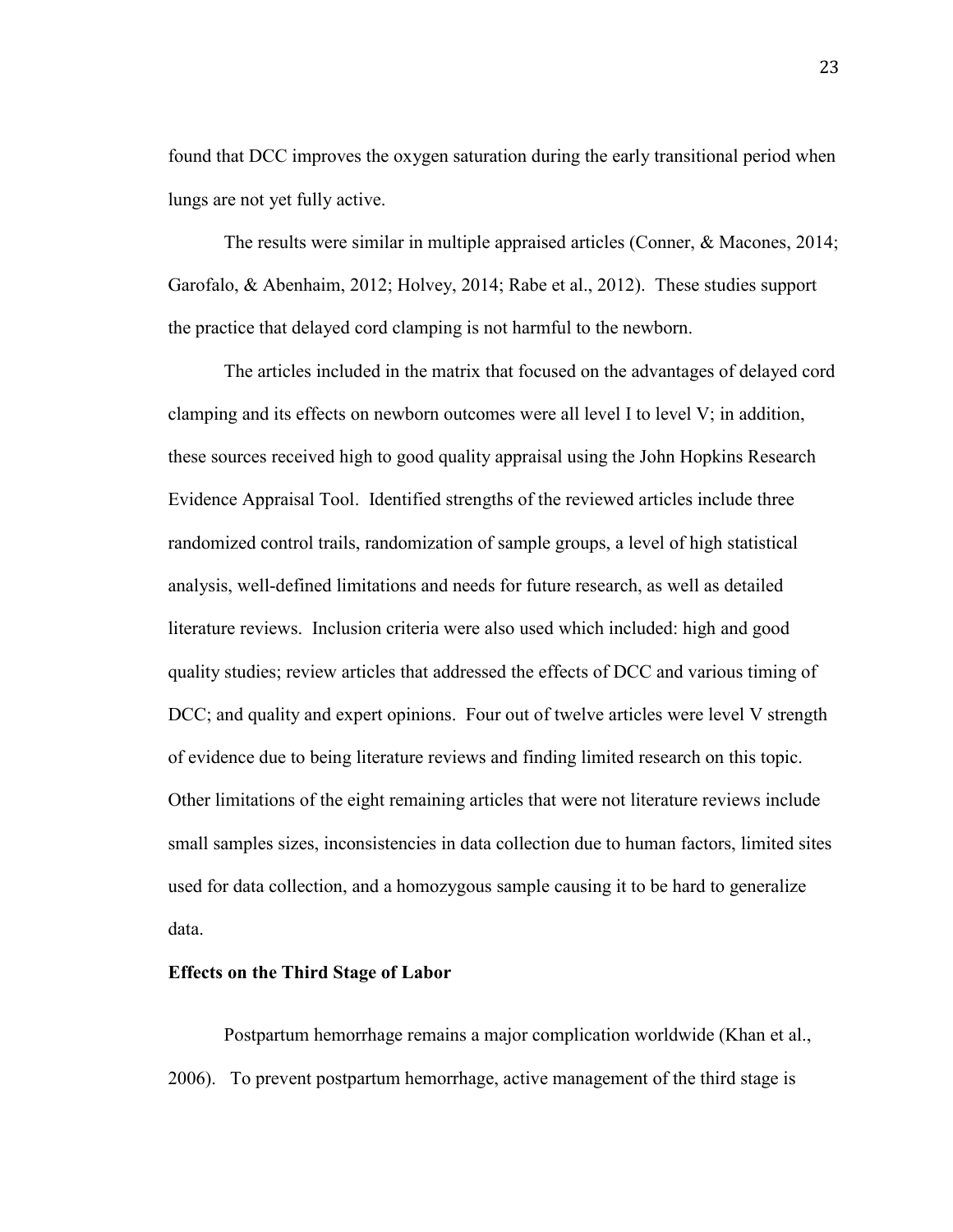found that DCC improves the oxygen saturation during the early transitional period when lungs are not yet fully active.

The results were similar in multiple appraised articles (Conner, & Macones, 2014; Garofalo, & Abenhaim, 2012; Holvey, 2014; Rabe et al., 2012). These studies support the practice that delayed cord clamping is not harmful to the newborn.

The articles included in the matrix that focused on the advantages of delayed cord clamping and its effects on newborn outcomes were all level I to level V; in addition, these sources received high to good quality appraisal using the John Hopkins Research Evidence Appraisal Tool. Identified strengths of the reviewed articles include three randomized control trails, randomization of sample groups, a level of high statistical analysis, well-defined limitations and needs for future research, as well as detailed literature reviews. Inclusion criteria were also used which included: high and good quality studies; review articles that addressed the effects of DCC and various timing of DCC; and quality and expert opinions. Four out of twelve articles were level V strength of evidence due to being literature reviews and finding limited research on this topic. Other limitations of the eight remaining articles that were not literature reviews include small samples sizes, inconsistencies in data collection due to human factors, limited sites used for data collection, and a homozygous sample causing it to be hard to generalize data.

**Effects on the Third Stage of Labor**

Postpartum hemorrhage remains a major complication worldwide (Khan et al., 2006). To prevent postpartum hemorrhage, active management of the third stage is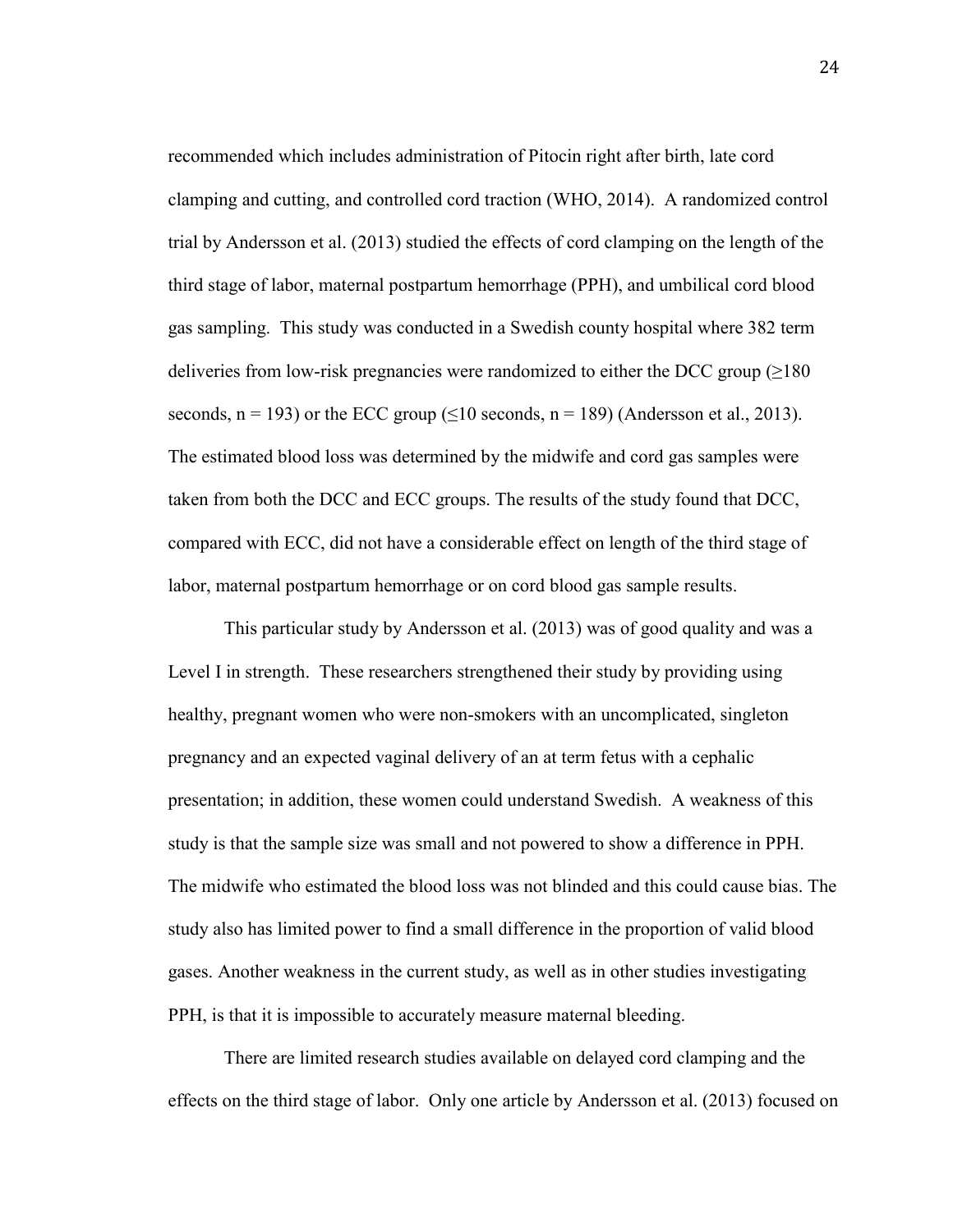recommended which includes administration of Pitocin right after birth, late cord clamping and cutting, and controlled cord traction (WHO, 2014). A randomized control trial by Andersson et al. (2013) studied the effects of cord clamping on the length of the third stage of labor, maternal postpartum hemorrhage (PPH), and umbilical cord blood gas sampling. This study was conducted in a Swedish county hospital where 382 term deliveries from low-risk pregnancies were randomized to either the DCC group (≥180 seconds, n = 193) or the ECC group (≤10 seconds, n = 189) (Andersson et al., 2013). The estimated blood loss was determined by the midwife and cord gas samples were taken from both the DCC and ECC groups. The results of the study found that DCC, compared with ECC, did not have a considerable effect on length of the third stage of labor, maternal postpartum hemorrhage or on cord blood gas sample results.

This particular study by Andersson et al. (2013) was of good quality and was a Level I in strength. These researchers strengthened their study by providing using healthy, pregnant women who were non-smokers with an uncomplicated, singleton pregnancy and an expected vaginal delivery of an at term fetus with a cephalic presentation; in addition, these women could understand Swedish. A weakness of this study is that the sample size was small and not powered to show a difference in PPH. The midwife who estimated the blood loss was not blinded and this could cause bias. The study also has limited power to find a small difference in the proportion of valid blood gases. Another weakness in the current study, as well as in other studies investigating PPH, is that it is impossible to accurately measure maternal bleeding.

There are limited research studies available on delayed cord clamping and the effects on the third stage of labor. Only one article by Andersson et al. (2013) focused on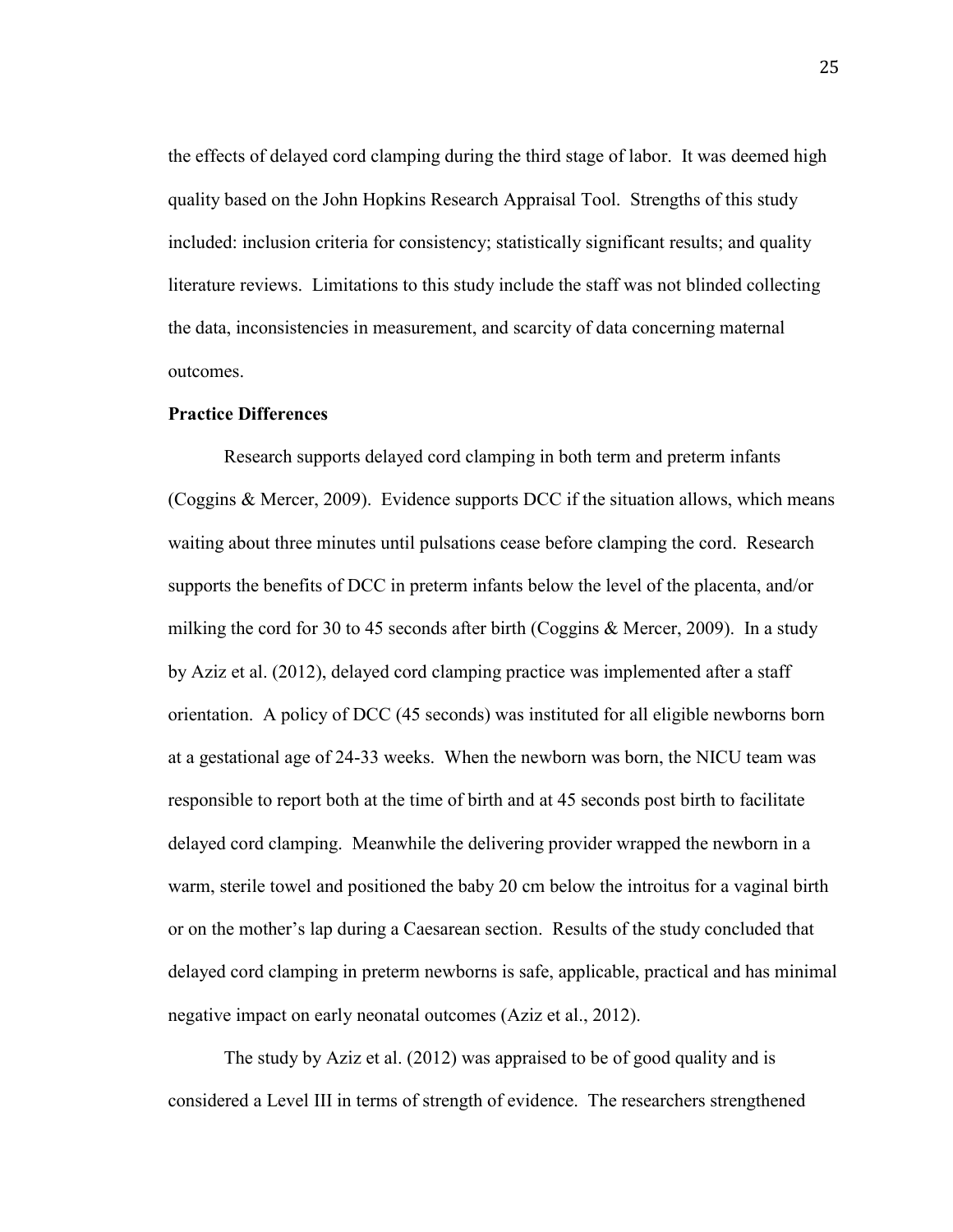the effects of delayed cord clamping during the third stage of labor. It was deemed high quality based on the John Hopkins Research Appraisal Tool. Strengths of this study included: inclusion criteria for consistency; statistically significant results; and quality literature reviews. Limitations to this study include the staff was not blinded collecting the data, inconsistencies in measurement, and scarcity of data concerning maternal outcomes.

**Practice Differences**

Research supports delayed cord clamping in both term and preterm infants (Coggins & Mercer, 2009). Evidence supports DCC if the situation allows, which means waiting about three minutes until pulsations cease before clamping the cord. Research supports the benefits of DCC in preterm infants below the level of the placenta, and/or milking the cord for 30 to 45 seconds after birth (Coggins & Mercer, 2009). In a study by Aziz et al. (2012), delayed cord clamping practice was implemented after a staff orientation. A policy of DCC (45 seconds) was instituted for all eligible newborns born at a gestational age of 24-33 weeks. When the newborn was born, the NICU team was responsible to report both at the time of birth and at 45 seconds post birth to facilitate delayed cord clamping. Meanwhile the delivering provider wrapped the newborn in a warm, sterile towel and positioned the baby 20 cm below the introitus for a vaginal birth or on the mother's lap during a Caesarean section. Results of the study concluded that delayed cord clamping in preterm newborns is safe, applicable, practical and has minimal negative impact on early neonatal outcomes (Aziz et al., 2012).

The study by Aziz et al. (2012) was appraised to be of good quality and is considered a Level III in terms of strength of evidence. The researchers strengthened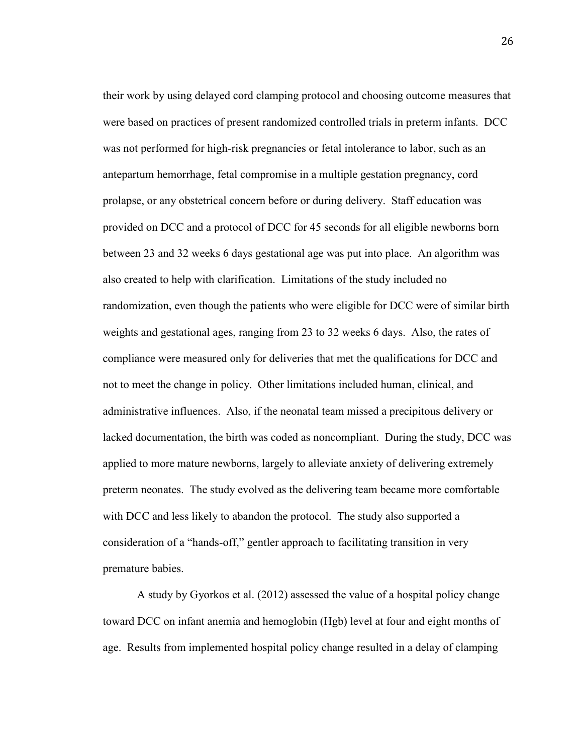their work by using delayed cord clamping protocol and choosing outcome measures that were based on practices of present randomized controlled trials in preterm infants. DCC was not performed for high-risk pregnancies or fetal intolerance to labor, such as an antepartum hemorrhage, fetal compromise in a multiple gestation pregnancy, cord prolapse, or any obstetrical concern before or during delivery. Staff education was provided on DCC and a protocol of DCC for 45 seconds for all eligible newborns born between 23 and 32 weeks 6 days gestational age was put into place. An algorithm was also created to help with clarification. Limitations of the study included no randomization, even though the patients who were eligible for DCC were of similar birth weights and gestational ages, ranging from 23 to 32 weeks 6 days. Also, the rates of compliance were measured only for deliveries that met the qualifications for DCC and not to meet the change in policy. Other limitations included human, clinical, and administrative influences. Also, if the neonatal team missed a precipitous delivery or lacked documentation, the birth was coded as noncompliant. During the study, DCC was applied to more mature newborns, largely to alleviate anxiety of delivering extremely preterm neonates. The study evolved as the delivering team became more comfortable with DCC and less likely to abandon the protocol. The study also supported a consideration of a "hands-off," gentler approach to facilitating transition in very premature babies.

A study by Gyorkos et al. (2012) assessed the value of a hospital policy change toward DCC on infant anemia and hemoglobin (Hgb) level at four and eight months of age. Results from implemented hospital policy change resulted in a delay of clamping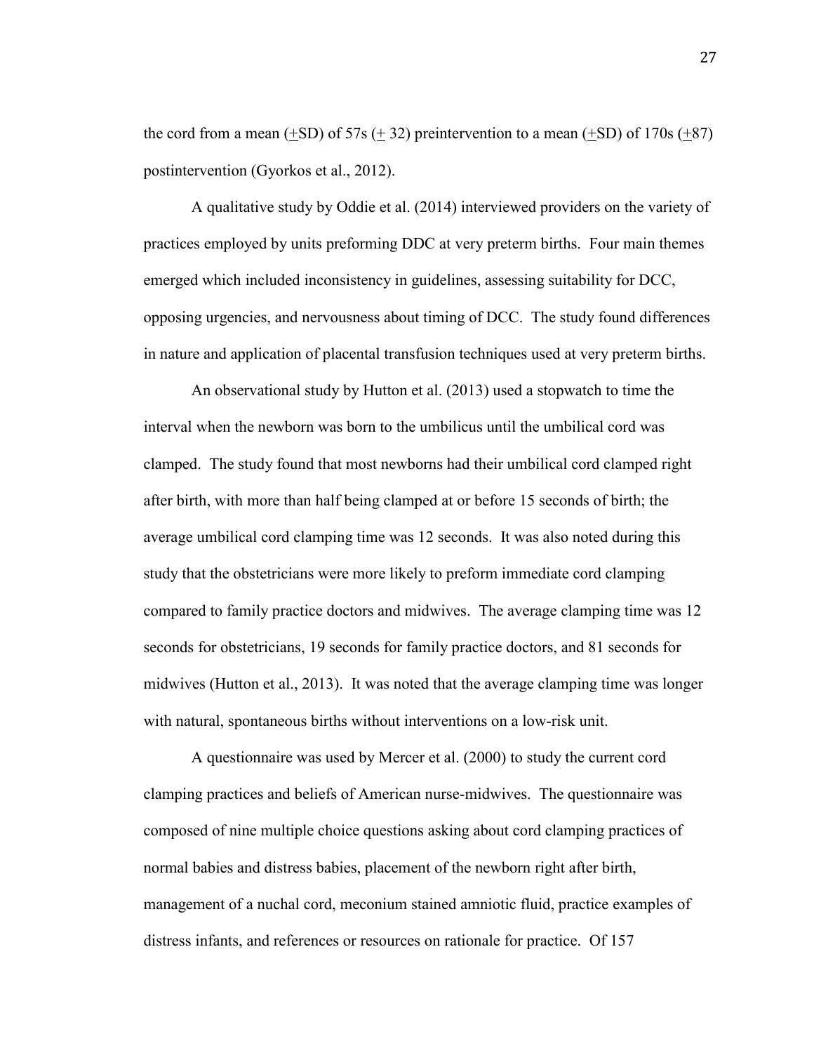the cord from a mean (+SD) of 57s (+ 32) preintervention to a mean (+SD) of 170s (+87) postintervention (Gyorkos et al., 2012).

A qualitative study by Oddie et al. (2014) interviewed providers on the variety of practices employed by units preforming DDC at very preterm births. Four main themes emerged which included inconsistency in guidelines, assessing suitability for DCC, opposing urgencies, and nervousness about timing of DCC. The study found differences in nature and application of placental transfusion techniques used at very preterm births.

An observational study by Hutton et al. (2013) used a stopwatch to time the interval when the newborn was born to the umbilicus until the umbilical cord was clamped. The study found that most newborns had their umbilical cord clamped right after birth, with more than half being clamped at or before 15 seconds of birth; the average umbilical cord clamping time was 12 seconds. It was also noted during this study that the obstetricians were more likely to preform immediate cord clamping compared to family practice doctors and midwives. The average clamping time was 12 seconds for obstetricians, 19 seconds for family practice doctors, and 81 seconds for midwives (Hutton et al., 2013). It was noted that the average clamping time was longer with natural, spontaneous births without interventions on a low-risk unit.

A questionnaire was used by Mercer et al. (2000) to study the current cord clamping practices and beliefs of American nurse-midwives. The questionnaire was composed of nine multiple choice questions asking about cord clamping practices of normal babies and distress babies, placement of the newborn right after birth, management of a nuchal cord, meconium stained amniotic fluid, practice examples of distress infants, and references or resources on rationale for practice. Of 157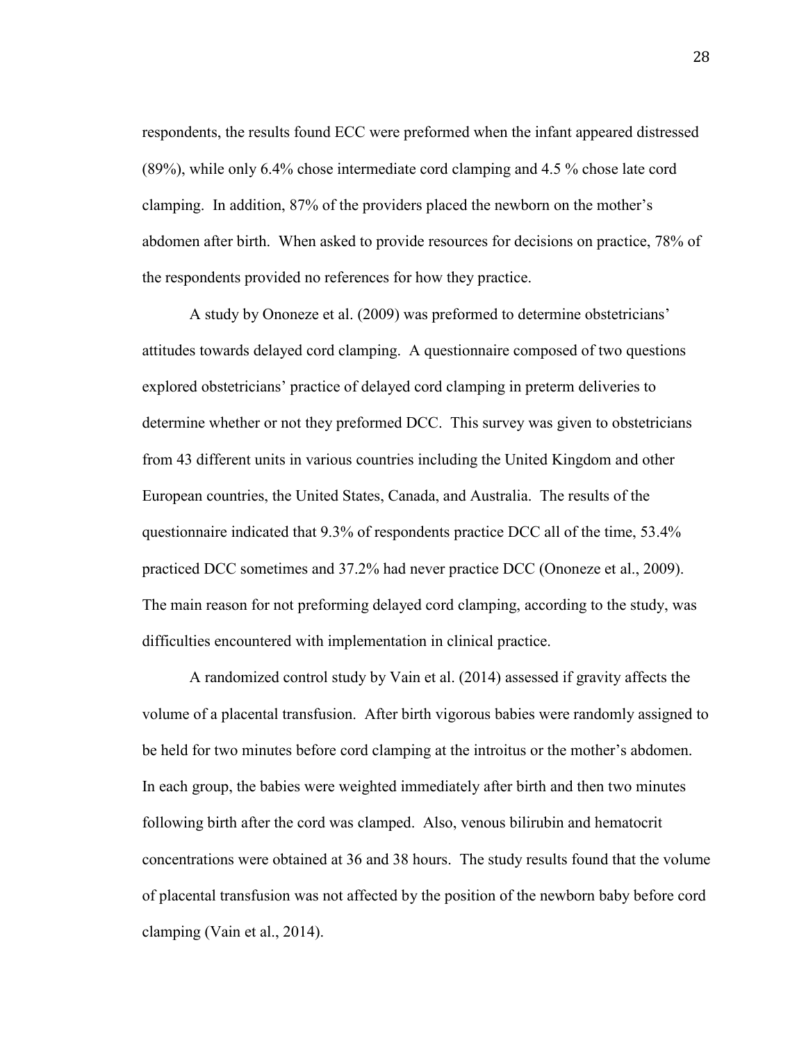respondents, the results found ECC were preformed when the infant appeared distressed (89%), while only 6.4% chose intermediate cord clamping and 4.5 % chose late cord clamping. In addition, 87% of the providers placed the newborn on the mother's abdomen after birth. When asked to provide resources for decisions on practice, 78% of the respondents provided no references for how they practice.

A study by Ononeze et al. (2009) was preformed to determine obstetricians' attitudes towards delayed cord clamping. A questionnaire composed of two questions explored obstetricians' practice of delayed cord clamping in preterm deliveries to determine whether or not they preformed DCC. This survey was given to obstetricians from 43 different units in various countries including the United Kingdom and other European countries, the United States, Canada, and Australia. The results of the questionnaire indicated that 9.3% of respondents practice DCC all of the time, 53.4% practiced DCC sometimes and 37.2% had never practice DCC (Ononeze et al., 2009). The main reason for not preforming delayed cord clamping, according to the study, was difficulties encountered with implementation in clinical practice.

A randomized control study by Vain et al. (2014) assessed if gravity affects the volume of a placental transfusion. After birth vigorous babies were randomly assigned to be held for two minutes before cord clamping at the introitus or the mother's abdomen. In each group, the babies were weighted immediately after birth and then two minutes following birth after the cord was clamped. Also, venous bilirubin and hematocrit concentrations were obtained at 36 and 38 hours. The study results found that the volume of placental transfusion was not affected by the position of the newborn baby before cord clamping (Vain et al., 2014).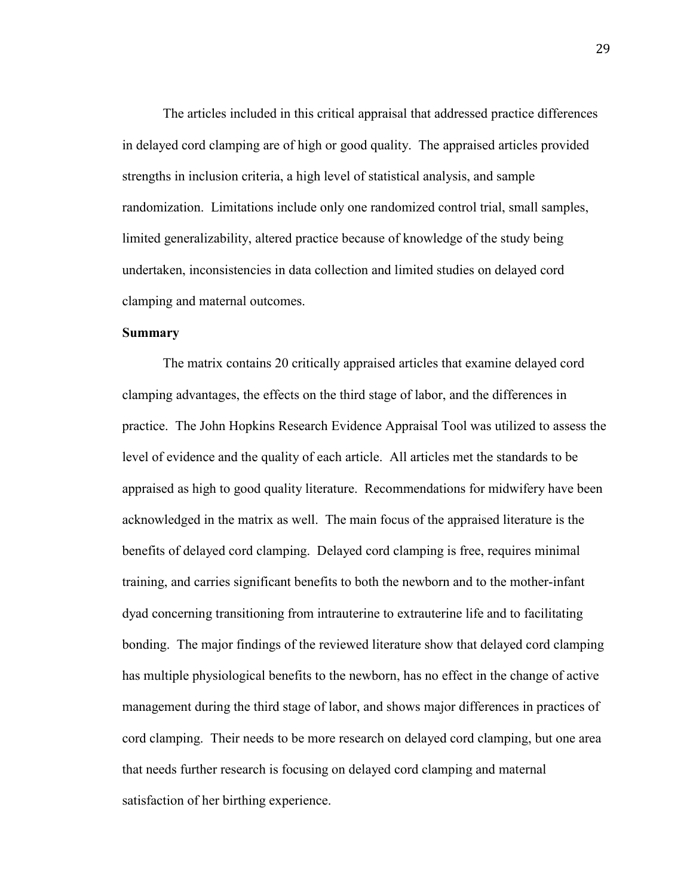The articles included in this critical appraisal that addressed practice differences in delayed cord clamping are of high or good quality. The appraised articles provided strengths in inclusion criteria, a high level of statistical analysis, and sample randomization. Limitations include only one randomized control trial, small samples, limited generalizability, altered practice because of knowledge of the study being undertaken, inconsistencies in data collection and limited studies on delayed cord clamping and maternal outcomes.

**Summary**

The matrix contains 20 critically appraised articles that examine delayed cord clamping advantages, the effects on the third stage of labor, and the differences in practice. The John Hopkins Research Evidence Appraisal Tool was utilized to assess the level of evidence and the quality of each article. All articles met the standards to be appraised as high to good quality literature. Recommendations for midwifery have been acknowledged in the matrix as well. The main focus of the appraised literature is the benefits of delayed cord clamping. Delayed cord clamping is free, requires minimal training, and carries significant benefits to both the newborn and to the mother-infant dyad concerning transitioning from intrauterine to extrauterine life and to facilitating bonding. The major findings of the reviewed literature show that delayed cord clamping has multiple physiological benefits to the newborn, has no effect in the change of active management during the third stage of labor, and shows major differences in practices of cord clamping. Their needs to be more research on delayed cord clamping, but one area that needs further research is focusing on delayed cord clamping and maternal satisfaction of her birthing experience.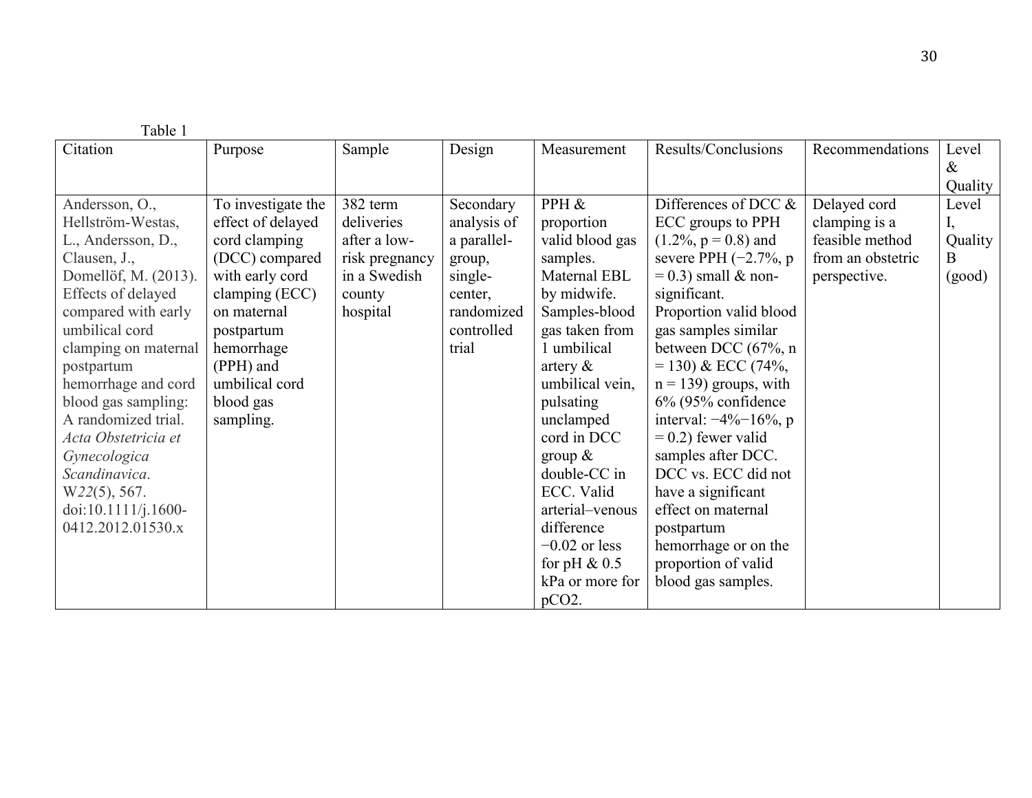Table 1

| Citation | Purpose | Sample | Design | Measurement | Results/Conclusions | Recommendations | Level & Quality |
|---|---|---|---|---|---|---|---|
| Andersson, O., Hellström-Westas, L., Andersson, D., Clausen, J., Domellöf, M. (2013). Effects of delayed compared with early umbilical cord clamping on maternal postpartum hemorrhage and cord blood gas sampling: A randomized trial. *Acta Obstetricia et Gynecologica Scandinavica*. W*22*(5), 567. doi:10.1111/j.1600-0412.2012.01530.x | To investigate the effect of delayed cord clamping (DCC) compared with early cord clamping (ECC) on maternal postpartum hemorrhage (PPH) and umbilical cord blood gas sampling. | 382 term deliveries after a low-risk pregnancy in a Swedish county hospital | Secondary analysis of a parallel-group, single-center, randomized controlled trial | PPH & proportion valid blood gas samples. Maternal EBL by midwife. Samples-blood gas taken from 1 umbilical artery & umbilical vein, pulsating unclamped cord in DCC group & double-CC in ECC. Valid arterial–venous difference −0.02 or less for pH & 0.5 kPa or more for $pCO_2$. | Differences of DCC & ECC groups to PPH (1.2%, p = 0.8) and severe PPH (−2.7%, p = 0.3) small & non-significant. Proportion valid blood gas samples similar between DCC (67%, n = 130) & ECC (74%, n = 139) groups, with 6% (95% confidence interval: −4%−16%, p = 0.2) fewer valid samples after DCC. DCC vs. ECC did not have a significant effect on maternal postpartum hemorrhage or on the proportion of valid blood gas samples. | Delayed cord clamping is a feasible method from an obstetric perspective. | Level I, Quality B (good) |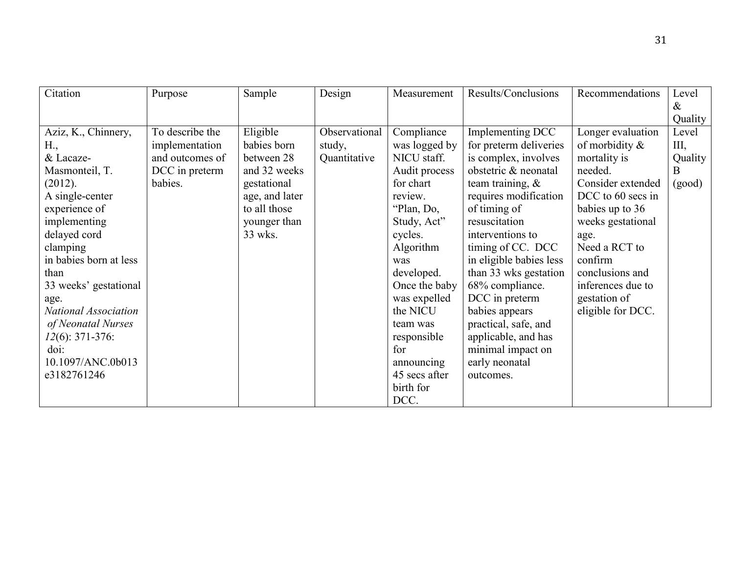| Citation | Purpose | Sample | Design | Measurement | Results/Conclusions | Recommendations | Level & Quality |
|---|---|---|---|---|---|---|---|
| Aziz, K., Chinnery, H., & Lacaze-Masmonteil, T. (2012). A single-center experience of implementing delayed cord clamping in babies born at less than 33 weeks' gestational age. *National Association of Neonatal Nurses 12*(6): 371-376: doi: 10.1097/ANC.0b013e3182761246 | To describe the implementation and outcomes of DCC in preterm babies. | Eligible babies born between 28 and 32 weeks gestational age, and later to all those younger than 33 wks. | Observational study, Quantitative | Compliance was logged by NICU staff. Audit process for chart review. "Plan, Do, Study, Act" cycles. Algorithm was developed. Once the baby was expelled the NICU team was responsible for announcing 45 secs after birth for DCC. | Implementing DCC for preterm deliveries is complex, involves obstetric & neonatal team training, & requires modification of timing of resuscitation interventions to timing of CC. DCC in eligible babies less than 33 wks gestation 68% compliance. DCC in preterm babies appears practical, safe, and applicable, and has minimal impact on early neonatal outcomes. | Longer evaluation of morbidity & mortality is needed. Consider extended DCC to 60 secs in babies up to 36 weeks gestational age. Need a RCT to confirm conclusions and inferences due to gestation of eligible for DCC. | Level III, Quality B (good) |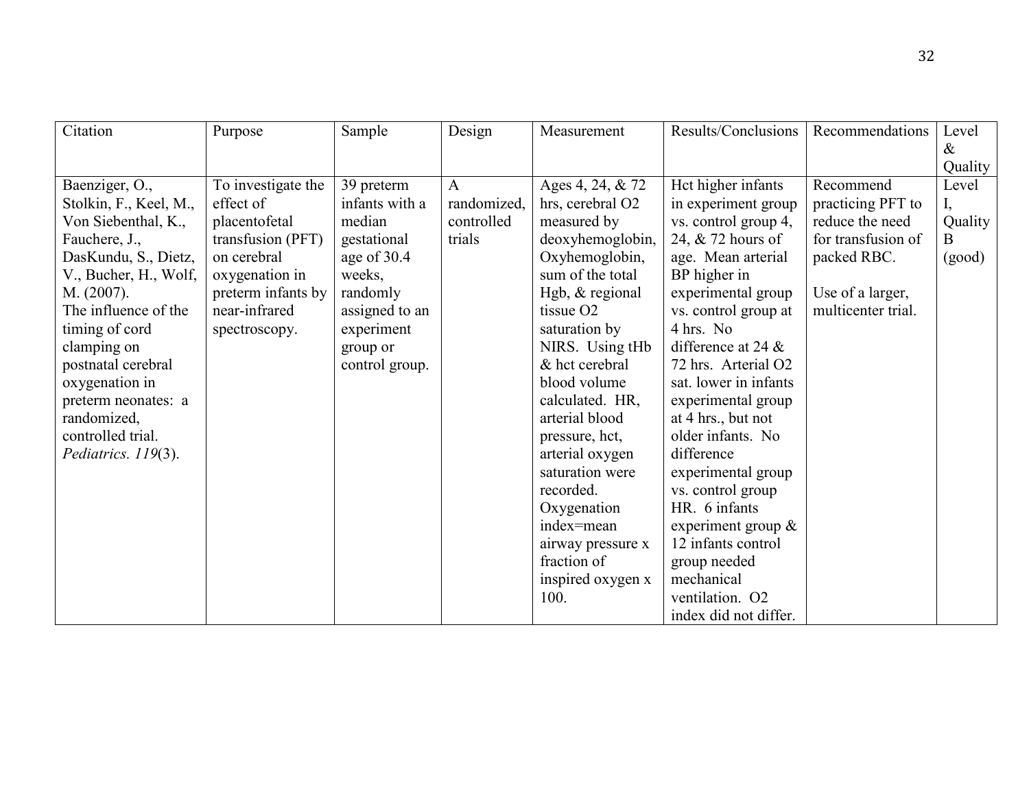| Citation | Purpose | Sample | Design | Measurement | Results/Conclusions | Recommendations | Level & Quality |
|---|---|---|---|---|---|---|---|
| Baenziger, O., Stolkin, F., Keel, M., Von Siebenthal, K., Fauchere, J., DasKundu, S., Dietz, V., Bucher, H., Wolf, M. (2007). The influence of the timing of cord clamping on postnatal cerebral oxygenation in preterm neonates: a randomized, controlled trial. *Pediatrics. 119*(3). | To investigate the effect of placentofetal transfusion (PFT) on cerebral oxygenation in preterm infants by near-infrared spectroscopy. | 39 preterm infants with a median gestational age of 30.4 weeks, randomly assigned to an experiment group or control group. | A randomized, controlled trials | Ages 4, 24, & 72 hrs, cerebral O2 measured by deoxyhemoglobin, Oxyhemoglobin, sum of the total Hgb, & regional tissue O2 saturation by NIRS. Using tHb & hct cerebral blood volume calculated. HR, arterial blood pressure, hct, arterial oxygen saturation were recorded. Oxygenation index=mean airway pressure x fraction of inspired oxygen x 100. | Hct higher infants in experiment group vs. control group 4, 24, & 72 hours of age. Mean arterial BP higher in experimental group vs. control group at 4 hrs. No difference at 24 & 72 hrs. Arterial O2 sat. lower in infants experimental group at 4 hrs., but not older infants. No difference experimental group vs. control group HR. 6 infants experiment group & 12 infants control group needed mechanical ventilation. O2 index did not differ. | Recommend practicing PFT to reduce the need for transfusion of packed RBC.<br><br>Use of a larger, multicenter trial. | Level I, Quality B (good) |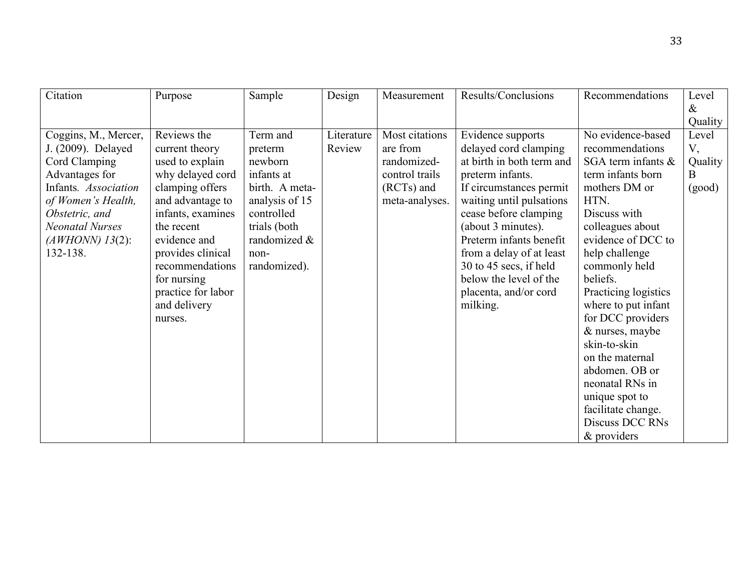| Citation | Purpose | Sample | Design | Measurement | Results/Conclusions | Recommendations | Level & Quality |
|---|---|---|---|---|---|---|---|
| Coggins, M., Mercer, J. (2009). Delayed Cord Clamping Advantages for Infants. *Association of Women's Health, Obstetric, and Neonatal Nurses (AWHONN) 13*(2): 132-138. | Reviews the current theory used to explain why delayed cord clamping offers and advantage to infants, examines the recent evidence and provides clinical recommendations for nursing practice for labor and delivery nurses. | Term and preterm newborn infants at birth. A meta-analysis of 15 controlled trials (both randomized & non-randomized). | Literature Review | Most citations are from randomized-control trails (RCTs) and meta-analyses. | Evidence supports delayed cord clamping at birth in both term and preterm infants. If circumstances permit waiting until pulsations cease before clamping (about 3 minutes). Preterm infants benefit from a delay of at least 30 to 45 secs, if held below the level of the placenta, and/or cord milking. | No evidence-based recommendations SGA term infants & term infants born mothers DM or HTN. Discuss with colleagues about evidence of DCC to help challenge commonly held beliefs. Practicing logistics where to put infant for DCC providers & nurses, maybe skin-to-skin on the maternal abdomen. OB or neonatal RNs in unique spot to facilitate change. Discuss DCC RNs & providers | Level V, Quality B (good) |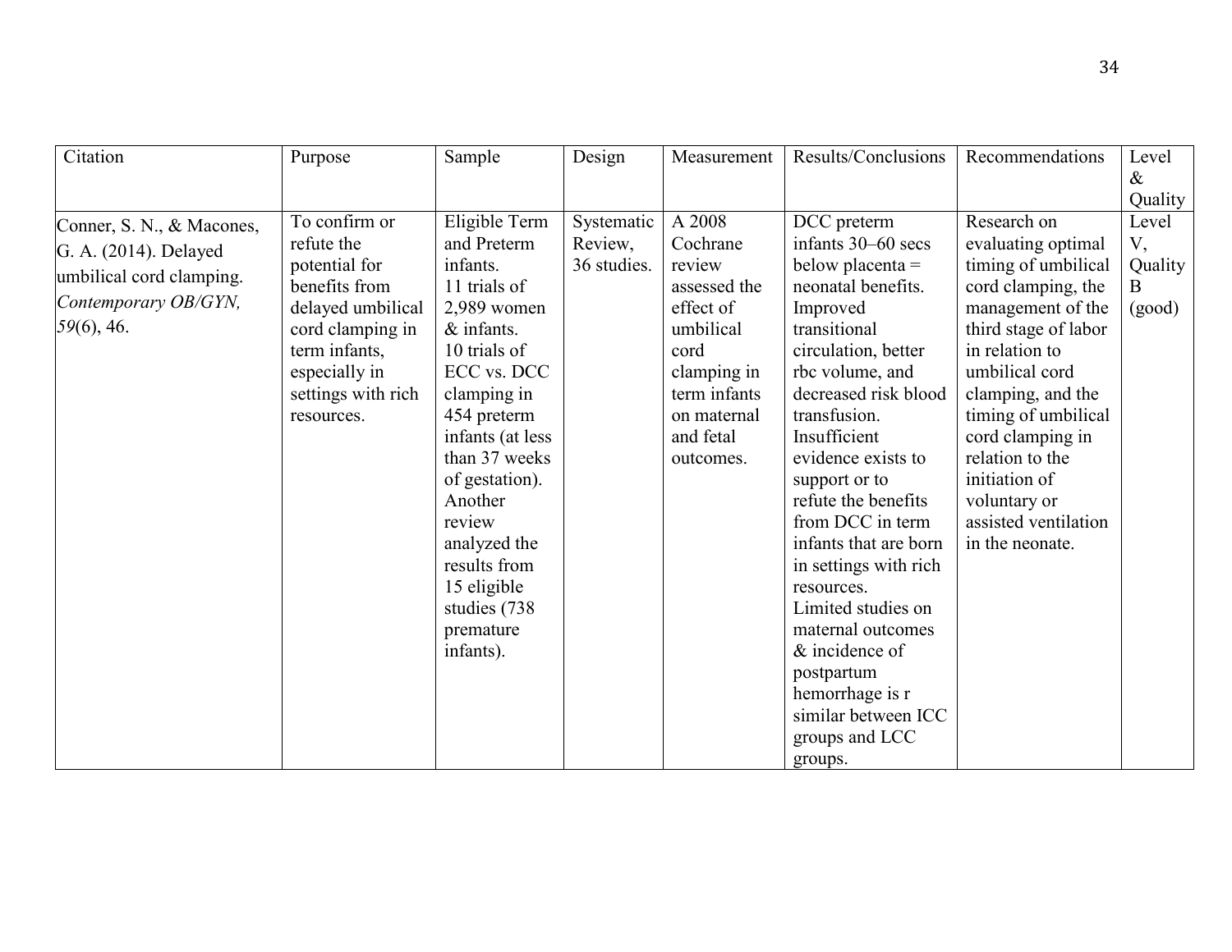| Citation | Purpose | Sample | Design | Measurement | Results/Conclusions | Recommendations | Level & Quality |
|---|---|---|---|---|---|---|---|
| Conner, S. N., & Macones, G. A. (2014). Delayed umbilical cord clamping. *Contemporary OB/GYN, 59*(6), 46. | To confirm or refute the potential for benefits from delayed umbilical cord clamping in term infants, especially in settings with rich resources. | Eligible Term and Preterm infants. 11 trials of 2,989 women & infants. 10 trials of ECC vs. DCC clamping in 454 preterm infants (at less than 37 weeks of gestation). Another review analyzed the results from 15 eligible studies (738 premature infants). | Systematic Review, 36 studies. | A 2008 Cochrane review assessed the effect of umbilical cord clamping in term infants on maternal and fetal outcomes. | DCC preterm infants 30–60 secs below placenta = neonatal benefits. Improved transitional circulation, better rbc volume, and decreased risk blood transfusion. Insufficient evidence exists to support or to refute the benefits from DCC in term infants that are born in settings with rich resources. Limited studies on maternal outcomes & incidence of postpartum hemorrhage is r similar between ICC groups and LCC groups. | Research on evaluating optimal timing of umbilical cord clamping, the management of the third stage of labor in relation to umbilical cord clamping, and the timing of umbilical cord clamping in relation to the initiation of voluntary or assisted ventilation in the neonate. | Level V, Quality B (good) |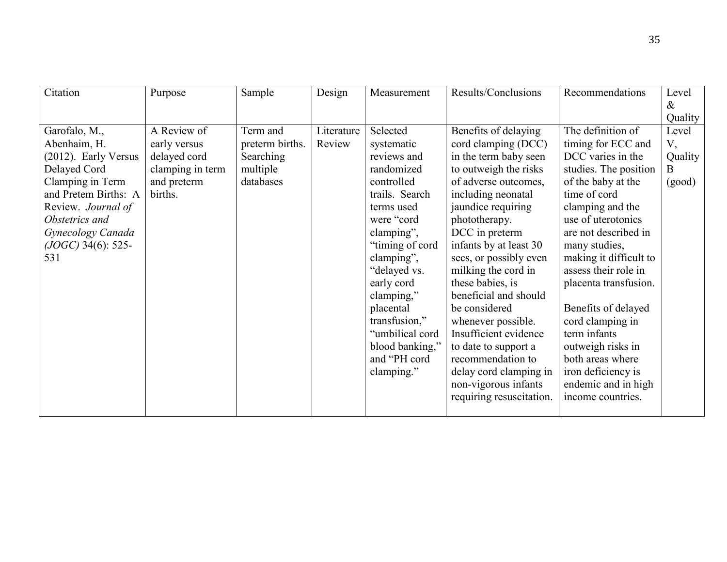| Citation | Purpose | Sample | Design | Measurement | Results/Conclusions | Recommendations | Level & Quality |
|---|---|---|---|---|---|---|---|
| Garofalo, M., Abenhaim, H. (2012). Early Versus Delayed Cord Clamping in Term and Pretem Births: A Review. *Journal of Obstetrics and Gynecology Canada (JOGC)* 34(6): 525-531 | A Review of early versus delayed cord clamping in term and preterm births. | Term and preterm births. Searching multiple databases | Literature Review | Selected systematic reviews and randomized controlled trails. Search terms used were "cord clamping", "timing of cord clamping", "delayed vs. early cord clamping," placental transfusion," "umbilical cord blood banking," and "PH cord clamping." | Benefits of delaying cord clamping (DCC) in the term baby seen to outweigh the risks of adverse outcomes, including neonatal jaundice requiring phototherapy. DCC in preterm infants by at least 30 secs, or possibly even milking the cord in these babies, is beneficial and should be considered whenever possible. Insufficient evidence to date to support a recommendation to delay cord clamping in non-vigorous infants requiring resuscitation. | The definition of timing for ECC and DCC varies in the studies. The position of the baby at the time of cord clamping and the use of uterotonics are not described in many studies, making it difficult to assess their role in placenta transfusion.<br><br>Benefits of delayed cord clamping in term infants outweigh risks in both areas where iron deficiency is endemic and in high income countries. | Level V, Quality B (good) |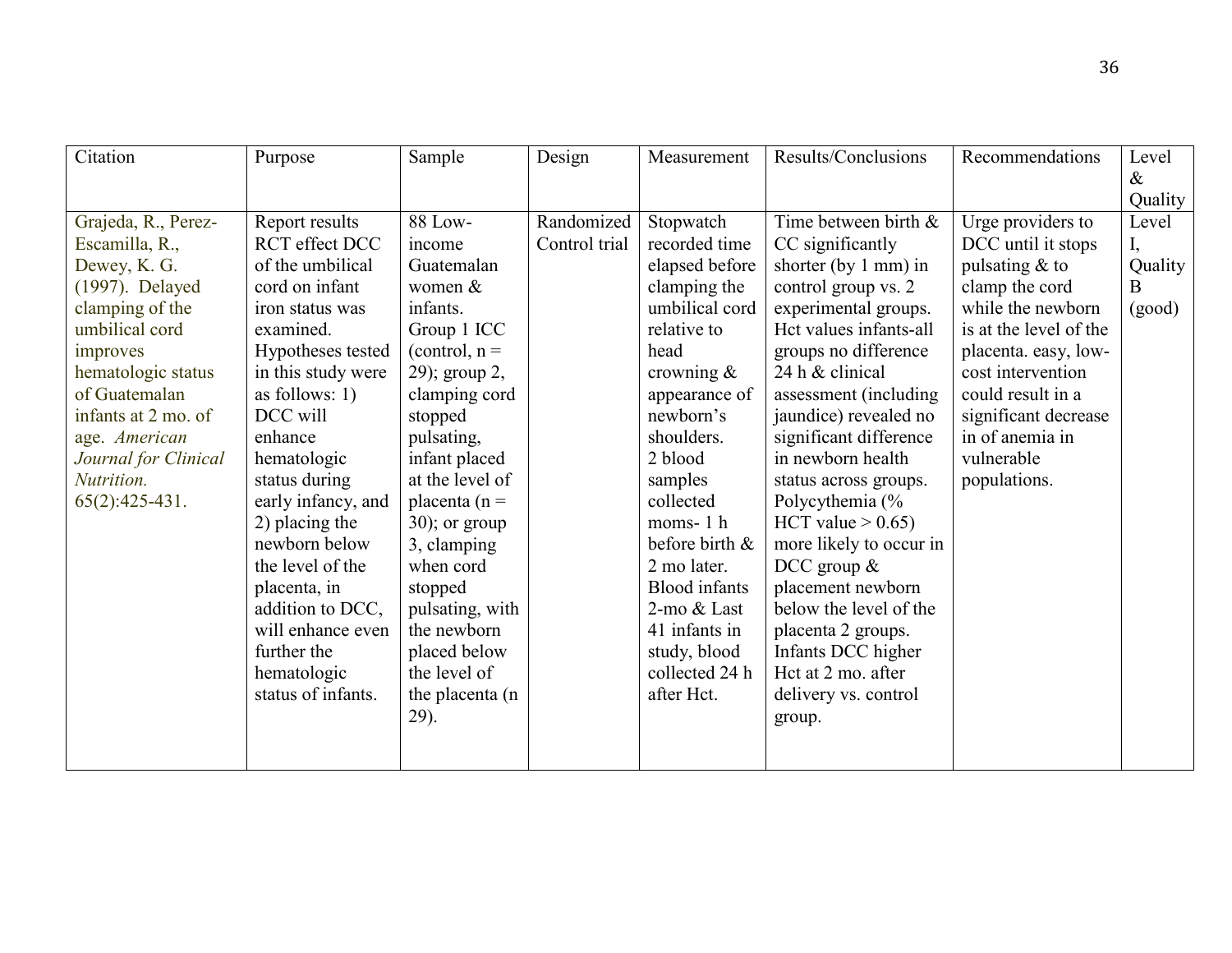| Citation | Purpose | Sample | Design | Measurement | Results/Conclusions | Recommendations | Level & Quality |
|---|---|---|---|---|---|---|---|
| Grajeda, R., Perez-Escamilla, R., Dewey, K. G. (1997). Delayed clamping of the umbilical cord improves hematologic status of Guatemalan infants at 2 mo. of age. *American Journal for Clinical Nutrition.* 65(2):425-431. | Report results RCT effect DCC of the umbilical cord on infant iron status was examined. Hypotheses tested in this study were as follows: 1) DCC will enhance hematologic status during early infancy, and 2) placing the newborn below the level of the placenta, in addition to DCC, will enhance even further the hematologic status of infants. | 88 Low-income Guatemalan women & infants. Group 1 ICC (control, n = 29); group 2, clamping cord stopped pulsating, infant placed at the level of placenta (n = 30); or group 3, clamping when cord stopped pulsating, with the newborn placed below the level of the placenta (n 29). | Randomized Control trial | Stopwatch recorded time elapsed before clamping the umbilical cord relative to head crowning & appearance of newborn's shoulders. 2 blood samples collected moms- 1 h before birth & 2 mo later. Blood infants 2-mo & Last 41 infants in study, blood collected 24 h after Hct. | Time between birth & CC significantly shorter (by 1 mm) in control group vs. 2 experimental groups. Hct values infants-all groups no difference 24 h & clinical assessment (including jaundice) revealed no significant difference in newborn health status across groups. Polycythemia (% HCT value > 0.65) more likely to occur in DCC group & placement newborn below the level of the placenta 2 groups. Infants DCC higher Hct at 2 mo. after delivery vs. control group. | Urge providers to DCC until it stops pulsating & to clamp the cord while the newborn is at the level of the placenta. easy, low-cost intervention could result in a significant decrease in of anemia in vulnerable populations. | Level I, Quality B (good) |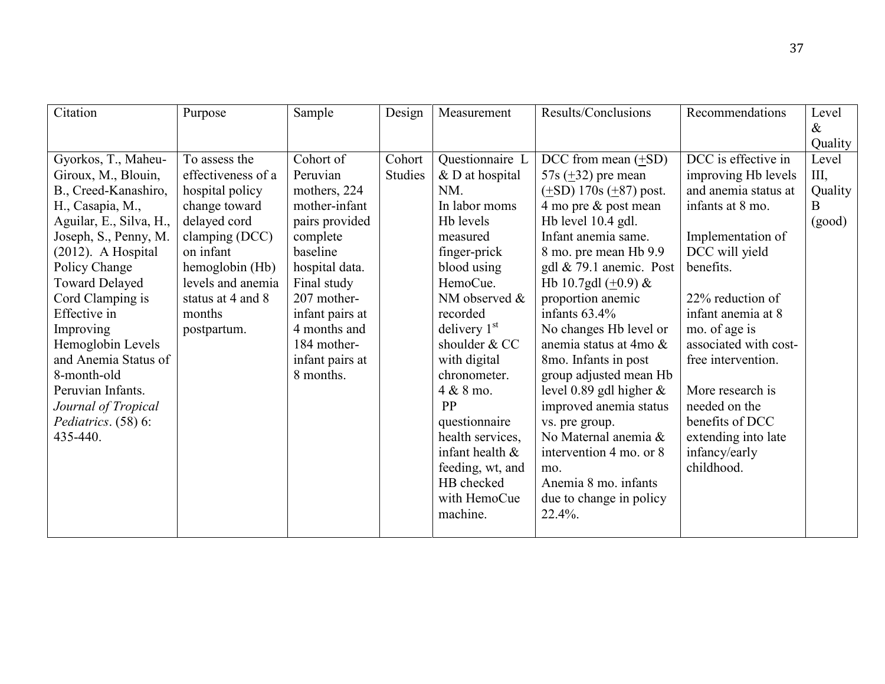| Citation | Purpose | Sample | Design | Measurement | Results/Conclusions | Recommendations | Level & Quality |
|---|---|---|---|---|---|---|---|
| Gyorkos, T., Maheu-Giroux, M., Blouin, B., Creed-Kanashiro, H., Casapia, M., Aguilar, E., Silva, H., Joseph, S., Penny, M. (2012). A Hospital Policy Change Toward Delayed Cord Clamping is Effective in Improving Hemoglobin Levels and Anemia Status of 8-month-old Peruvian Infants. *Journal of Tropical Pediatrics*. (58) 6: 435-440. | To assess the effectiveness of a hospital policy change toward delayed cord clamping (DCC) on infant hemoglobin (Hb) levels and anemia status at 4 and 8 months postpartum. | Cohort of Peruvian mothers, 224 mother-infant pairs provided complete baseline hospital data. Final study 207 mother-infant pairs at 4 months and 184 mother-infant pairs at 8 months. | Cohort Studies | Questionnaire L & D at hospital NM. In labor moms Hb levels measured finger-prick blood using HemoCue. NM observed & recorded delivery 1st shoulder & CC with digital chronometer. 4 & 8 mo. PP questionnaire health services, infant health & feeding, wt, and HB checked with HemoCue machine. | DCC from mean (±SD) 57s (±32) pre mean (±SD) 170s (±87) post. 4 mo pre & post mean Hb level 10.4 gdl. Infant anemia same. 8 mo. pre mean Hb 9.9 gdl & 79.1 anemic. Post Hb 10.7gdl (±0.9) & proportion anemic infants 63.4% No changes Hb level or anemia status at 4mo & 8mo. Infants in post group adjusted mean Hb level 0.89 gdl higher & improved anemia status vs. pre group. No Maternal anemia & intervention 4 mo. or 8 mo. Anemia 8 mo. infants due to change in policy 22.4%. | DCC is effective in improving Hb levels and anemia status at infants at 8 mo.<br><br>Implementation of DCC will yield benefits.<br><br>22% reduction of infant anemia at 8 mo. of age is associated with cost-free intervention.<br><br>More research is needed on the benefits of DCC extending into late infancy/early childhood. | Level III, Quality B (good) |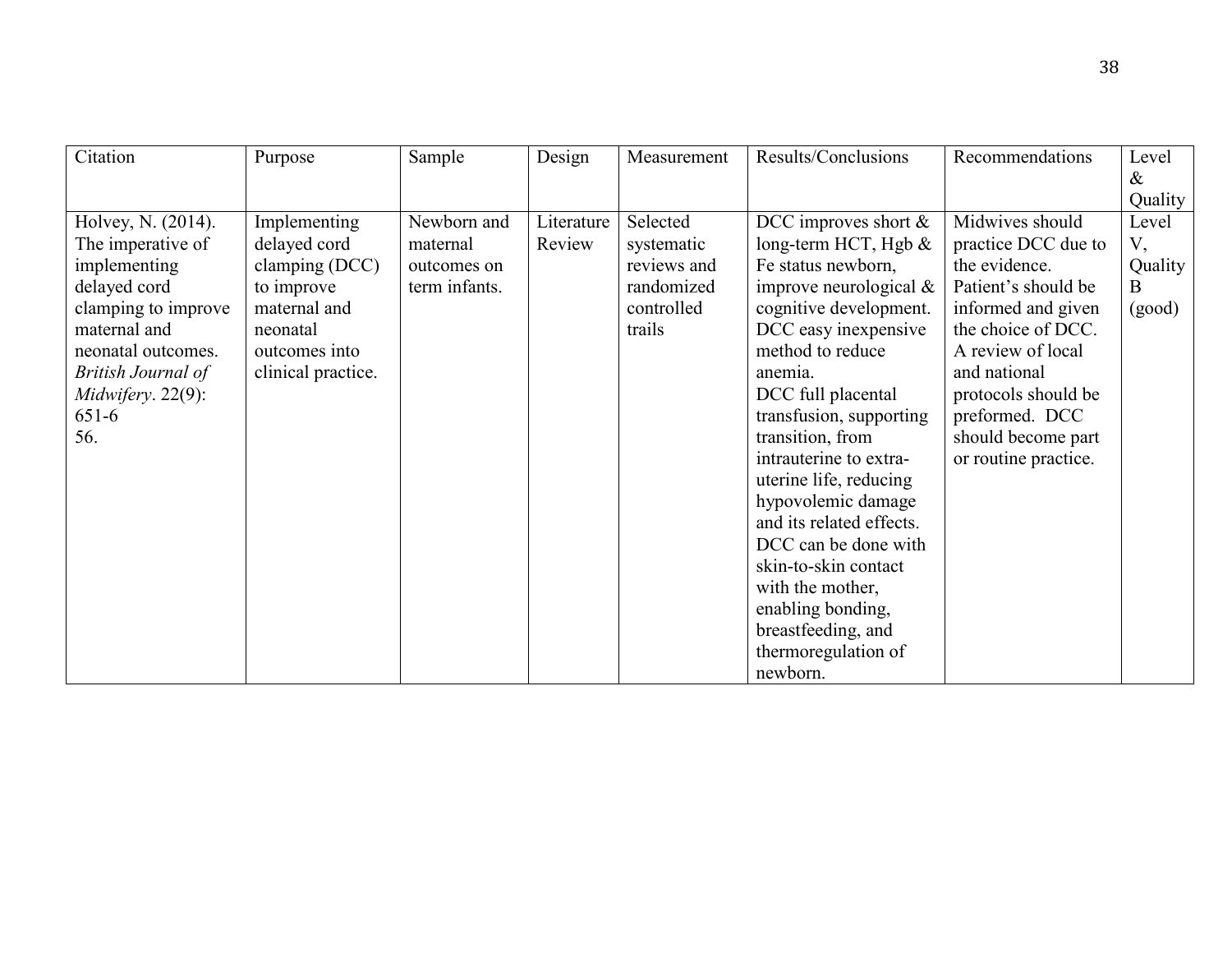| Citation | Purpose | Sample | Design | Measurement | Results/Conclusions | Recommendations | Level & Quality |
|---|---|---|---|---|---|---|---|
| Holvey, N. (2014). The imperative of implementing delayed cord clamping to improve maternal and neonatal outcomes. *British Journal of Midwifery*. 22(9): 651-656. | Implementing delayed cord clamping (DCC) to improve maternal and neonatal outcomes into clinical practice. | Newborn and maternal outcomes on term infants. | Literature Review | Selected systematic reviews and randomized controlled trails | DCC improves short & long-term HCT, Hgb & Fe status newborn, improve neurological & cognitive development. DCC easy inexpensive method to reduce anemia. DCC full placental transfusion, supporting transition, from intrauterine to extra-uterine life, reducing hypovolemic damage and its related effects. DCC can be done with skin-to-skin contact with the mother, enabling bonding, breastfeeding, and thermoregulation of newborn. | Midwives should practice DCC due to the evidence. Patient's should be informed and given the choice of DCC. A review of local and national protocols should be preformed. DCC should become part or routine practice. | Level V, Quality B (good) |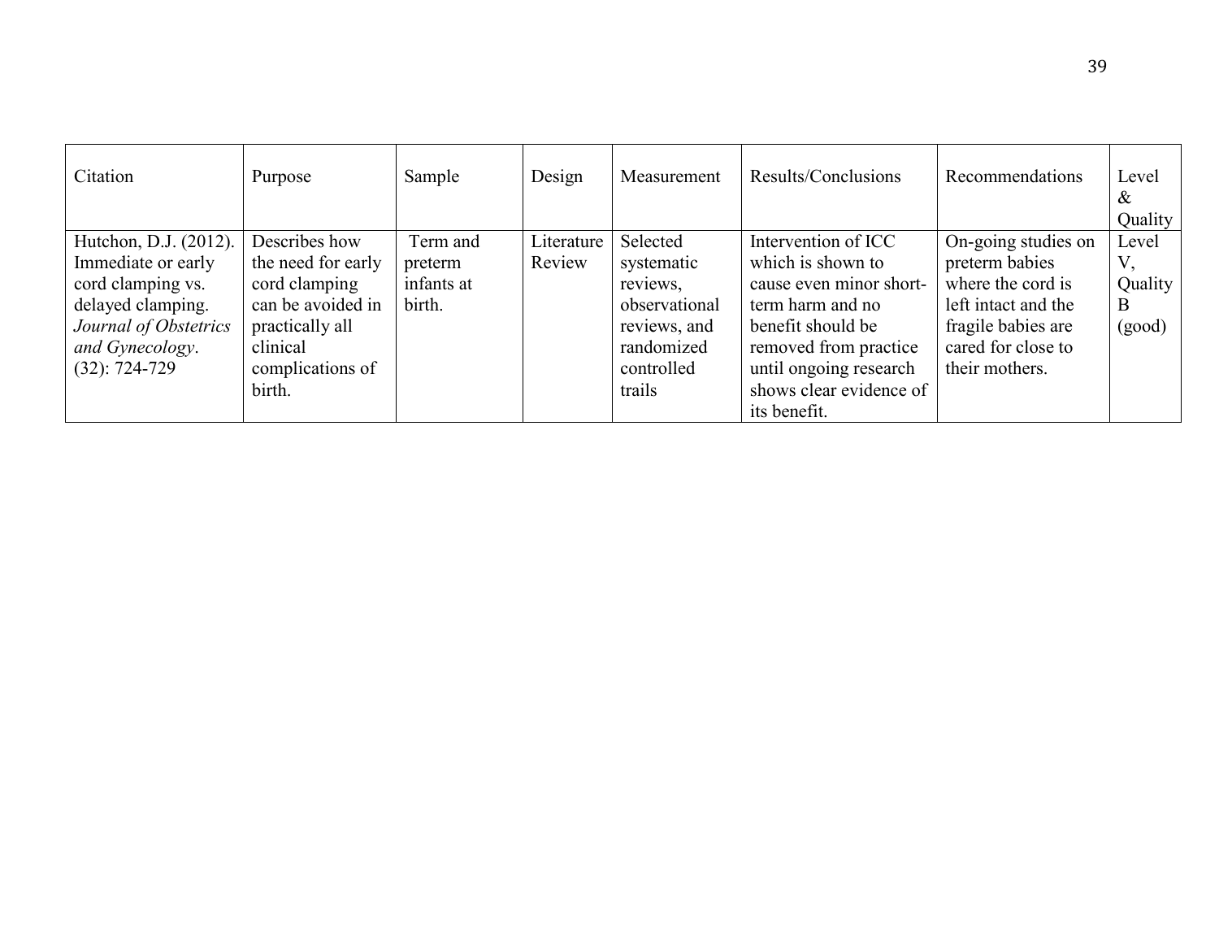| Citation | Purpose | Sample | Design | Measurement | Results/Conclusions | Recommendations | Level & Quality |
|---|---|---|---|---|---|---|---|
| Hutchon, D.J. (2012). Immediate or early cord clamping vs. delayed clamping. *Journal of Obstetrics and Gynecology*. (32): 724-729 | Describes how the need for early cord clamping can be avoided in practically all clinical complications of birth. | Term and preterm infants at birth. | Literature Review | Selected systematic reviews, observational reviews, and randomized controlled trails | Intervention of ICC which is shown to cause even minor short-term harm and no benefit should be removed from practice until ongoing research shows clear evidence of its benefit. | On-going studies on preterm babies where the cord is left intact and the fragile babies are cared for close to their mothers. | Level V, Quality B (good) |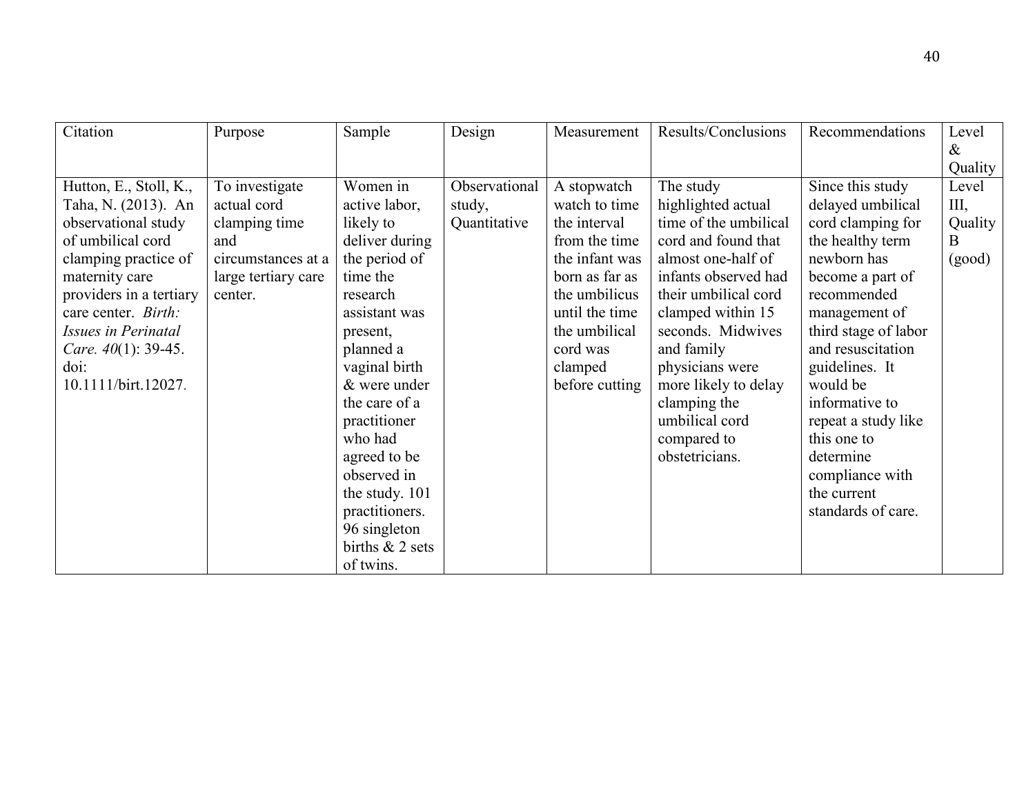| Citation | Purpose | Sample | Design | Measurement | Results/Conclusions | Recommendations | Level & Quality |
|---|---|---|---|---|---|---|---|
| Hutton, E., Stoll, K., Taha, N. (2013). An observational study of umbilical cord clamping practice of maternity care providers in a tertiary care center. *Birth: Issues in Perinatal Care. 40*(1): 39-45. doi: 10.1111/birt.12027. | To investigate actual cord clamping time and circumstances at a large tertiary care center. | Women in active labor, likely to deliver during the period of time the research assistant was present, planned a vaginal birth & were under the care of a practitioner who had agreed to be observed in the study. 101 practitioners. 96 singleton births & 2 sets of twins. | Observational study, Quantitative | A stopwatch watch to time the interval from the time the infant was born as far as the umbilicus until the time the umbilical cord was clamped before cutting | The study highlighted actual time of the umbilical cord and found that almost one-half of infants observed had their umbilical cord clamped within 15 seconds. Midwives and family physicians were more likely to delay clamping the umbilical cord compared to obstetricians. | Since this study delayed umbilical cord clamping for the healthy term newborn has become a part of recommended management of third stage of labor and resuscitation guidelines. It would be informative to repeat a study like this one to determine compliance with the current standards of care. | Level III, Quality B (good) |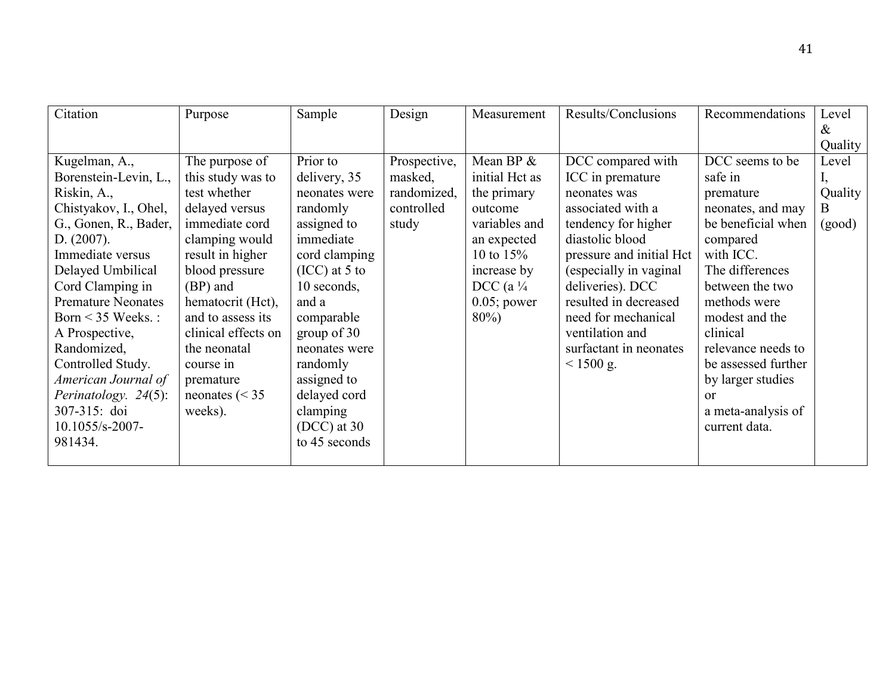| Citation | Purpose | Sample | Design | Measurement | Results/Conclusions | Recommendations | Level & Quality |
|---|---|---|---|---|---|---|---|
| Kugelman, A., Borenstein-Levin, L., Riskin, A., Chistyakov, I., Ohel, G., Gonen, R., Bader, D. (2007). Immediate versus Delayed Umbilical Cord Clamping in Premature Neonates Born < 35 Weeks. : A Prospective, Randomized, Controlled Study. *American Journal of Perinatology. 24*(5): 307-315: doi 10.1055/s-2007-981434. | The purpose of this study was to test whether delayed versus immediate cord clamping would result in higher blood pressure (BP) and hematocrit (Hct), and to assess its clinical effects on the neonatal course in premature neonates (< 35 weeks). | Prior to delivery, 35 neonates were randomly assigned to immediate cord clamping (ICC) at 5 to 10 seconds, and a comparable group of 30 neonates were randomly assigned to delayed cord clamping (DCC) at 30 to 45 seconds | Prospective, masked, randomized, controlled study | Mean BP & initial Hct as the primary outcome variables and an expected 10 to 15% increase by DCC (a ¼ 0.05; power 80%) | DCC compared with ICC in premature neonates was associated with a tendency for higher diastolic blood pressure and initial Hct (especially in vaginal deliveries). DCC resulted in decreased need for mechanical ventilation and surfactant in neonates < 1500 g. | DCC seems to be safe in premature neonates, and may be beneficial when compared with ICC. The differences between the two methods were modest and the clinical relevance needs to be assessed further by larger studies or a meta-analysis of current data. | Level I, Quality B (good) |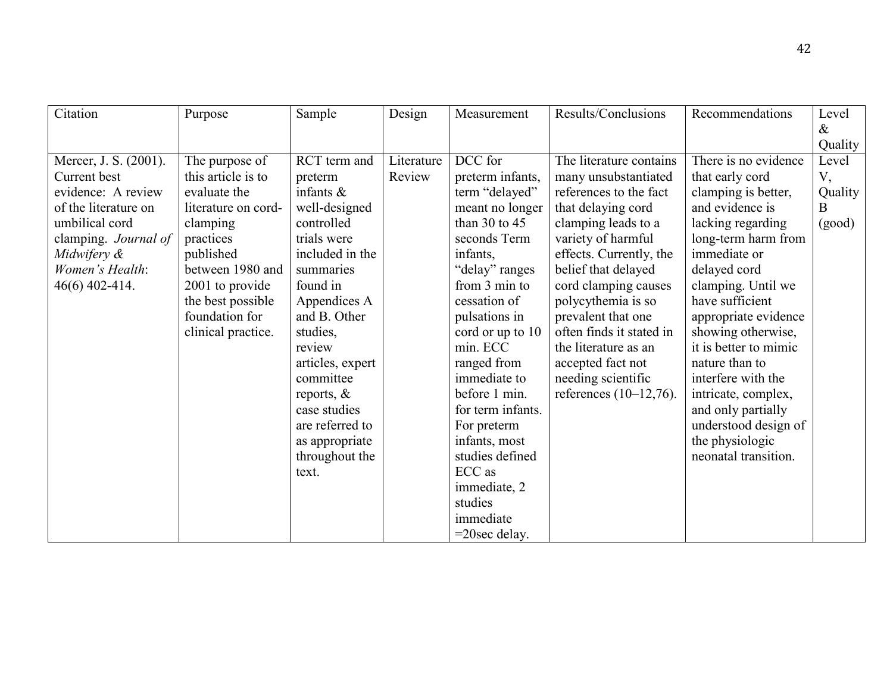| Citation | Purpose | Sample | Design | Measurement | Results/Conclusions | Recommendations | Level & Quality |
|---|---|---|---|---|---|---|---|
| Mercer, J. S. (2001). Current best evidence: A review of the literature on umbilical cord clamping. *Journal of Midwifery & Women's Health*: 46(6) 402-414. | The purpose of this article is to evaluate the literature on cord-clamping practices published between 1980 and 2001 to provide the best possible foundation for clinical practice. | RCT term and preterm infants & well-designed controlled trials were included in the summaries found in Appendices A and B. Other studies, review articles, expert committee reports, & case studies are referred to as appropriate throughout the text. | Literature Review | DCC for preterm infants, term "delayed" meant no longer than 30 to 45 seconds Term infants, "delay" ranges from 3 min to cessation of pulsations in cord or up to 10 min. ECC ranged from immediate to before 1 min. for term infants. For preterm infants, most studies defined ECC as immediate, 2 studies immediate =20sec delay. | The literature contains many unsubstantiated references to the fact that delaying cord clamping leads to a variety of harmful effects. Currently, the belief that delayed cord clamping causes polycythemia is so prevalent that one often finds it stated in the literature as an accepted fact not needing scientific references (10–12,76). | There is no evidence that early cord clamping is better, and evidence is lacking regarding long-term harm from immediate or delayed cord clamping. Until we have sufficient appropriate evidence showing otherwise, it is better to mimic nature than to interfere with the intricate, complex, and only partially understood design of the physiologic neonatal transition. | Level V, Quality B (good) |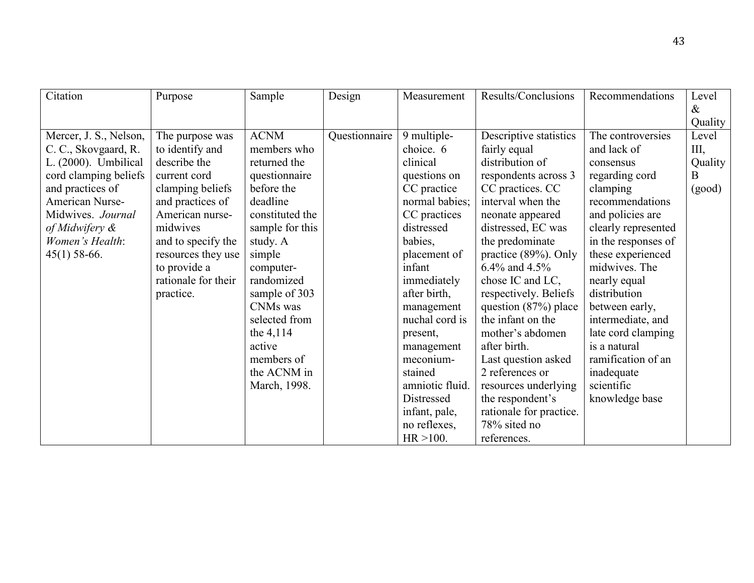| Citation | Purpose | Sample | Design | Measurement | Results/Conclusions | Recommendations | Level & Quality |
|---|---|---|---|---|---|---|---|
| Mercer, J. S., Nelson, C. C., Skovgaard, R. L. (2000). Umbilical cord clamping beliefs and practices of American Nurse-Midwives. *Journal of Midwifery & Women's Health*: 45(1) 58-66. | The purpose was to identify and describe the current cord clamping beliefs and practices of American nurse-midwives and to specify the resources they use to provide a rationale for their practice. | ACNM members who returned the questionnaire before the deadline constituted the sample for this study. A simple computer-randomized sample of 303 CNMs was selected from the 4,114 active members of the ACNM in March, 1998. | Questionnaire | 9 multiple-choice. 6 clinical questions on CC practice normal babies; CC practices distressed babies, placement of infant immediately after birth, management nuchal cord is present, management meconium-stained amniotic fluid. Distressed infant, pale, no reflexes, HR >100. | Descriptive statistics fairly equal distribution of respondents across 3 CC practices. CC interval when the neonate appeared distressed, EC was the predominate practice (89%). Only 6.4% and 4.5% chose IC and LC, respectively. Beliefs question (87%) place the infant on the mother's abdomen after birth. Last question asked 2 references or resources underlying the respondent's rationale for practice. 78% sited no references. | The controversies and lack of consensus regarding cord clamping recommendations and policies are clearly represented in the responses of these experienced midwives. The nearly equal distribution between early, intermediate, and late cord clamping is a natural ramification of an inadequate scientific knowledge base | Level III, Quality B (good) |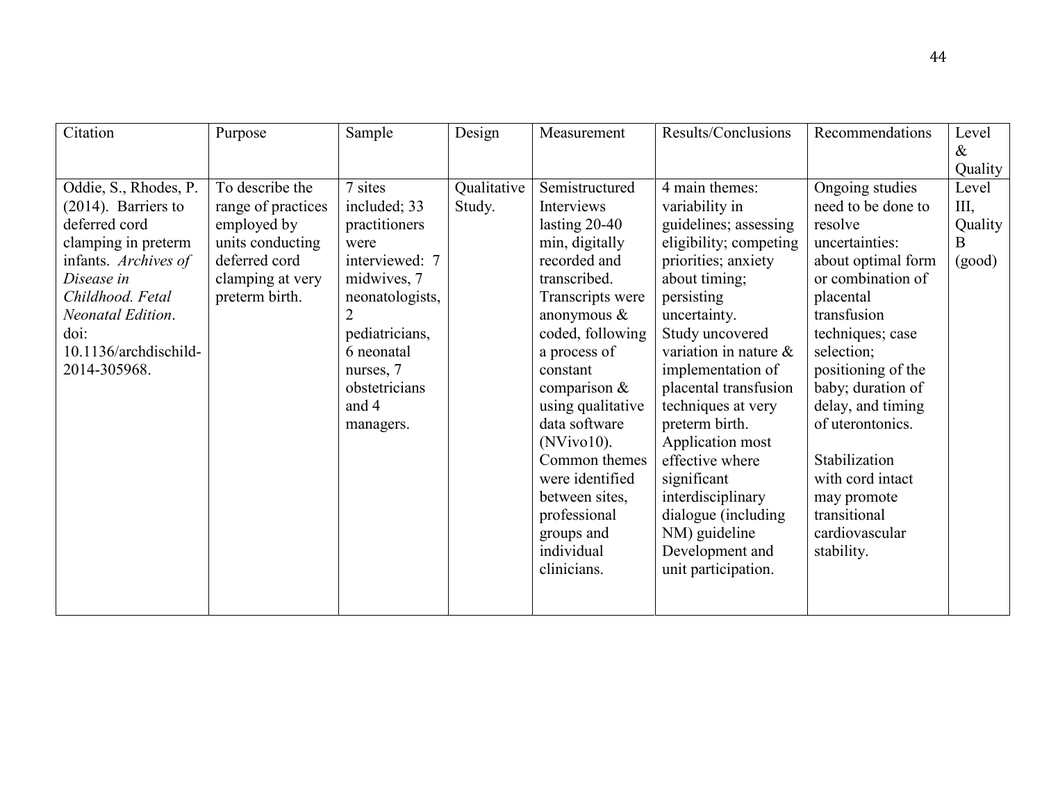| Citation | Purpose | Sample | Design | Measurement | Results/Conclusions | Recommendations | Level & Quality |
|---|---|---|---|---|---|---|---|
| Oddie, S., Rhodes, P. (2014). Barriers to deferred cord clamping in preterm infants. *Archives of Disease in Childhood. Fetal Neonatal Edition*. doi: 10.1136/archdischild-2014-305968. | To describe the range of practices employed by units conducting deferred cord clamping at very preterm birth. | 7 sites included; 33 practitioners were interviewed: 7 midwives, 7 neonatologists, 2 pediatricians, 6 neonatal nurses, 7 obstetricians and 4 managers. | Qualitative Study. | Semistructured Interviews lasting 20-40 min, digitally recorded and transcribed. Transcripts were anonymous & coded, following a process of constant comparison & using qualitative data software (NVivo10). Common themes were identified between sites, professional groups and individual clinicians. | 4 main themes: variability in guidelines; assessing eligibility; competing priorities; anxiety about timing; persisting uncertainty. Study uncovered variation in nature & implementation of placental transfusion techniques at very preterm birth. Application most effective where significant interdisciplinary dialogue (including NM) guideline Development and unit participation. | Ongoing studies need to be done to resolve uncertainties: about optimal form or combination of placental transfusion techniques; case selection; positioning of the baby; duration of delay, and timing of uterontonics. <br><br> Stabilization with cord intact may promote transitional cardiovascular stability. | Level III, Quality B (good) |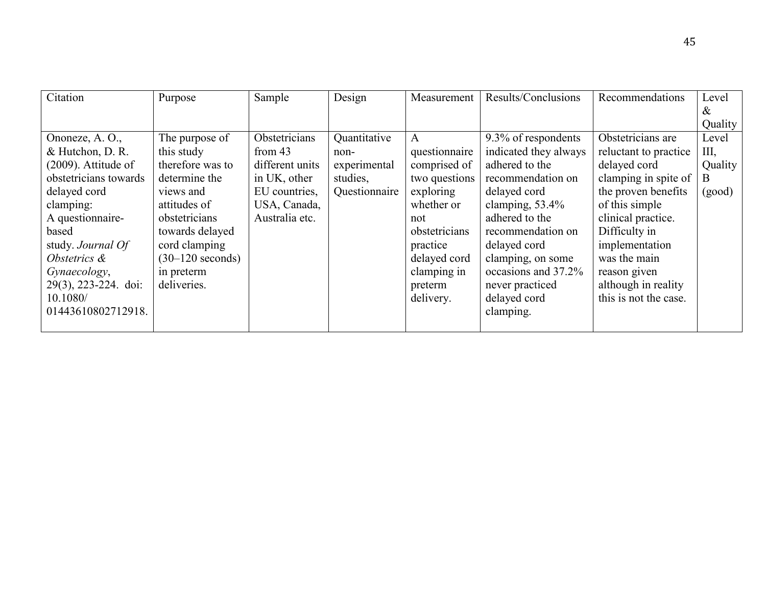| Citation | Purpose | Sample | Design | Measurement | Results/Conclusions | Recommendations | Level & Quality |
|---|---|---|---|---|---|---|---|
| Ononeze, A. O., & Hutchon, D. R. (2009). Attitude of obstetricians towards delayed cord clamping: A questionnaire-based study. *Journal Of Obstetrics & Gynaecology*, 29(3), 223-224. doi: 10.1080/ 01443610802712918. | The purpose of this study therefore was to determine the views and attitudes of obstetricians towards delayed cord clamping (30–120 seconds) in preterm deliveries. | Obstetricians from 43 different units in UK, other EU countries, USA, Canada, Australia etc. | Quantitative non-experimental studies, Questionnaire | A questionnaire comprised of two questions exploring whether or not obstetricians practice delayed cord clamping in preterm delivery. | 9.3% of respondents indicated they always adhered to the recommendation on delayed cord clamping, 53.4% adhered to the recommendation on delayed cord clamping, on some occasions and 37.2% never practiced delayed cord clamping. | Obstetricians are reluctant to practice delayed cord clamping in spite of the proven benefits of this simple clinical practice. Difficulty in implementation was the main reason given although in reality this is not the case. | Level III, Quality B (good) |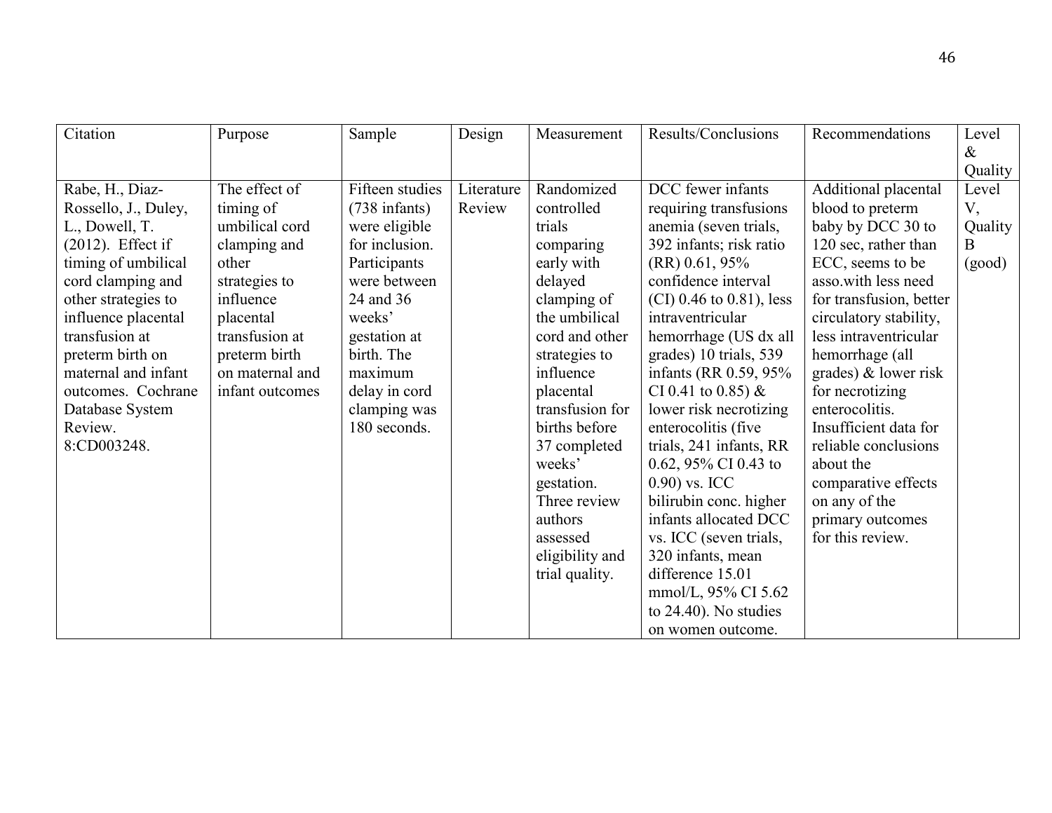| Citation | Purpose | Sample | Design | Measurement | Results/Conclusions | Recommendations | Level & Quality |
|---|---|---|---|---|---|---|---|
| Rabe, H., Diaz-Rossello, J., Duley, L., Dowell, T. (2012). Effect if timing of umbilical cord clamping and other strategies to influence placental transfusion at preterm birth on maternal and infant outcomes. Cochrane Database System Review. 8:CD003248. | The effect of timing of umbilical cord clamping and other strategies to influence placental transfusion at preterm birth on maternal and infant outcomes | Fifteen studies (738 infants) were eligible for inclusion. Participants were between 24 and 36 weeks' gestation at birth. The maximum delay in cord clamping was 180 seconds. | Literature Review | Randomized controlled trials comparing early with delayed clamping of the umbilical cord and other strategies to influence placental transfusion for births before 37 completed weeks' gestation. Three review authors assessed eligibility and trial quality. | DCC fewer infants requiring transfusions anemia (seven trials, 392 infants; risk ratio (RR) 0.61, 95% confidence interval (CI) 0.46 to 0.81), less intraventricular hemorrhage (US dx all grades) 10 trials, 539 infants (RR 0.59, 95% CI 0.41 to 0.85) & lower risk necrotizing enterocolitis (five trials, 241 infants, RR 0.62, 95% CI 0.43 to 0.90) vs. ICC bilirubin conc. higher infants allocated DCC vs. ICC (seven trials, 320 infants, mean difference 15.01 mmol/L, 95% CI 5.62 to 24.40). No studies on women outcome. | Additional placental blood to preterm baby by DCC 30 to 120 sec, rather than ECC, seems to be asso.with less need for transfusion, better circulatory stability, less intraventricular hemorrhage (all grades) & lower risk for necrotizing enterocolitis. Insufficient data for reliable conclusions about the comparative effects on any of the primary outcomes for this review. | Level V, Quality B (good) |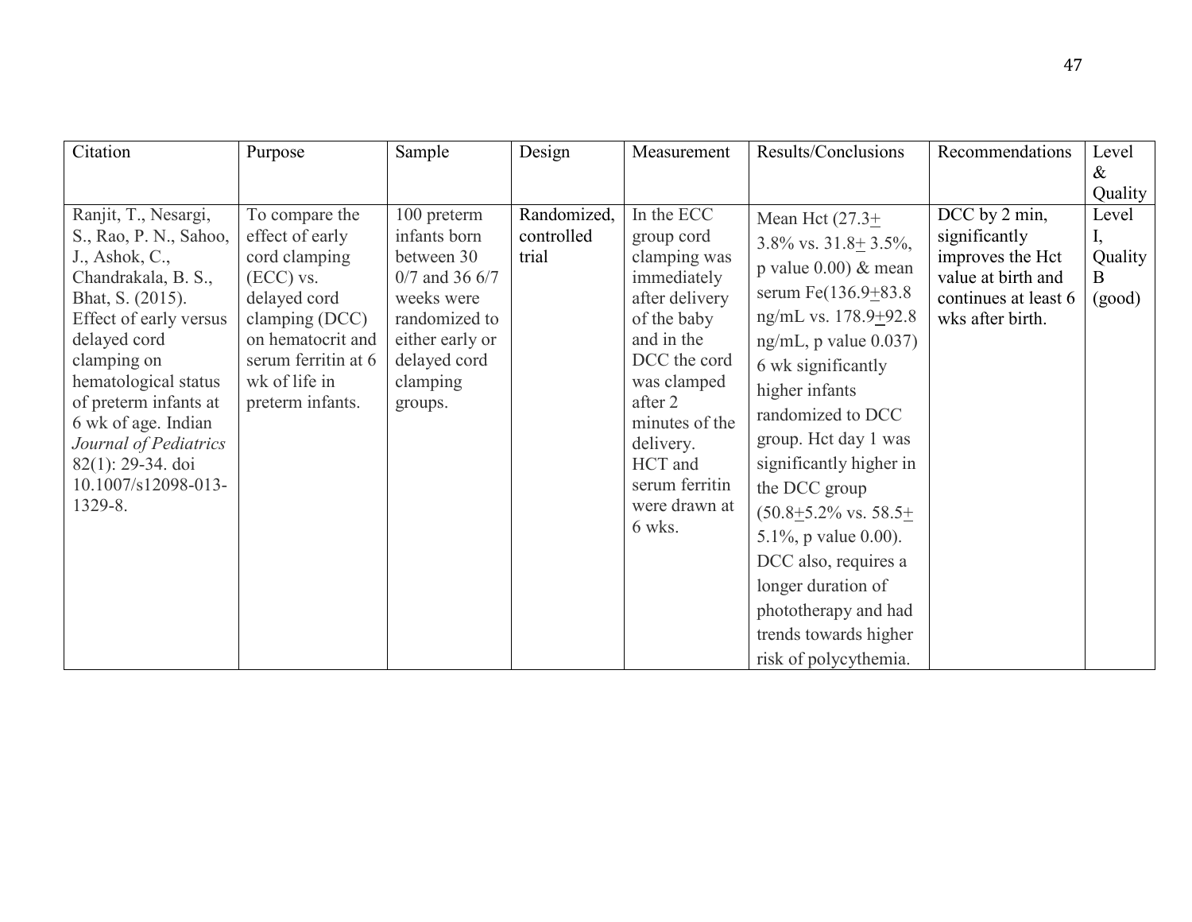| Citation | Purpose | Sample | Design | Measurement | Results/Conclusions | Recommendations | Level & Quality |
|---|---|---|---|---|---|---|---|
| Ranjit, T., Nesargi, S., Rao, P. N., Sahoo, J., Ashok, C., Chandrakala, B. S., Bhat, S. (2015). Effect of early versus delayed cord clamping on hematological status of preterm infants at 6 wk of age. Indian *Journal of Pediatrics* 82(1): 29-34. doi 10.1007/s12098-013-1329-8. | To compare the effect of early cord clamping (ECC) vs. delayed cord clamping (DCC) on hematocrit and serum ferritin at 6 wk of life in preterm infants. | 100 preterm infants born between 30 0/7 and 36 6/7 weeks were randomized to either early or delayed cord clamping groups. | Randomized, controlled trial | In the ECC group cord clamping was immediately after delivery of the baby and in the DCC the cord was clamped after 2 minutes of the delivery. HCT and serum ferritin were drawn at 6 wks. | Mean Hct (27.3± 3.8% vs. 31.8± 3.5%, p value 0.00) & mean serum Fe(136.9±83.8 ng/mL vs. 178.9±92.8 ng/mL, p value 0.037) 6 wk significantly higher infants randomized to DCC group. Hct day 1 was significantly higher in the DCC group (50.8±5.2% vs. 58.5± 5.1%, p value 0.00). DCC also, requires a longer duration of phototherapy and had trends towards higher risk of polycythemia. | DCC by 2 min, significantly improves the Hct value at birth and continues at least 6 wks after birth. | Level I, Quality B (good) |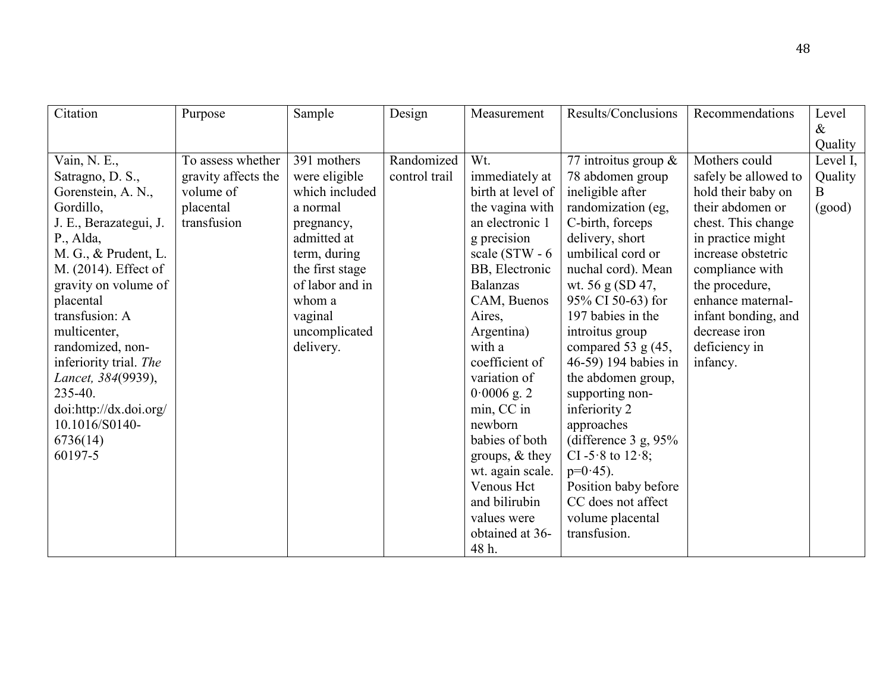| Citation | Purpose | Sample | Design | Measurement | Results/Conclusions | Recommendations | Level & Quality |
|---|---|---|---|---|---|---|---|
| Vain, N. E., Satragno, D. S., Gorenstein, A. N., Gordillo, J. E., Berazategui, J. P., Alda, M. G., & Prudent, L. M. (2014). Effect of gravity on volume of placental transfusion: A multicenter, randomized, non-inferiority trial. *The Lancet, 384*(9939), 235-40. doi:http://dx.doi.org/10.1016/S0140-6736(14) 60197-5 | To assess whether gravity affects the volume of placental transfusion | 391 mothers were eligible which included a normal pregnancy, admitted at term, during the first stage of labor and in whom a vaginal uncomplicated delivery. | Randomized control trail | Wt. immediately at birth at level of the vagina with an electronic 1 g precision scale (STW - 6 BB, Electronic Balanzas CAM, Buenos Aires, Argentina) with a coefficient of variation of 0·0006 g. 2 min, CC in newborn babies of both groups, & they wt. again scale. Venous Hct and bilirubin values were obtained at 36-48 h. | 77 introitus group & 78 abdomen group ineligible after randomization (eg, C-birth, forceps delivery, short umbilical cord or nuchal cord). Mean wt. 56 g (SD 47, 95% CI 50-63) for 197 babies in the introitus group compared 53 g (45, 46-59) 194 babies in the abdomen group, supporting non-inferiority 2 approaches (difference 3 g, 95% CI -5·8 to 12·8; p=0·45). Position baby before CC does not affect volume placental transfusion. | Mothers could safely be allowed to hold their baby on their abdomen or chest. This change in practice might increase obstetric compliance with the procedure, enhance maternal-infant bonding, and decrease iron deficiency in infancy. | Level I, Quality B (good) |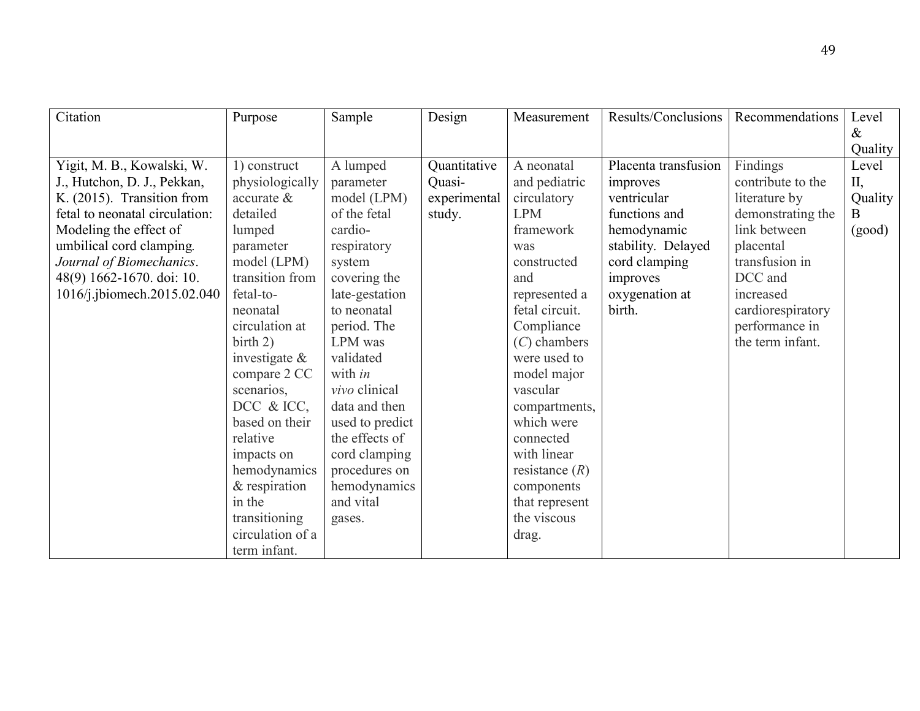| Citation | Purpose | Sample | Design | Measurement | Results/Conclusions | Recommendations | Level & Quality |
|---|---|---|---|---|---|---|---|
| Yigit, M. B., Kowalski, W. J., Hutchon, D. J., Pekkan, K. (2015). Transition from fetal to neonatal circulation: Modeling the effect of umbilical cord clamping. *Journal of Biomechanics*. 48(9) 1662-1670. doi: 10. 1016/j.jbiomech.2015.02.040 | 1) construct physiologically accurate & detailed lumped parameter model (LPM) transition from fetal-to-neonatal circulation at birth 2) investigate & compare 2 CC scenarios, DCC & ICC, based on their relative impacts on hemodynamics & respiration in the transitioning circulation of a term infant. | A lumped parameter model (LPM) of the fetal cardio-respiratory system covering the late-gestation to neonatal period. The LPM was validated with *in vivo* clinical data and then used to predict the effects of cord clamping procedures on hemodynamics and vital gases. | Quantitative Quasi-experimental study. | A neonatal and pediatric circulatory LPM framework was constructed and represented a fetal circuit. Compliance (*C*) chambers were used to model major vascular compartments, which were connected with linear resistance (*R*) components that represent the viscous drag. | Placenta transfusion improves ventricular functions and hemodynamic stability. Delayed cord clamping improves oxygenation at birth. | Findings contribute to the literature by demonstrating the link between placental transfusion in DCC and increased cardiorespiratory performance in the term infant. | Level II, Quality B (good) |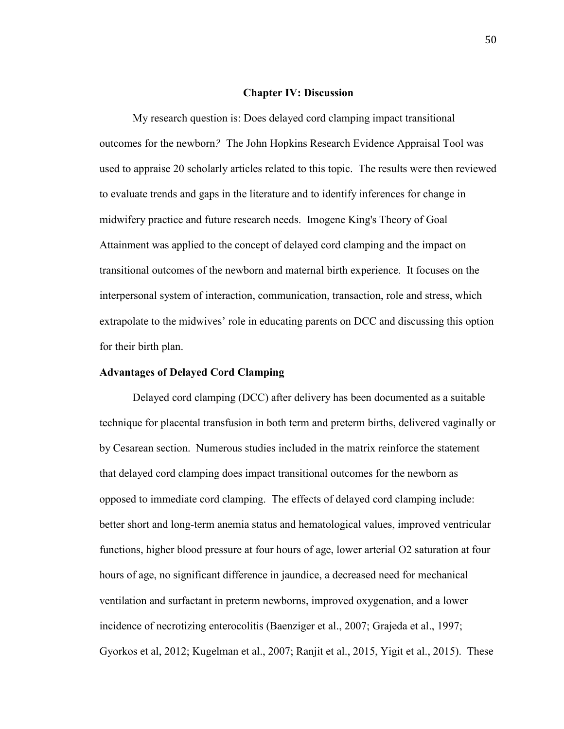## Chapter IV: Discussion

My research question is: Does delayed cord clamping impact transitional outcomes for the newborn*?* The John Hopkins Research Evidence Appraisal Tool was used to appraise 20 scholarly articles related to this topic. The results were then reviewed to evaluate trends and gaps in the literature and to identify inferences for change in midwifery practice and future research needs. Imogene King's Theory of Goal Attainment was applied to the concept of delayed cord clamping and the impact on transitional outcomes of the newborn and maternal birth experience. It focuses on the interpersonal system of interaction, communication, transaction, role and stress, which extrapolate to the midwives' role in educating parents on DCC and discussing this option for their birth plan.

### Advantages of Delayed Cord Clamping

Delayed cord clamping (DCC) after delivery has been documented as a suitable technique for placental transfusion in both term and preterm births, delivered vaginally or by Cesarean section. Numerous studies included in the matrix reinforce the statement that delayed cord clamping does impact transitional outcomes for the newborn as opposed to immediate cord clamping. The effects of delayed cord clamping include: better short and long-term anemia status and hematological values, improved ventricular functions, higher blood pressure at four hours of age, lower arterial $O_2$ saturation at four hours of age, no significant difference in jaundice, a decreased need for mechanical ventilation and surfactant in preterm newborns, improved oxygenation, and a lower incidence of necrotizing enterocolitis (Baenziger et al., 2007; Grajeda et al., 1997; Gyorkos et al, 2012; Kugelman et al., 2007; Ranjit et al., 2015, Yigit et al., 2015). These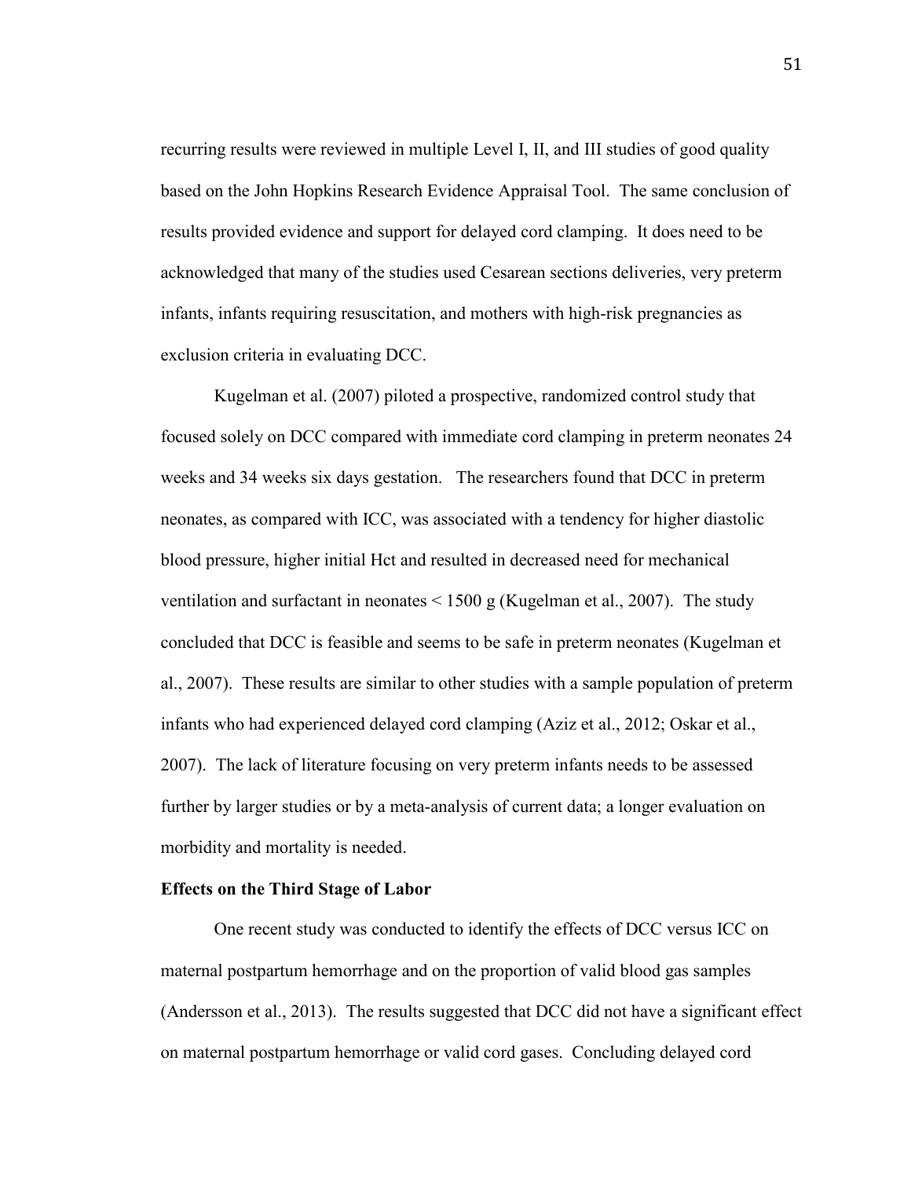recurring results were reviewed in multiple Level I, II, and III studies of good quality based on the John Hopkins Research Evidence Appraisal Tool. The same conclusion of results provided evidence and support for delayed cord clamping. It does need to be acknowledged that many of the studies used Cesarean sections deliveries, very preterm infants, infants requiring resuscitation, and mothers with high-risk pregnancies as exclusion criteria in evaluating DCC.

Kugelman et al. (2007) piloted a prospective, randomized control study that focused solely on DCC compared with immediate cord clamping in preterm neonates 24 weeks and 34 weeks six days gestation. The researchers found that DCC in preterm neonates, as compared with ICC, was associated with a tendency for higher diastolic blood pressure, higher initial Hct and resulted in decreased need for mechanical ventilation and surfactant in neonates < 1500 g (Kugelman et al., 2007). The study concluded that DCC is feasible and seems to be safe in preterm neonates (Kugelman et al., 2007). These results are similar to other studies with a sample population of preterm infants who had experienced delayed cord clamping (Aziz et al., 2012; Oskar et al., 2007). The lack of literature focusing on very preterm infants needs to be assessed further by larger studies or by a meta-analysis of current data; a longer evaluation on morbidity and mortality is needed.

**Effects on the Third Stage of Labor**

One recent study was conducted to identify the effects of DCC versus ICC on maternal postpartum hemorrhage and on the proportion of valid blood gas samples (Andersson et al., 2013). The results suggested that DCC did not have a significant effect on maternal postpartum hemorrhage or valid cord gases. Concluding delayed cord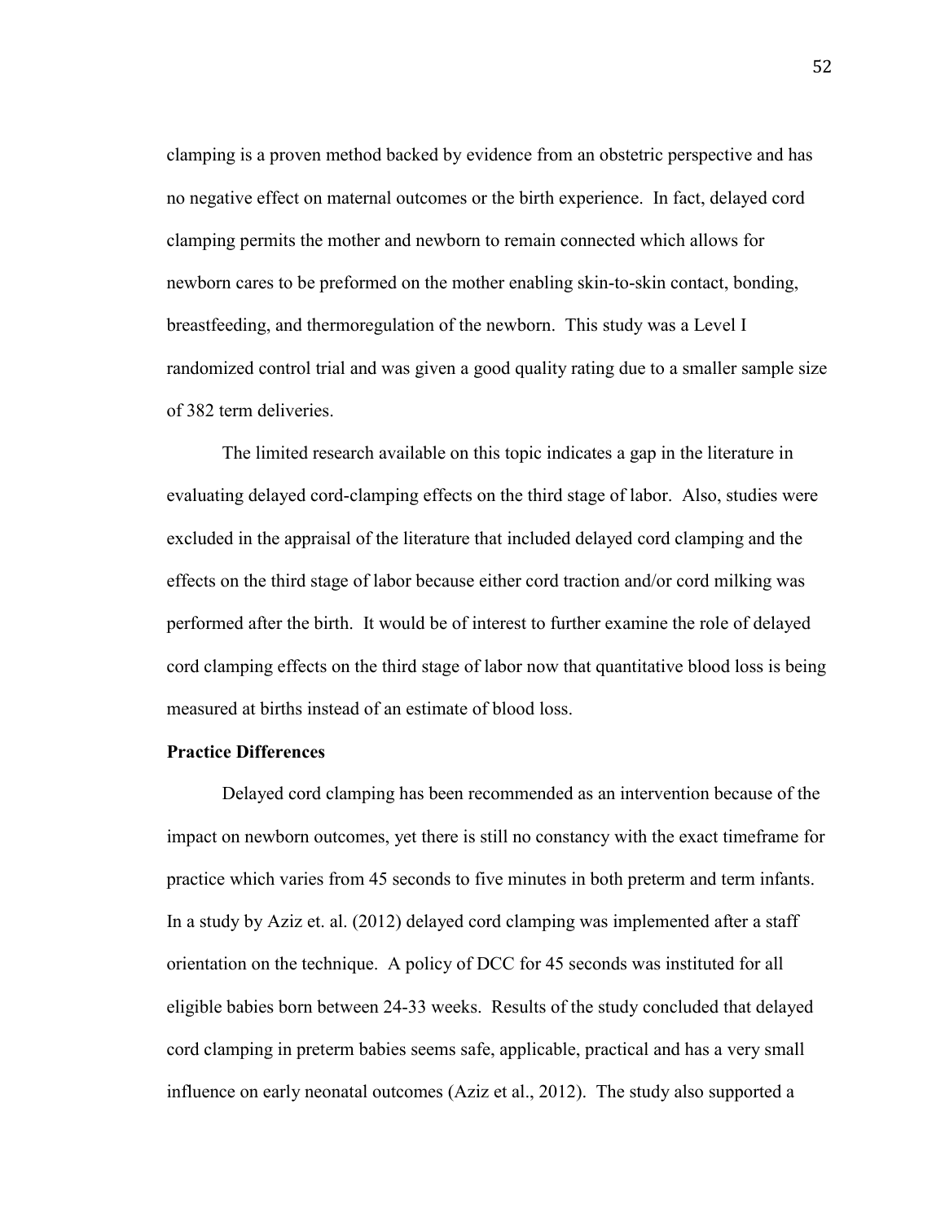clamping is a proven method backed by evidence from an obstetric perspective and has no negative effect on maternal outcomes or the birth experience. In fact, delayed cord clamping permits the mother and newborn to remain connected which allows for newborn cares to be preformed on the mother enabling skin-to-skin contact, bonding, breastfeeding, and thermoregulation of the newborn. This study was a Level I randomized control trial and was given a good quality rating due to a smaller sample size of 382 term deliveries.

The limited research available on this topic indicates a gap in the literature in evaluating delayed cord-clamping effects on the third stage of labor. Also, studies were excluded in the appraisal of the literature that included delayed cord clamping and the effects on the third stage of labor because either cord traction and/or cord milking was performed after the birth. It would be of interest to further examine the role of delayed cord clamping effects on the third stage of labor now that quantitative blood loss is being measured at births instead of an estimate of blood loss.

**Practice Differences**

Delayed cord clamping has been recommended as an intervention because of the impact on newborn outcomes, yet there is still no constancy with the exact timeframe for practice which varies from 45 seconds to five minutes in both preterm and term infants. In a study by Aziz et. al. (2012) delayed cord clamping was implemented after a staff orientation on the technique. A policy of DCC for 45 seconds was instituted for all eligible babies born between 24-33 weeks. Results of the study concluded that delayed cord clamping in preterm babies seems safe, applicable, practical and has a very small influence on early neonatal outcomes (Aziz et al., 2012). The study also supported a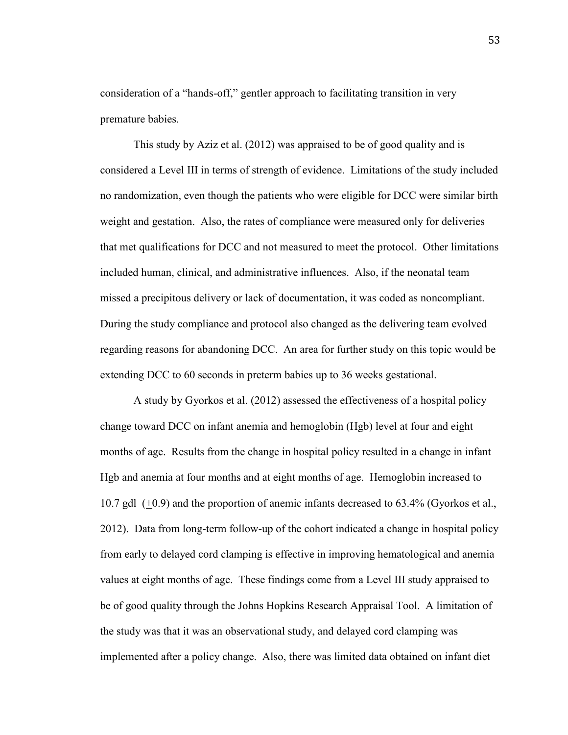consideration of a "hands-off," gentler approach to facilitating transition in very premature babies.

This study by Aziz et al. (2012) was appraised to be of good quality and is considered a Level III in terms of strength of evidence. Limitations of the study included no randomization, even though the patients who were eligible for DCC were similar birth weight and gestation. Also, the rates of compliance were measured only for deliveries that met qualifications for DCC and not measured to meet the protocol. Other limitations included human, clinical, and administrative influences. Also, if the neonatal team missed a precipitous delivery or lack of documentation, it was coded as noncompliant. During the study compliance and protocol also changed as the delivering team evolved regarding reasons for abandoning DCC. An area for further study on this topic would be extending DCC to 60 seconds in preterm babies up to 36 weeks gestational.

A study by Gyorkos et al. (2012) assessed the effectiveness of a hospital policy change toward DCC on infant anemia and hemoglobin (Hgb) level at four and eight months of age. Results from the change in hospital policy resulted in a change in infant Hgb and anemia at four months and at eight months of age. Hemoglobin increased to 10.7 gdl ($\pm$0.9) and the proportion of anemic infants decreased to 63.4% (Gyorkos et al., 2012). Data from long-term follow-up of the cohort indicated a change in hospital policy from early to delayed cord clamping is effective in improving hematological and anemia values at eight months of age. These findings come from a Level III study appraised to be of good quality through the Johns Hopkins Research Appraisal Tool. A limitation of the study was that it was an observational study, and delayed cord clamping was implemented after a policy change. Also, there was limited data obtained on infant diet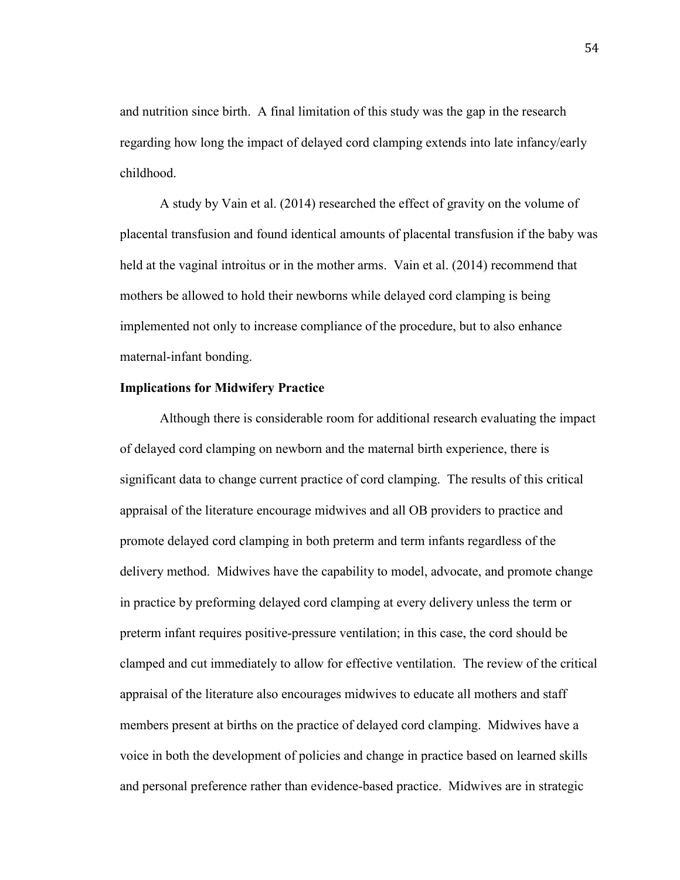and nutrition since birth. A final limitation of this study was the gap in the research regarding how long the impact of delayed cord clamping extends into late infancy/early childhood.

A study by Vain et al. (2014) researched the effect of gravity on the volume of placental transfusion and found identical amounts of placental transfusion if the baby was held at the vaginal introitus or in the mother arms. Vain et al. (2014) recommend that mothers be allowed to hold their newborns while delayed cord clamping is being implemented not only to increase compliance of the procedure, but to also enhance maternal-infant bonding.

**Implications for Midwifery Practice**

Although there is considerable room for additional research evaluating the impact of delayed cord clamping on newborn and the maternal birth experience, there is significant data to change current practice of cord clamping. The results of this critical appraisal of the literature encourage midwives and all OB providers to practice and promote delayed cord clamping in both preterm and term infants regardless of the delivery method. Midwives have the capability to model, advocate, and promote change in practice by preforming delayed cord clamping at every delivery unless the term or preterm infant requires positive-pressure ventilation; in this case, the cord should be clamped and cut immediately to allow for effective ventilation. The review of the critical appraisal of the literature also encourages midwives to educate all mothers and staff members present at births on the practice of delayed cord clamping. Midwives have a voice in both the development of policies and change in practice based on learned skills and personal preference rather than evidence-based practice. Midwives are in strategic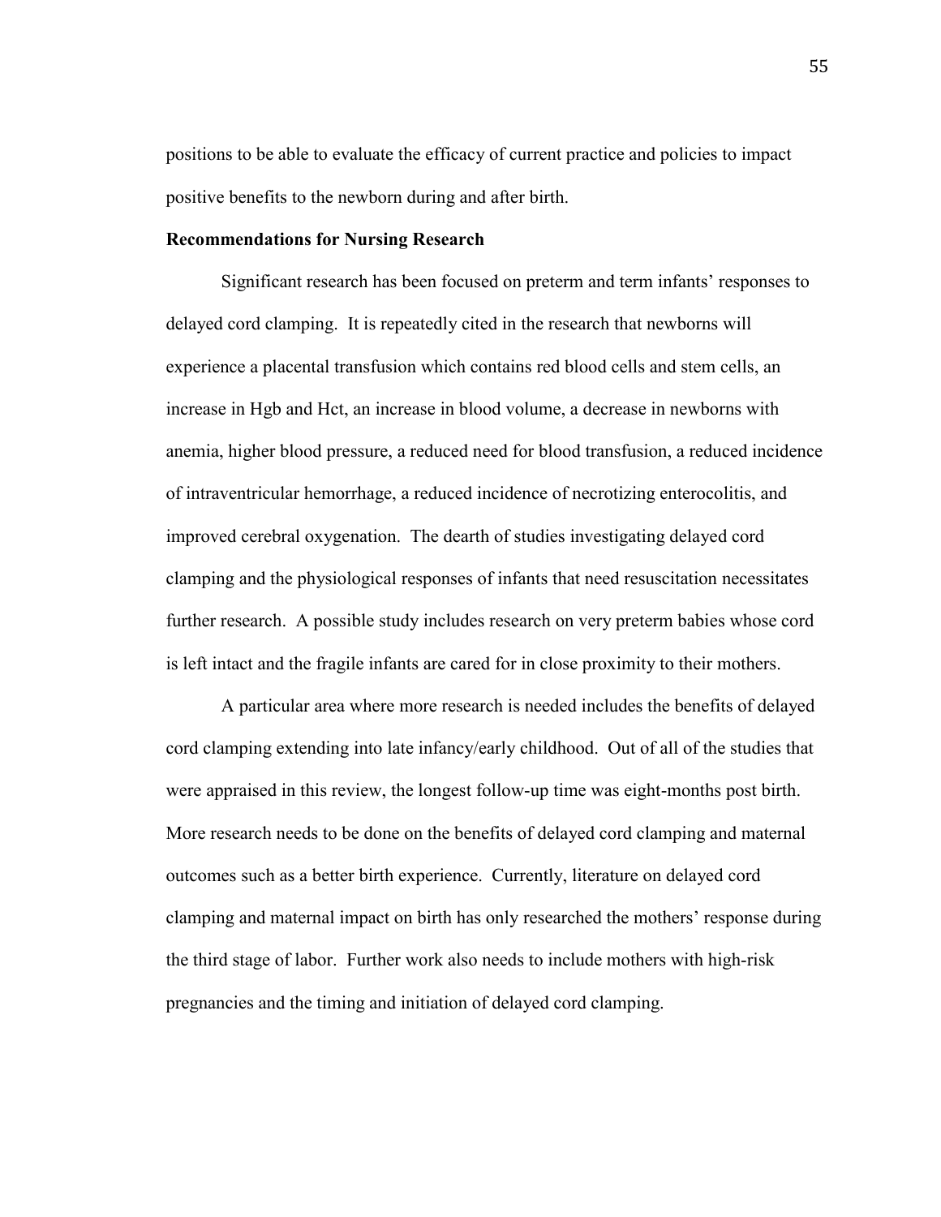positions to be able to evaluate the efficacy of current practice and policies to impact positive benefits to the newborn during and after birth.

### Recommendations for Nursing Research

Significant research has been focused on preterm and term infants' responses to delayed cord clamping. It is repeatedly cited in the research that newborns will experience a placental transfusion which contains red blood cells and stem cells, an increase in Hgb and Hct, an increase in blood volume, a decrease in newborns with anemia, higher blood pressure, a reduced need for blood transfusion, a reduced incidence of intraventricular hemorrhage, a reduced incidence of necrotizing enterocolitis, and improved cerebral oxygenation. The dearth of studies investigating delayed cord clamping and the physiological responses of infants that need resuscitation necessitates further research. A possible study includes research on very preterm babies whose cord is left intact and the fragile infants are cared for in close proximity to their mothers.

A particular area where more research is needed includes the benefits of delayed cord clamping extending into late infancy/early childhood. Out of all of the studies that were appraised in this review, the longest follow-up time was eight-months post birth. More research needs to be done on the benefits of delayed cord clamping and maternal outcomes such as a better birth experience. Currently, literature on delayed cord clamping and maternal impact on birth has only researched the mothers' response during the third stage of labor. Further work also needs to include mothers with high-risk pregnancies and the timing and initiation of delayed cord clamping.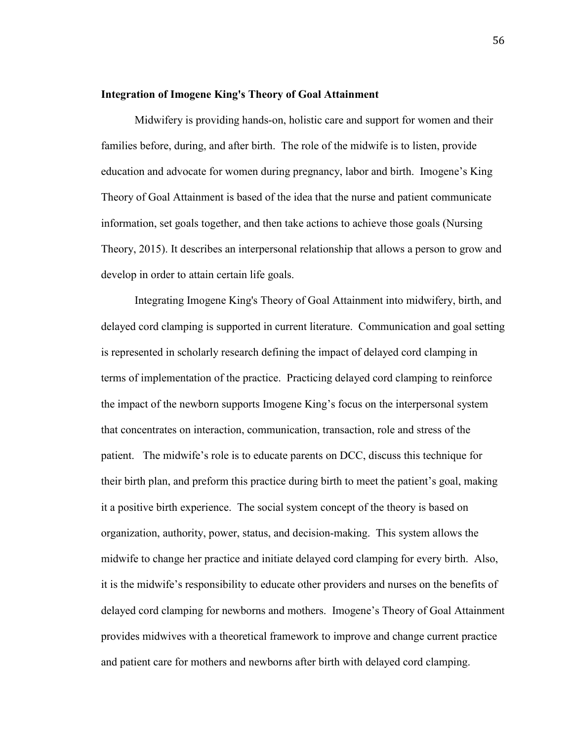**Integration of Imogene King's Theory of Goal Attainment**

Midwifery is providing hands-on, holistic care and support for women and their families before, during, and after birth. The role of the midwife is to listen, provide education and advocate for women during pregnancy, labor and birth. Imogene's King Theory of Goal Attainment is based of the idea that the nurse and patient communicate information, set goals together, and then take actions to achieve those goals (Nursing Theory, 2015). It describes an interpersonal relationship that allows a person to grow and develop in order to attain certain life goals.

Integrating Imogene King's Theory of Goal Attainment into midwifery, birth, and delayed cord clamping is supported in current literature. Communication and goal setting is represented in scholarly research defining the impact of delayed cord clamping in terms of implementation of the practice. Practicing delayed cord clamping to reinforce the impact of the newborn supports Imogene King's focus on the interpersonal system that concentrates on interaction, communication, transaction, role and stress of the patient. The midwife's role is to educate parents on DCC, discuss this technique for their birth plan, and preform this practice during birth to meet the patient's goal, making it a positive birth experience. The social system concept of the theory is based on organization, authority, power, status, and decision-making. This system allows the midwife to change her practice and initiate delayed cord clamping for every birth. Also, it is the midwife's responsibility to educate other providers and nurses on the benefits of delayed cord clamping for newborns and mothers. Imogene's Theory of Goal Attainment provides midwives with a theoretical framework to improve and change current practice and patient care for mothers and newborns after birth with delayed cord clamping.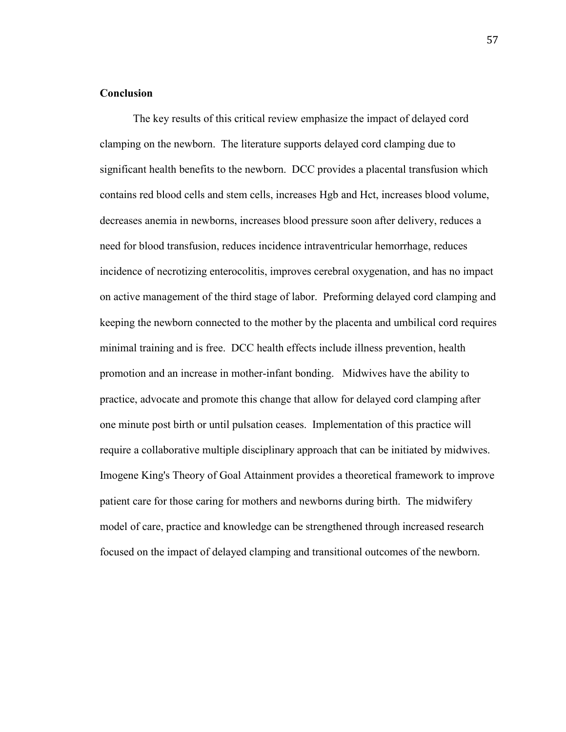**Conclusion**

The key results of this critical review emphasize the impact of delayed cord clamping on the newborn. The literature supports delayed cord clamping due to significant health benefits to the newborn. DCC provides a placental transfusion which contains red blood cells and stem cells, increases Hgb and Hct, increases blood volume, decreases anemia in newborns, increases blood pressure soon after delivery, reduces a need for blood transfusion, reduces incidence intraventricular hemorrhage, reduces incidence of necrotizing enterocolitis, improves cerebral oxygenation, and has no impact on active management of the third stage of labor. Preforming delayed cord clamping and keeping the newborn connected to the mother by the placenta and umbilical cord requires minimal training and is free. DCC health effects include illness prevention, health promotion and an increase in mother-infant bonding. Midwives have the ability to practice, advocate and promote this change that allow for delayed cord clamping after one minute post birth or until pulsation ceases. Implementation of this practice will require a collaborative multiple disciplinary approach that can be initiated by midwives. Imogene King's Theory of Goal Attainment provides a theoretical framework to improve patient care for those caring for mothers and newborns during birth. The midwifery model of care, practice and knowledge can be strengthened through increased research focused on the impact of delayed clamping and transitional outcomes of the newborn.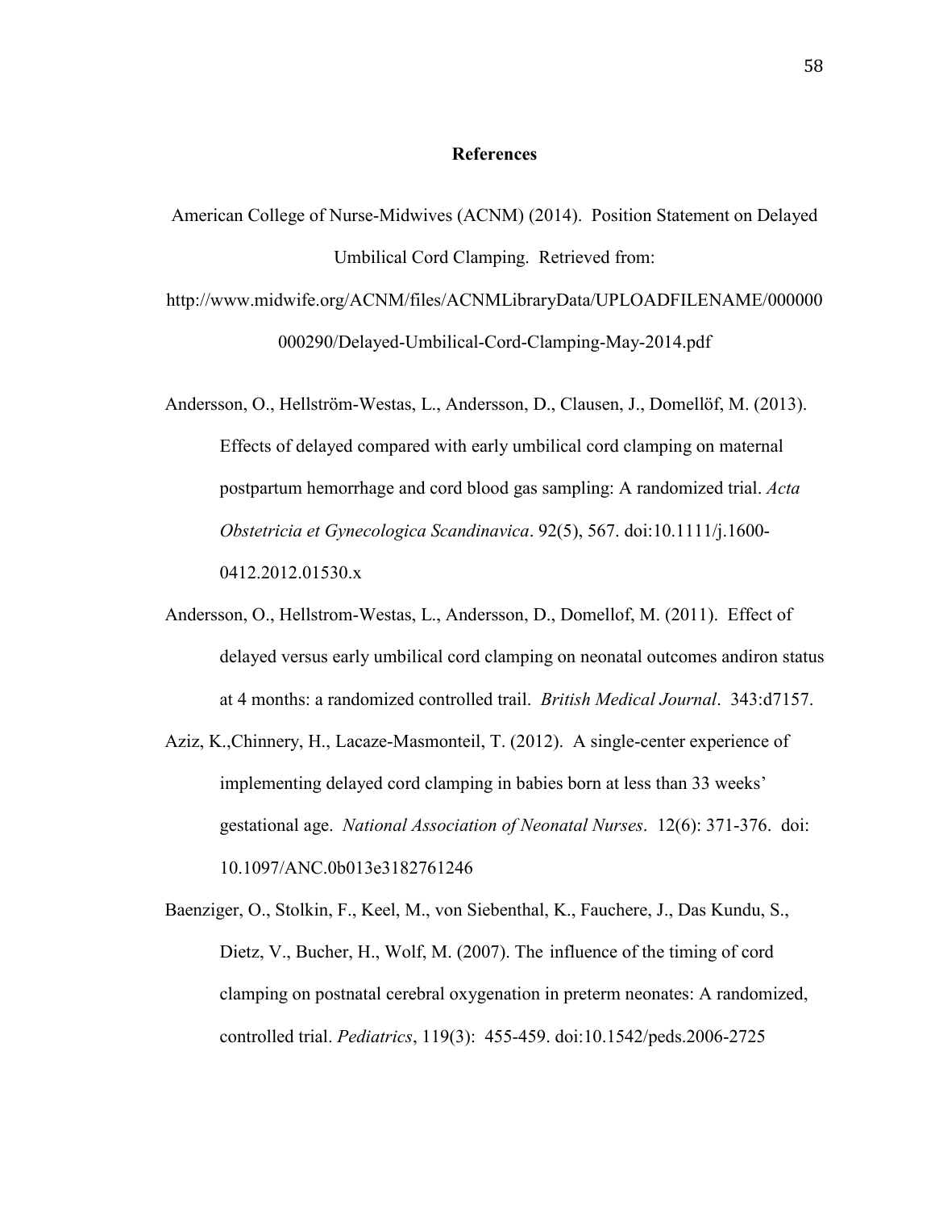## References

American College of Nurse-Midwives (ACNM) (2014). Position Statement on Delayed Umbilical Cord Clamping. Retrieved from: http://www.midwife.org/ACNM/files/ACNMLibraryData/UPLOADFILENAME/000000000290/Delayed-Umbilical-Cord-Clamping-May-2014.pdf

Andersson, O., Hellström-Westas, L., Andersson, D., Clausen, J., Domellöf, M. (2013). Effects of delayed compared with early umbilical cord clamping on maternal postpartum hemorrhage and cord blood gas sampling: A randomized trial. *Acta Obstetricia et Gynecologica Scandinavica*. 92(5), 567. doi:10.1111/j.1600-0412.2012.01530.x

Andersson, O., Hellstrom-Westas, L., Andersson, D., Domellof, M. (2011). Effect of delayed versus early umbilical cord clamping on neonatal outcomes andiron status at 4 months: a randomized controlled trail. *British Medical Journal*. 343:d7157.

Aziz, K.,Chinnery, H., Lacaze-Masmonteil, T. (2012). A single-center experience of implementing delayed cord clamping in babies born at less than 33 weeks' gestational age. *National Association of Neonatal Nurses*. 12(6): 371-376. doi: 10.1097/ANC.0b013e3182761246

Baenziger, O., Stolkin, F., Keel, M., von Siebenthal, K., Fauchere, J., Das Kundu, S., Dietz, V., Bucher, H., Wolf, M. (2007). The influence of the timing of cord clamping on postnatal cerebral oxygenation in preterm neonates: A randomized, controlled trial. *Pediatrics*, 119(3): 455-459. doi:10.1542/peds.2006-2725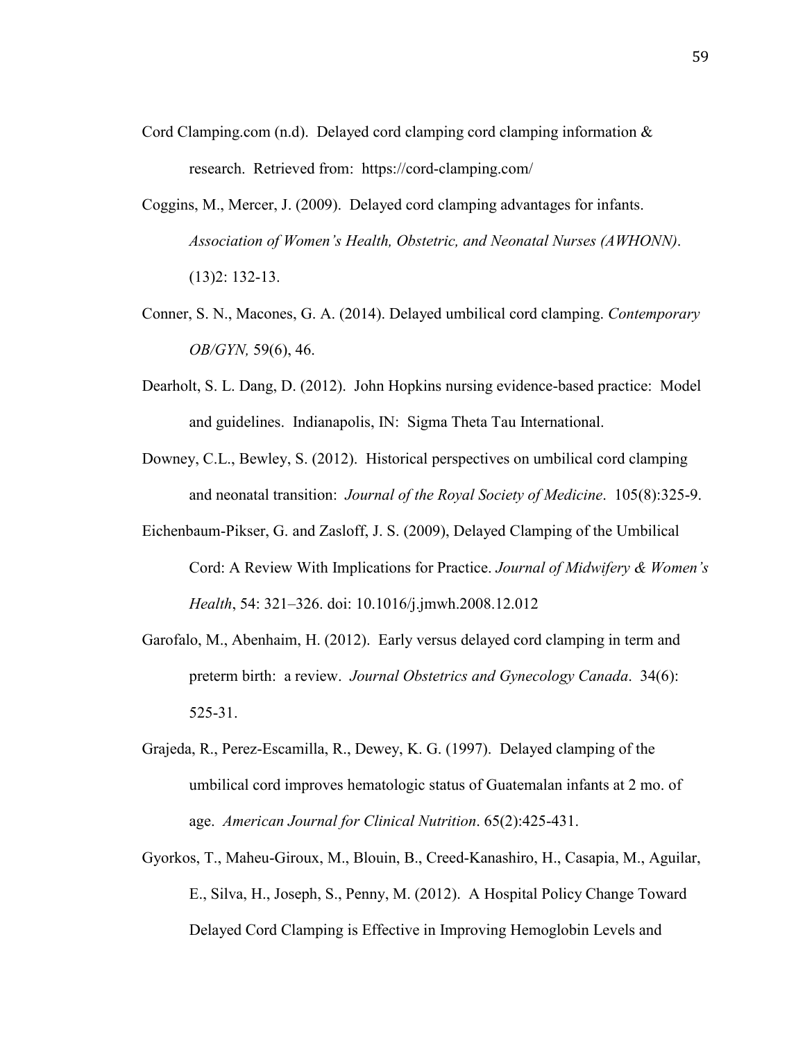Cord Clamping.com (n.d). Delayed cord clamping cord clamping information & research. Retrieved from: https://cord-clamping.com/

Coggins, M., Mercer, J. (2009). Delayed cord clamping advantages for infants. *Association of Women's Health, Obstetric, and Neonatal Nurses (AWHONN)*. (13)2: 132-13.

Conner, S. N., Macones, G. A. (2014). Delayed umbilical cord clamping. *Contemporary OB/GYN,* 59(6), 46.

Dearholt, S. L. Dang, D. (2012). John Hopkins nursing evidence-based practice: Model and guidelines. Indianapolis, IN: Sigma Theta Tau International.

Downey, C.L., Bewley, S. (2012). Historical perspectives on umbilical cord clamping and neonatal transition: *Journal of the Royal Society of Medicine*. 105(8):325-9.

Eichenbaum-Pikser, G. and Zasloff, J. S. (2009), Delayed Clamping of the Umbilical Cord: A Review With Implications for Practice. *Journal of Midwifery & Women's Health*, 54: 321–326. doi: 10.1016/j.jmwh.2008.12.012

Garofalo, M., Abenhaim, H. (2012). Early versus delayed cord clamping in term and preterm birth: a review. *Journal Obstetrics and Gynecology Canada*. 34(6): 525-31.

Grajeda, R., Perez-Escamilla, R., Dewey, K. G. (1997). Delayed clamping of the umbilical cord improves hematologic status of Guatemalan infants at 2 mo. of age. *American Journal for Clinical Nutrition*. 65(2):425-431.

Gyorkos, T., Maheu-Giroux, M., Blouin, B., Creed-Kanashiro, H., Casapia, M., Aguilar, E., Silva, H., Joseph, S., Penny, M. (2012). A Hospital Policy Change Toward Delayed Cord Clamping is Effective in Improving Hemoglobin Levels and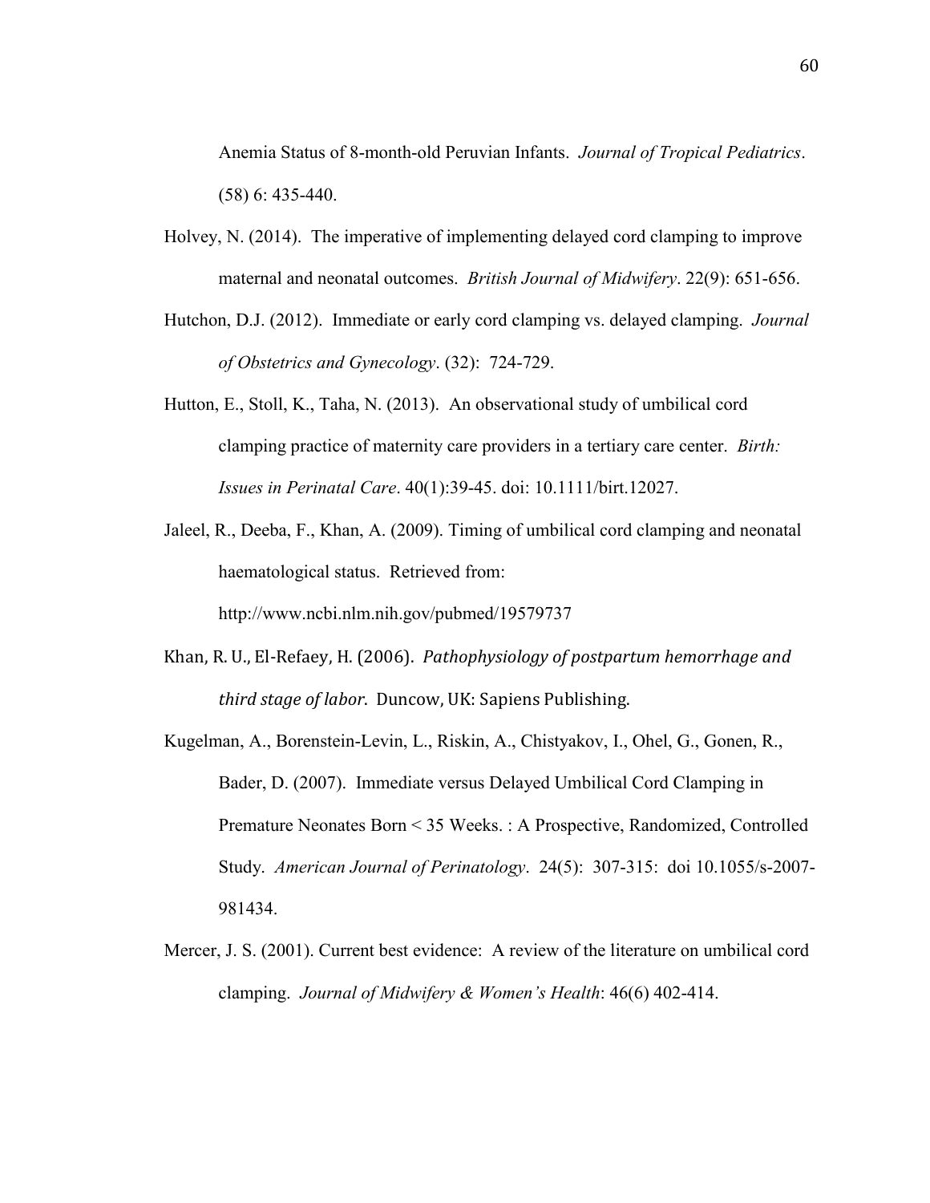Anemia Status of 8-month-old Peruvian Infants. *Journal of Tropical Pediatrics*. (58) 6: 435-440.

Holvey, N. (2014). The imperative of implementing delayed cord clamping to improve maternal and neonatal outcomes. *British Journal of Midwifery*. 22(9): 651-656.

Hutchon, D.J. (2012). Immediate or early cord clamping vs. delayed clamping. *Journal of Obstetrics and Gynecology*. (32): 724-729.

Hutton, E., Stoll, K., Taha, N. (2013). An observational study of umbilical cord clamping practice of maternity care providers in a tertiary care center. *Birth: Issues in Perinatal Care*. 40(1):39-45. doi: 10.1111/birt.12027.

Jaleel, R., Deeba, F., Khan, A. (2009). Timing of umbilical cord clamping and neonatal haematological status. Retrieved from: http://www.ncbi.nlm.nih.gov/pubmed/19579737

Khan, R. U., El-Refaey, H. (2006). *Pathophysiology of postpartum hemorrhage and third stage of labor*. Duncow, UK: Sapiens Publishing.

Kugelman, A., Borenstein-Levin, L., Riskin, A., Chistyakov, I., Ohel, G., Gonen, R., Bader, D. (2007). Immediate versus Delayed Umbilical Cord Clamping in Premature Neonates Born < 35 Weeks. : A Prospective, Randomized, Controlled Study. *American Journal of Perinatology*. 24(5): 307-315: doi 10.1055/s-2007-981434.

Mercer, J. S. (2001). Current best evidence: A review of the literature on umbilical cord clamping. *Journal of Midwifery & Women's Health*: 46(6) 402-414.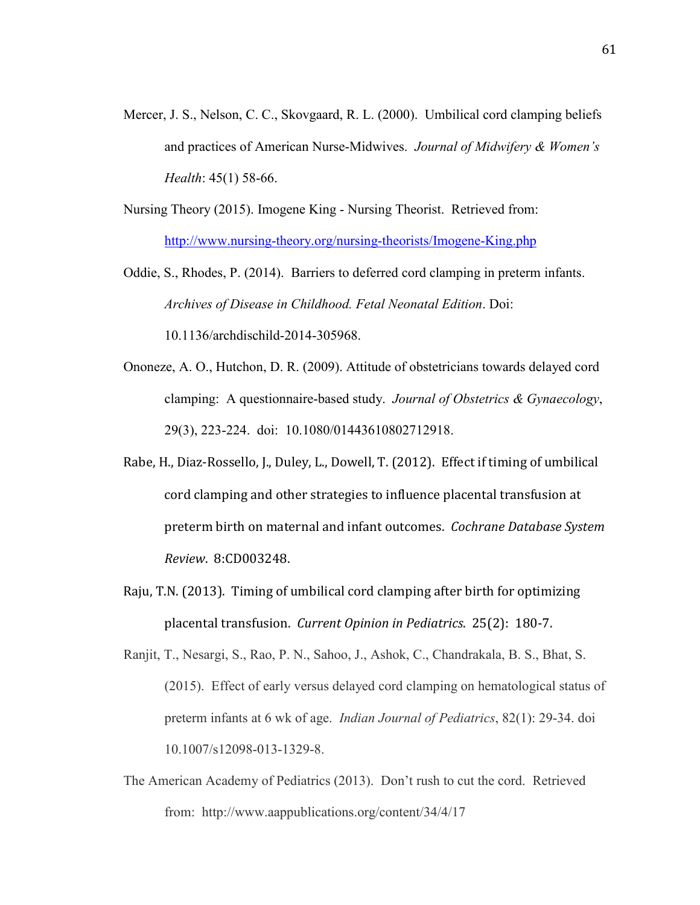Mercer, J. S., Nelson, C. C., Skovgaard, R. L. (2000). Umbilical cord clamping beliefs and practices of American Nurse-Midwives. *Journal of Midwifery & Women's Health*: 45(1) 58-66.

Nursing Theory (2015). Imogene King - Nursing Theorist. Retrieved from: http://www.nursing-theory.org/nursing-theorists/Imogene-King.php

Oddie, S., Rhodes, P. (2014). Barriers to deferred cord clamping in preterm infants. *Archives of Disease in Childhood. Fetal Neonatal Edition*. Doi: 10.1136/archdischild-2014-305968.

Ononeze, A. O., Hutchon, D. R. (2009). Attitude of obstetricians towards delayed cord clamping: A questionnaire-based study. *Journal of Obstetrics & Gynaecology*, 29(3), 223-224. doi: 10.1080/01443610802712918.

Rabe, H., Diaz-Rossello, J., Duley, L., Dowell, T. (2012). Effect if timing of umbilical cord clamping and other strategies to influence placental transfusion at preterm birth on maternal and infant outcomes. *Cochrane Database System Review*. 8:CD003248.

Raju, T.N. (2013). Timing of umbilical cord clamping after birth for optimizing placental transfusion. *Current Opinion in Pediatrics*. 25(2): 180-7.

Ranjit, T., Nesargi, S., Rao, P. N., Sahoo, J., Ashok, C., Chandrakala, B. S., Bhat, S. (2015). Effect of early versus delayed cord clamping on hematological status of preterm infants at 6 wk of age. *Indian Journal of Pediatrics*, 82(1): 29-34. doi 10.1007/s12098-013-1329-8.

The American Academy of Pediatrics (2013). Don't rush to cut the cord. Retrieved from: http://www.aappublications.org/content/34/4/17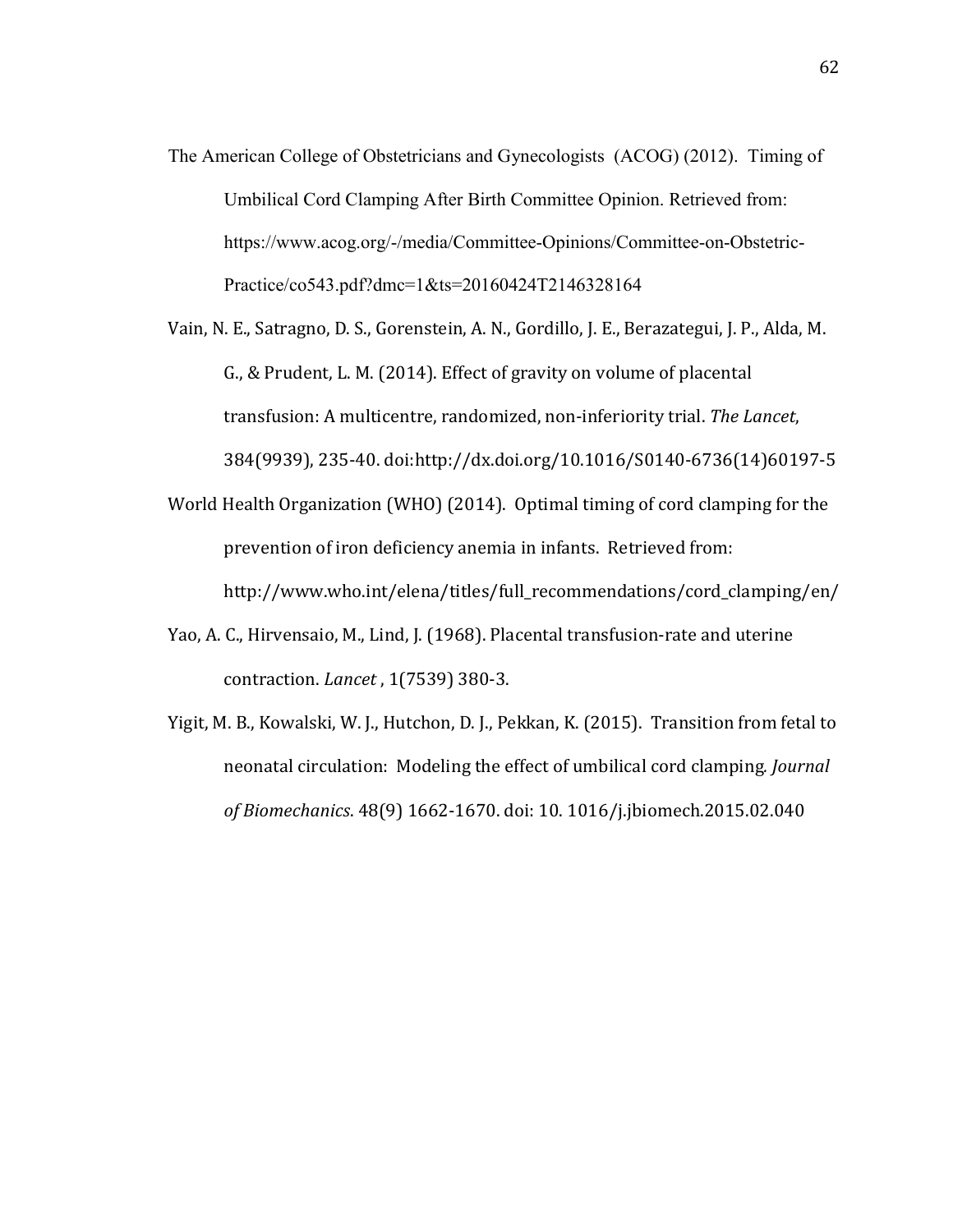The American College of Obstetricians and Gynecologists (ACOG) (2012). Timing of Umbilical Cord Clamping After Birth Committee Opinion. Retrieved from: https://www.acog.org/-/media/Committee-Opinions/Committee-on-Obstetric-Practice/co543.pdf?dmc=1&ts=20160424T2146328164

Vain, N. E., Satragno, D. S., Gorenstein, A. N., Gordillo, J. E., Berazategui, J. P., Alda, M. G., & Prudent, L. M. (2014). Effect of gravity on volume of placental transfusion: A multicentre, randomized, non-inferiority trial. *The Lancet*, 384(9939), 235-40. doi:http://dx.doi.org/10.1016/S0140-6736(14)60197-5

World Health Organization (WHO) (2014). Optimal timing of cord clamping for the prevention of iron deficiency anemia in infants. Retrieved from: http://www.who.int/elena/titles/full_recommendations/cord_clamping/en/

Yao, A. C., Hirvensaio, M., Lind, J. (1968). Placental transfusion-rate and uterine contraction. *Lancet* , 1(7539) 380-3.

Yigit, M. B., Kowalski, W. J., Hutchon, D. J., Pekkan, K. (2015). Transition from fetal to neonatal circulation: Modeling the effect of umbilical cord clamping. *Journal of Biomechanics*. 48(9) 1662-1670. doi: 10. 1016/j.jbiomech.2015.02.040